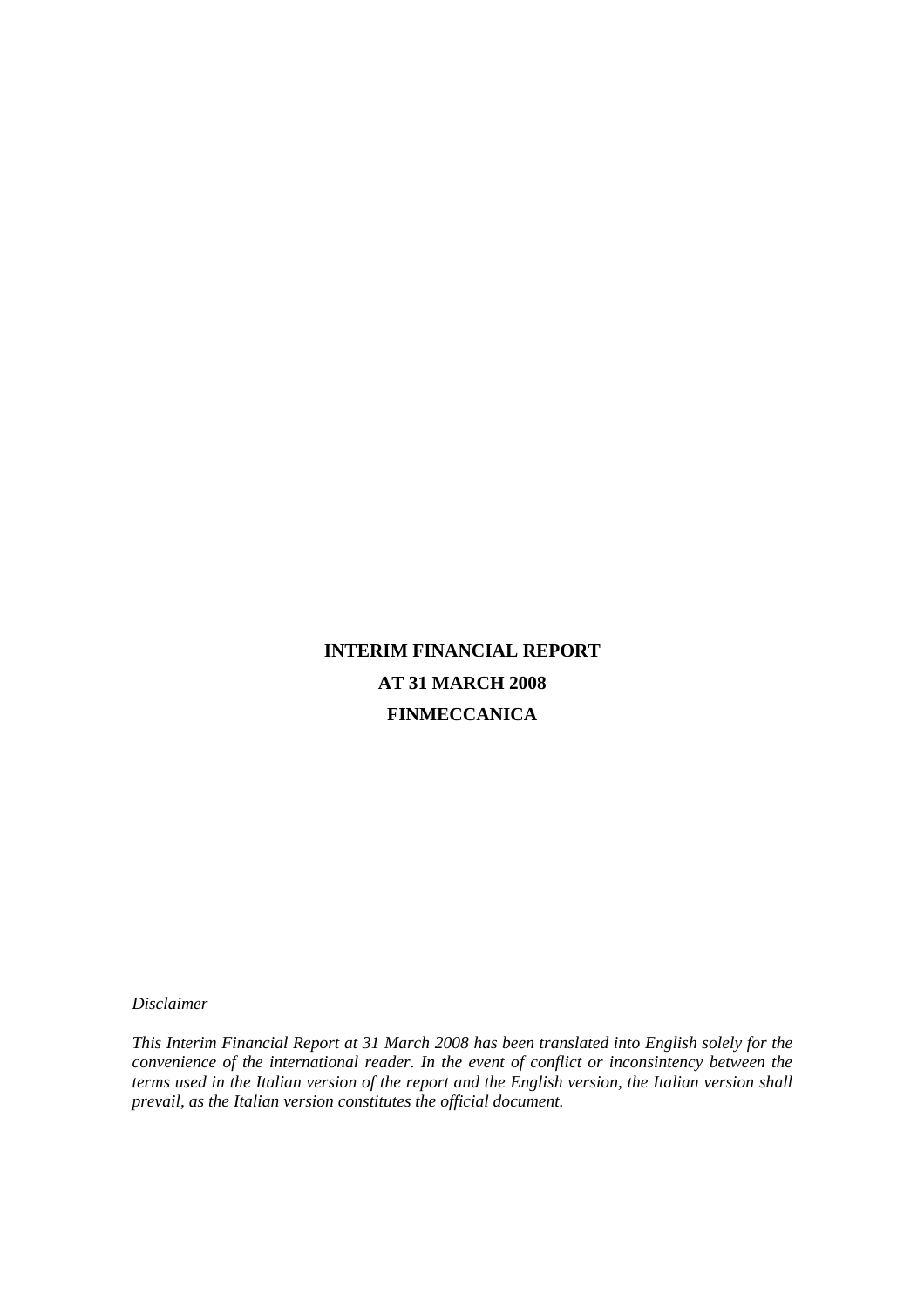# INTERIM FINANCIAL REPORT

# AT 31 MARCH 2008

# FINMECCANICA

*Disclaimer*

*This Interim Financial Report at 31 March 2008 has been translated into English solely for the convenience of the international reader. In the event of conflict or inconsintency between the terms used in the Italian version of the report and the English version, the Italian version shall prevail, as the Italian version constitutes the official document.*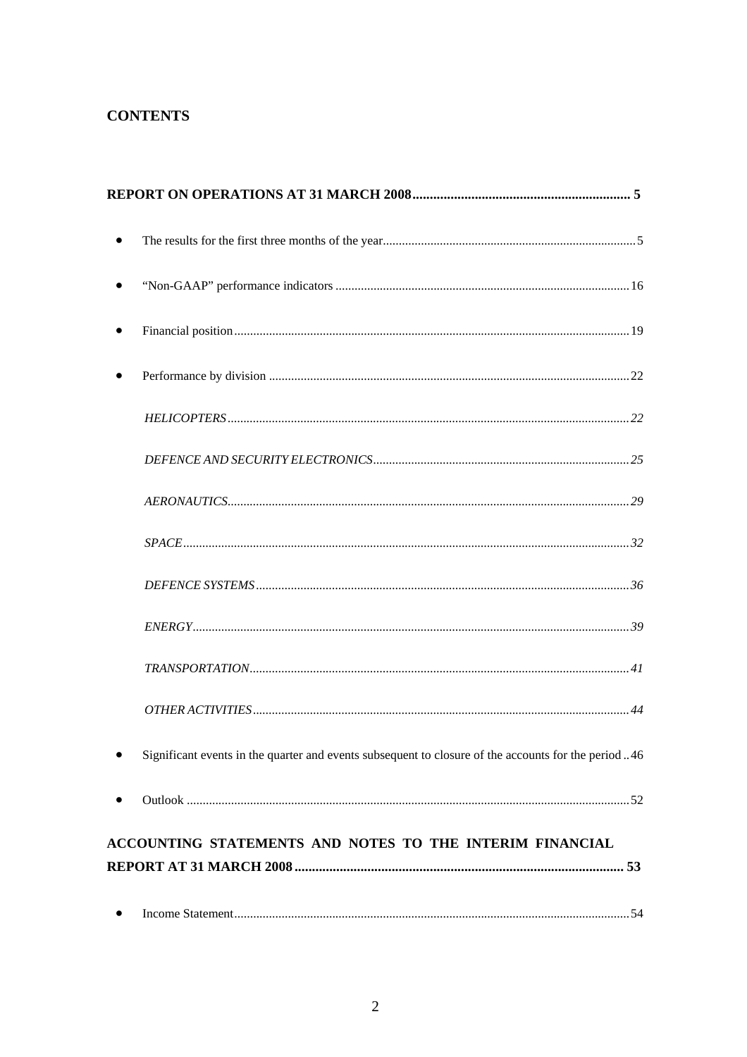# CONTENTS

**REPORT ON OPERATIONS AT 31 MARCH 2008 .............................................................. 5**

- The results for the first three months of the year ..................................................................... 5
- "Non-GAAP" performance indicators ..................................................................................... 16
- Financial position .................................................................................................................... 19
- Performance by division .......................................................................................................... 22
    - *HELICOPTERS ......................................................................................................... 22*
    - *DEFENCE AND SECURITY ELECTRONICS ........................................................... 25*
    - *AERONAUTICS ......................................................................................................... 29*
    - *SPACE ...................................................................................................................... 32*
    - *DEFENCE SYSTEMS ................................................................................................ 36*
    - *ENERGY .................................................................................................................... 39*
    - *TRANSPORTATION .................................................................................................. 41*
    - *OTHER ACTIVITIES ................................................................................................. 44*
- Significant events in the quarter and events subsequent to closure of the accounts for the period .. 46
- Outlook .................................................................................................................................... 52

**ACCOUNTING STATEMENTS AND NOTES TO THE INTERIM FINANCIAL REPORT AT 31 MARCH 2008 ............................................................................................ 53**

- Income Statement ..................................................................................................................... 54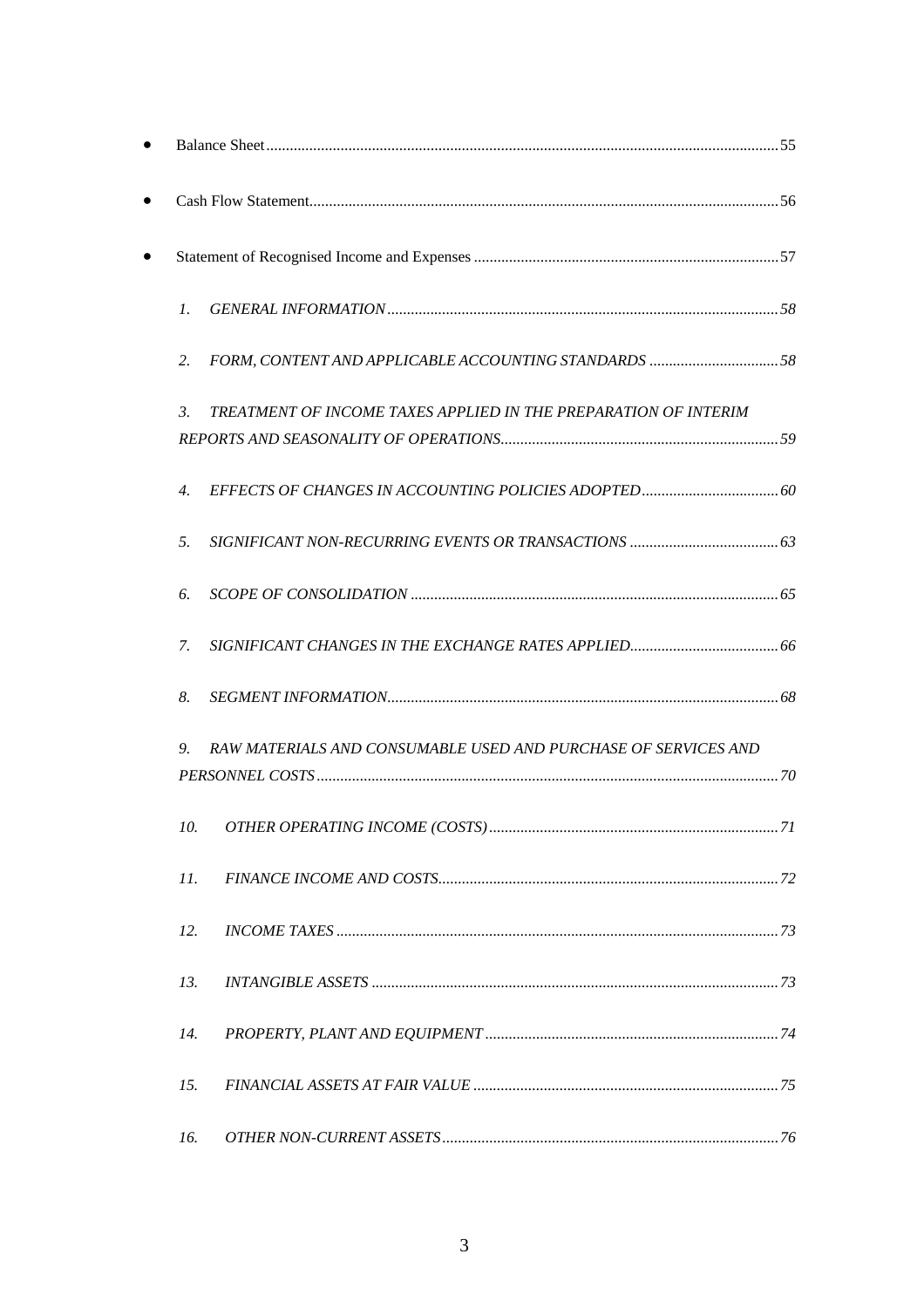- Balance Sheet ........ 55
- Cash Flow Statement ........ 56
- Statement of Recognised Income and Expenses ........ 57

*1. GENERAL INFORMATION ........ 58*

*2. FORM, CONTENT AND APPLICABLE ACCOUNTING STANDARDS ........ 58*

*3. TREATMENT OF INCOME TAXES APPLIED IN THE PREPARATION OF INTERIM REPORTS AND SEASONALITY OF OPERATIONS ........ 59*

*4. EFFECTS OF CHANGES IN ACCOUNTING POLICIES ADOPTED ........ 60*

*5. SIGNIFICANT NON-RECURRING EVENTS OR TRANSACTIONS ........ 63*

*6. SCOPE OF CONSOLIDATION ........ 65*

*7. SIGNIFICANT CHANGES IN THE EXCHANGE RATES APPLIED ........ 66*

*8. SEGMENT INFORMATION ........ 68*

*9. RAW MATERIALS AND CONSUMABLE USED AND PURCHASE OF SERVICES AND PERSONNEL COSTS ........ 70*

*10. OTHER OPERATING INCOME (COSTS) ........ 71*

*11. FINANCE INCOME AND COSTS ........ 72*

*12. INCOME TAXES ........ 73*

*13. INTANGIBLE ASSETS ........ 73*

*14. PROPERTY, PLANT AND EQUIPMENT ........ 74*

*15. FINANCIAL ASSETS AT FAIR VALUE ........ 75*

*16. OTHER NON-CURRENT ASSETS ........ 76*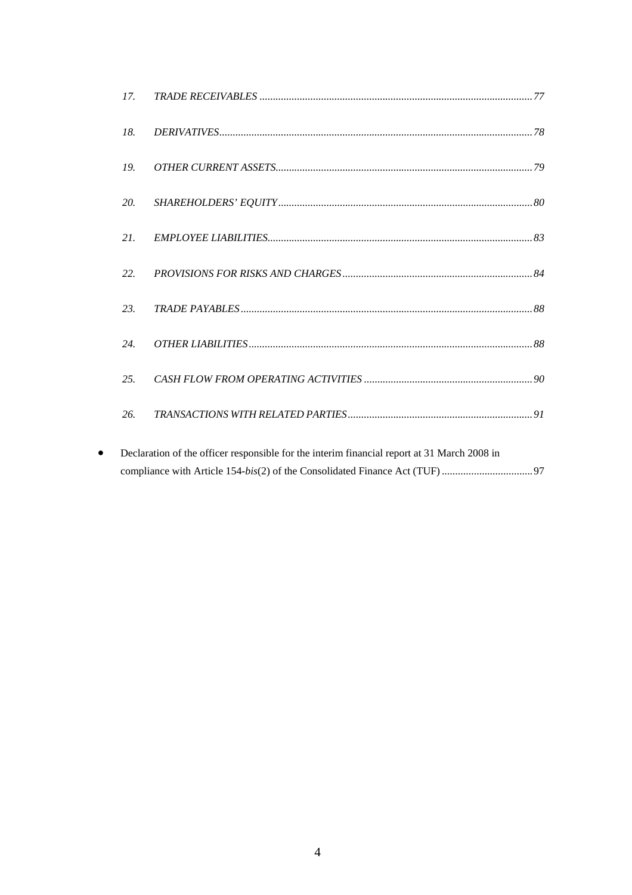17. *TRADE RECEIVABLES* ............................................................ *77*

18. *DERIVATIVES* ............................................................ *78*

19. *OTHER CURRENT ASSETS* ............................................................ *79*

20. *SHAREHOLDERS' EQUITY* ............................................................ *80*

21. *EMPLOYEE LIABILITIES* ............................................................ *83*

22. *PROVISIONS FOR RISKS AND CHARGES* ............................................................ *84*

23. *TRADE PAYABLES* ............................................................ *88*

24. *OTHER LIABILITIES* ............................................................ *88*

25. *CASH FLOW FROM OPERATING ACTIVITIES* ............................................................ *90*

26. *TRANSACTIONS WITH RELATED PARTIES* ............................................................ *91*

- Declaration of the officer responsible for the interim financial report at 31 March 2008 in compliance with Article 154-*bis*(2) of the Consolidated Finance Act (TUF) .................................. 97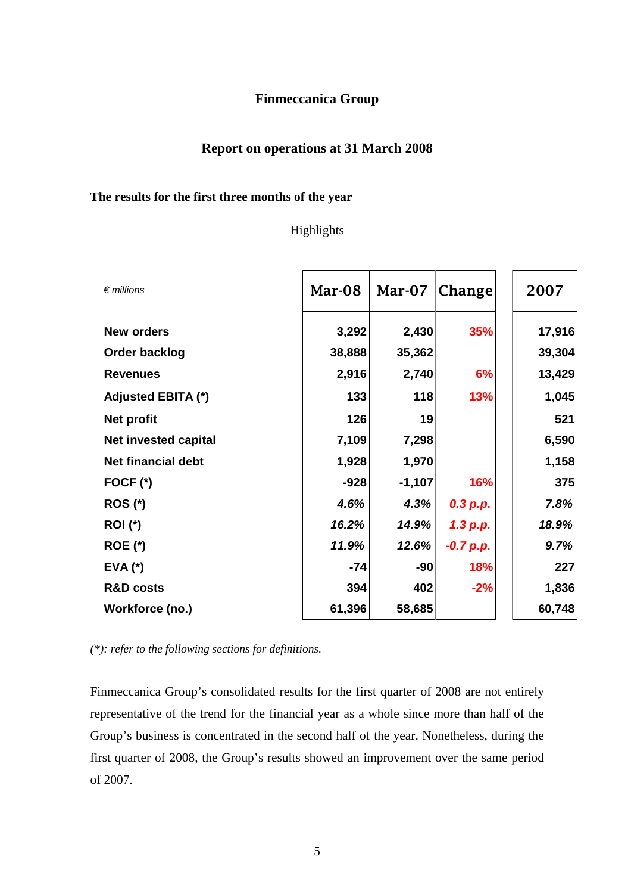# Finmeccanica Group

## Report on operations at 31 March 2008

### The results for the first three months of the year

Highlights

| *€ millions* | Mar-08 | Mar-07 | Change | 2007 |
|---|---|---|---|---|
| **New orders** | 3,292 | 2,430 | 35% | 17,916 |
| **Order backlog** | 38,888 | 35,362 | | 39,304 |
| **Revenues** | 2,916 | 2,740 | 6% | 13,429 |
| **Adjusted EBITA (\*)** | 133 | 118 | 13% | 1,045 |
| **Net profit** | 126 | 19 | | 521 |
| **Net invested capital** | 7,109 | 7,298 | | 6,590 |
| **Net financial debt** | 1,928 | 1,970 | | 1,158 |
| **FOCF (\*)** | -928 | -1,107 | 16% | 375 |
| **ROS (\*)** | *4.6%* | *4.3%* | *0.3 p.p.* | *7.8%* |
| **ROI (\*)** | *16.2%* | *14.9%* | *1.3 p.p.* | *18.9%* |
| **ROE (\*)** | *11.9%* | *12.6%* | *-0.7 p.p.* | *9.7%* |
| **EVA (\*)** | -74 | -90 | 18% | 227 |
| **R&D costs** | 394 | 402 | -2% | 1,836 |
| **Workforce (no.)** | 61,396 | 58,685 | | 60,748 |

*(\*): refer to the following sections for definitions.*

Finmeccanica Group's consolidated results for the first quarter of 2008 are not entirely representative of the trend for the financial year as a whole since more than half of the Group's business is concentrated in the second half of the year. Nonetheless, during the first quarter of 2008, the Group's results showed an improvement over the same period of 2007.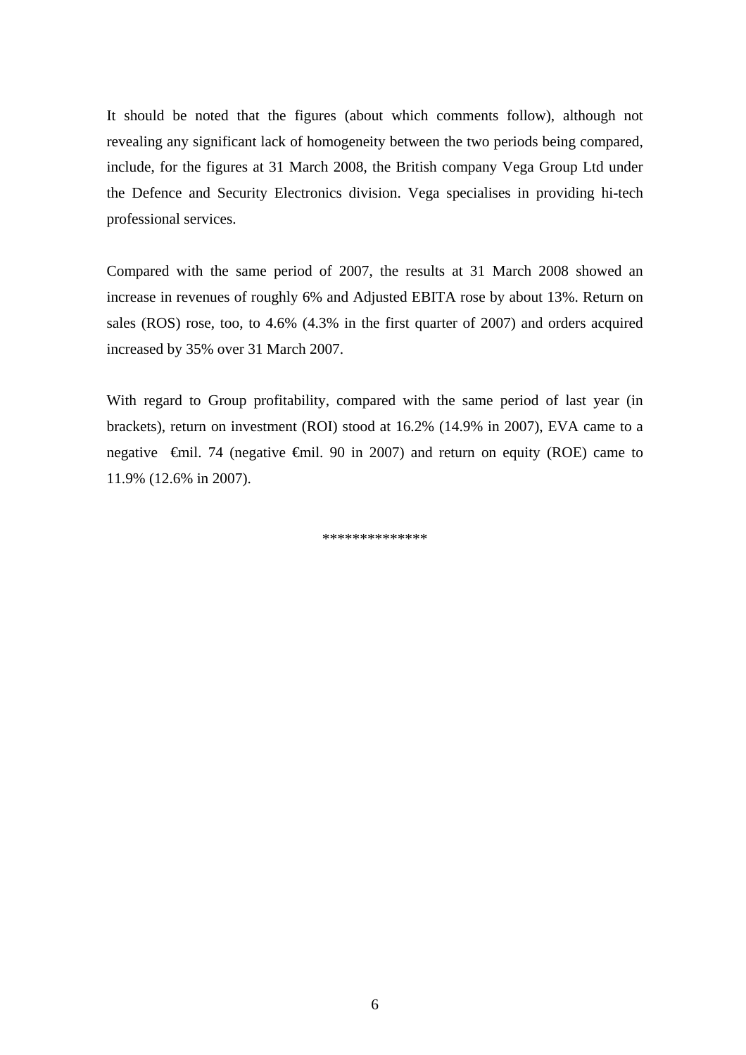It should be noted that the figures (about which comments follow), although not revealing any significant lack of homogeneity between the two periods being compared, include, for the figures at 31 March 2008, the British company Vega Group Ltd under the Defence and Security Electronics division. Vega specialises in providing hi-tech professional services.

Compared with the same period of 2007, the results at 31 March 2008 showed an increase in revenues of roughly 6% and Adjusted EBITA rose by about 13%. Return on sales (ROS) rose, too, to 4.6% (4.3% in the first quarter of 2007) and orders acquired increased by 35% over 31 March 2007.

With regard to Group profitability, compared with the same period of last year (in brackets), return on investment (ROI) stood at 16.2% (14.9% in 2007), EVA came to a negative €mil. 74 (negative €mil. 90 in 2007) and return on equity (ROE) came to 11.9% (12.6% in 2007).

**************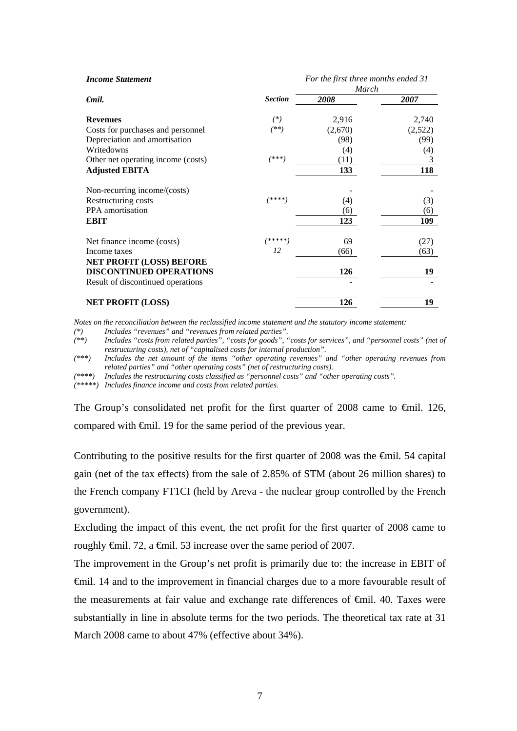| *Income Statement* | | *For the first three months ended 31 March* | |
|---|---|---|---|
| ***€mil.*** | ***Section*** | ***2008*** | ***2007*** |
| **Revenues** | *(\*)* | 2,916 | 2,740 |
| Costs for purchases and personnel | *(\*\*)* | (2,670) | (2,522) |
| Depreciation and amortisation | | (98) | (99) |
| Writedowns | | (4) | (4) |
| Other net operating income (costs) | *(\*\*\*)* | (11) | 3 |
| **Adjusted EBITA** | | **133** | **118** |
| Non-recurring income/(costs) | | - | - |
| Restructuring costs | *(\*\*\*\*)* | (4) | (3) |
| PPA amortisation | | (6) | (6) |
| **EBIT** | | **123** | **109** |
| Net finance income (costs) | *(\*\*\*\*\*)* | 69 | (27) |
| Income taxes | *12* | (66) | (63) |
| **NET PROFIT (LOSS) BEFORE DISCONTINUED OPERATIONS** | | **126** | **19** |
| Result of discontinued operations | | - | - |
| **NET PROFIT (LOSS)** | | **126** | **19** |

*Notes on the reconciliation between the reclassified income statement and the statutory income statement:*

*(\*) Includes "revenues" and "revenues from related parties".*

*(\*\*) Includes "costs from related parties", "costs for goods", "costs for services", and "personnel costs" (net of restructuring costs), net of "capitalised costs for internal production".*

*(\*\*\*) Includes the net amount of the items "other operating revenues" and "other operating revenues from related parties" and "other operating costs" (net of restructuring costs).*

*(\*\*\*\*) Includes the restructuring costs classified as "personnel costs" and "other operating costs".*

*(\*\*\*\*\*) Includes finance income and costs from related parties.*

The Group's consolidated net profit for the first quarter of 2008 came to €mil. 126, compared with €mil. 19 for the same period of the previous year.

Contributing to the positive results for the first quarter of 2008 was the €mil. 54 capital gain (net of the tax effects) from the sale of 2.85% of STM (about 26 million shares) to the French company FT1CI (held by Areva - the nuclear group controlled by the French government).

Excluding the impact of this event, the net profit for the first quarter of 2008 came to roughly €mil. 72, a €mil. 53 increase over the same period of 2007.

The improvement in the Group's net profit is primarily due to: the increase in EBIT of €mil. 14 and to the improvement in financial charges due to a more favourable result of the measurements at fair value and exchange rate differences of €mil. 40. Taxes were substantially in line in absolute terms for the two periods. The theoretical tax rate at 31 March 2008 came to about 47% (effective about 34%).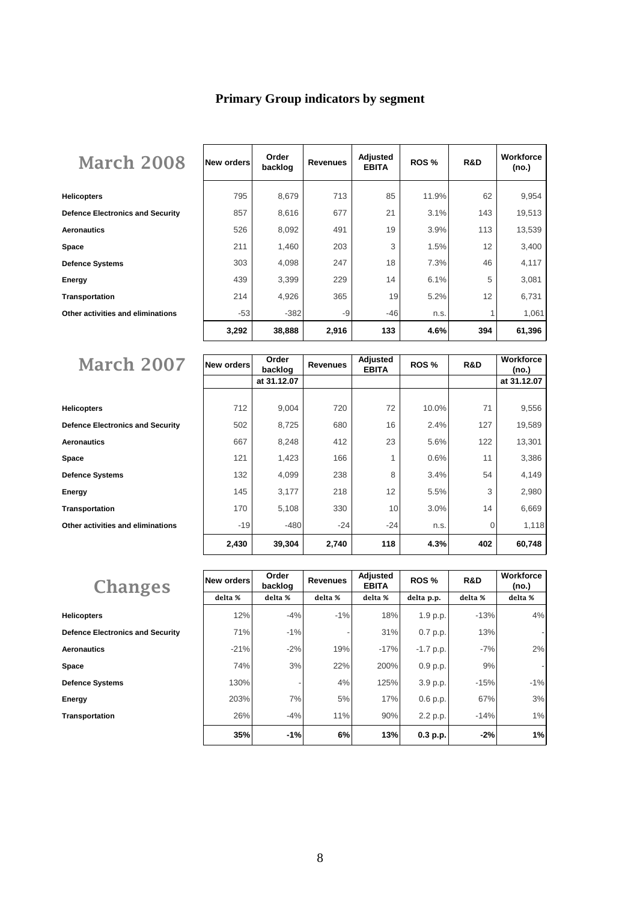# Primary Group indicators by segment

## March 2008

| | New orders | Order backlog | Revenues | Adjusted EBITA | ROS % | R&D | Workforce (no.) |
|---|---|---|---|---|---|---|---|
| **Helicopters** | 795 | 8,679 | 713 | 85 | 11.9% | 62 | 9,954 |
| **Defence Electronics and Security** | 857 | 8,616 | 677 | 21 | 3.1% | 143 | 19,513 |
| **Aeronautics** | 526 | 8,092 | 491 | 19 | 3.9% | 113 | 13,539 |
| **Space** | 211 | 1,460 | 203 | 3 | 1.5% | 12 | 3,400 |
| **Defence Systems** | 303 | 4,098 | 247 | 18 | 7.3% | 46 | 4,117 |
| **Energy** | 439 | 3,399 | 229 | 14 | 6.1% | 5 | 3,081 |
| **Transportation** | 214 | 4,926 | 365 | 19 | 5.2% | 12 | 6,731 |
| **Other activities and eliminations** | -53 | -382 | -9 | -46 | n.s. | 1 | 1,061 |
| | **3,292** | **38,888** | **2,916** | **133** | **4.6%** | **394** | **61,396** |

## March 2007

| | New orders | Order backlog | Revenues | Adjusted EBITA | ROS % | R&D | Workforce (no.) |
|---|---|---|---|---|---|---|---|
| | | at 31.12.07 | | | | | at 31.12.07 |
| **Helicopters** | 712 | 9,004 | 720 | 72 | 10.0% | 71 | 9,556 |
| **Defence Electronics and Security** | 502 | 8,725 | 680 | 16 | 2.4% | 127 | 19,589 |
| **Aeronautics** | 667 | 8,248 | 412 | 23 | 5.6% | 122 | 13,301 |
| **Space** | 121 | 1,423 | 166 | 1 | 0.6% | 11 | 3,386 |
| **Defence Systems** | 132 | 4,099 | 238 | 8 | 3.4% | 54 | 4,149 |
| **Energy** | 145 | 3,177 | 218 | 12 | 5.5% | 3 | 2,980 |
| **Transportation** | 170 | 5,108 | 330 | 10 | 3.0% | 14 | 6,669 |
| **Other activities and eliminations** | -19 | -480 | -24 | -24 | n.s. | 0 | 1,118 |
| | **2,430** | **39,304** | **2,740** | **118** | **4.3%** | **402** | **60,748** |

## Changes

| | New orders | Order backlog | Revenues | Adjusted EBITA | ROS % | R&D | Workforce (no.) |
|---|---|---|---|---|---|---|---|
| | delta % | delta % | delta % | delta % | delta p.p. | delta % | delta % |
| **Helicopters** | 12% | -4% | -1% | 18% | 1.9 p.p. | -13% | 4% |
| **Defence Electronics and Security** | 71% | -1% | - | 31% | 0.7 p.p. | 13% | - |
| **Aeronautics** | -21% | -2% | 19% | -17% | -1.7 p.p. | -7% | 2% |
| **Space** | 74% | 3% | 22% | 200% | 0.9 p.p. | 9% | - |
| **Defence Systems** | 130% | - | 4% | 125% | 3.9 p.p. | -15% | -1% |
| **Energy** | 203% | 7% | 5% | 17% | 0.6 p.p. | 67% | 3% |
| **Transportation** | 26% | -4% | 11% | 90% | 2.2 p.p. | -14% | 1% |
| | **35%** | **-1%** | **6%** | **13%** | **0.3 p.p.** | **-2%** | **1%** |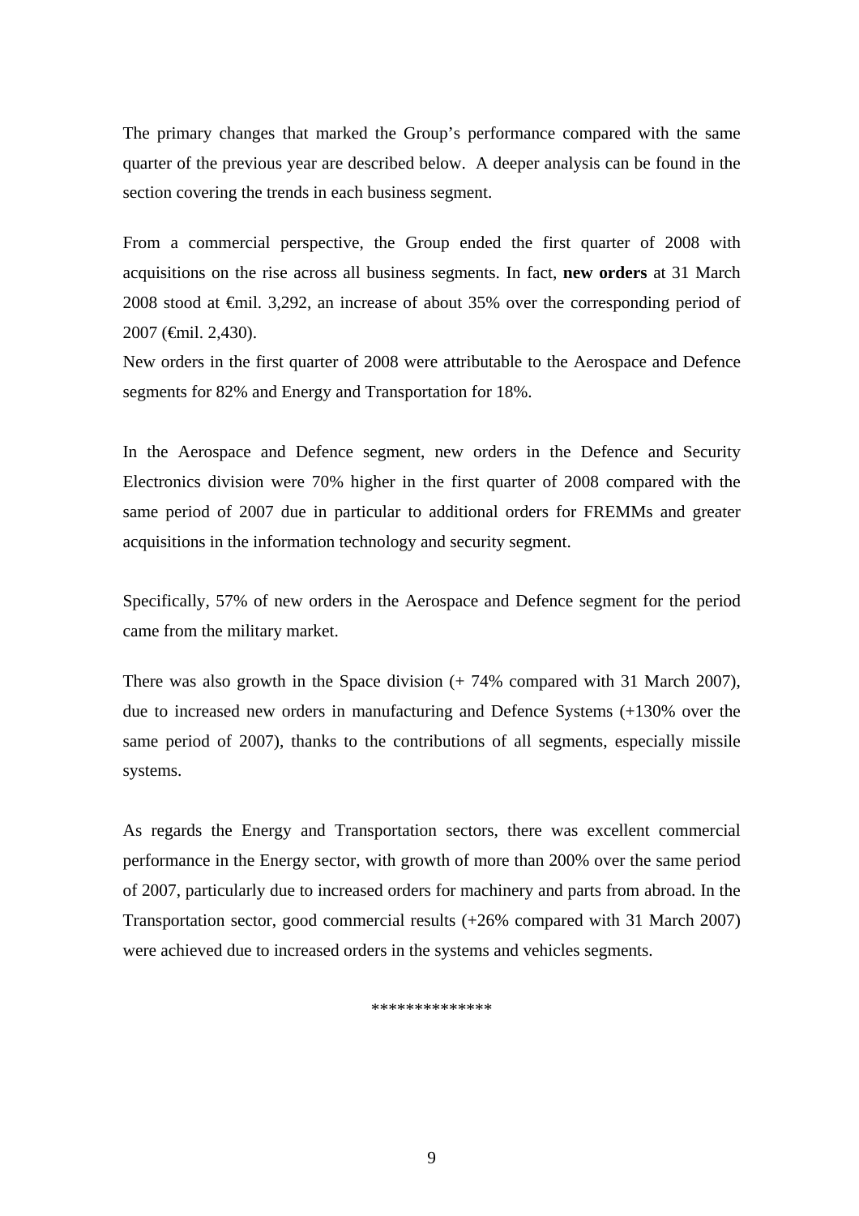The primary changes that marked the Group's performance compared with the same quarter of the previous year are described below.  A deeper analysis can be found in the section covering the trends in each business segment.

From a commercial perspective, the Group ended the first quarter of 2008 with acquisitions on the rise across all business segments. In fact, **new orders** at 31 March 2008 stood at €mil. 3,292, an increase of about 35% over the corresponding period of 2007 (€mil. 2,430).
New orders in the first quarter of 2008 were attributable to the Aerospace and Defence segments for 82% and Energy and Transportation for 18%.

In the Aerospace and Defence segment, new orders in the Defence and Security Electronics division were 70% higher in the first quarter of 2008 compared with the same period of 2007 due in particular to additional orders for FREMMs and greater acquisitions in the information technology and security segment.

Specifically, 57% of new orders in the Aerospace and Defence segment for the period came from the military market.

There was also growth in the Space division (+ 74% compared with 31 March 2007), due to increased new orders in manufacturing and Defence Systems (+130% over the same period of 2007), thanks to the contributions of all segments, especially missile systems.

As regards the Energy and Transportation sectors, there was excellent commercial performance in the Energy sector, with growth of more than 200% over the same period of 2007, particularly due to increased orders for machinery and parts from abroad. In the Transportation sector, good commercial results (+26% compared with 31 March 2007) were achieved due to increased orders in the systems and vehicles segments.

**************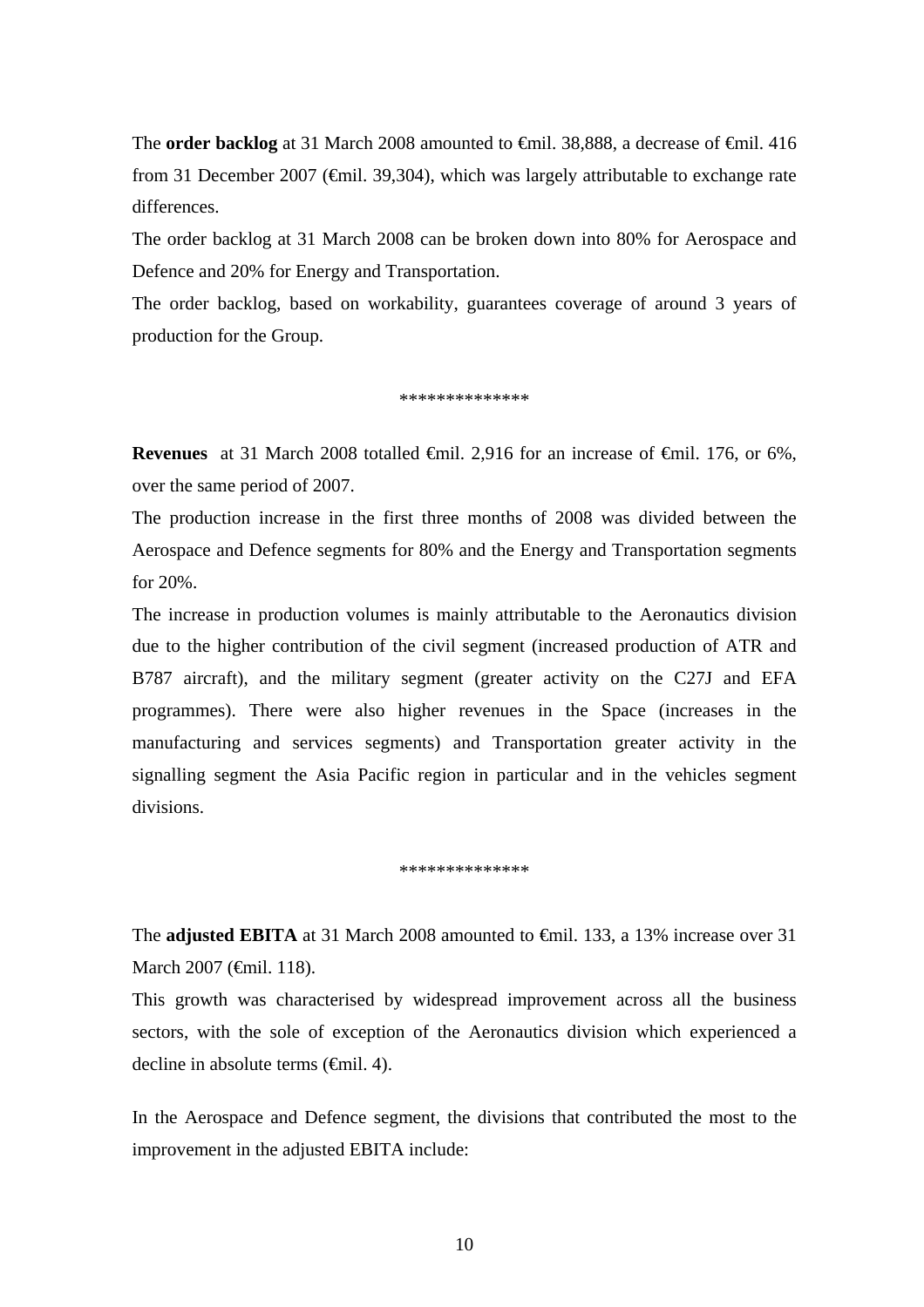The **order backlog** at 31 March 2008 amounted to €mil. 38,888, a decrease of €mil. 416 from 31 December 2007 (€mil. 39,304), which was largely attributable to exchange rate differences.

The order backlog at 31 March 2008 can be broken down into 80% for Aerospace and Defence and 20% for Energy and Transportation.

The order backlog, based on workability, guarantees coverage of around 3 years of production for the Group.

**************

**Revenues** at 31 March 2008 totalled €mil. 2,916 for an increase of €mil. 176, or 6%, over the same period of 2007.

The production increase in the first three months of 2008 was divided between the Aerospace and Defence segments for 80% and the Energy and Transportation segments for 20%.

The increase in production volumes is mainly attributable to the Aeronautics division due to the higher contribution of the civil segment (increased production of ATR and B787 aircraft), and the military segment (greater activity on the C27J and EFA programmes). There were also higher revenues in the Space (increases in the manufacturing and services segments) and Transportation greater activity in the signalling segment the Asia Pacific region in particular and in the vehicles segment divisions.

**************

The **adjusted EBITA** at 31 March 2008 amounted to €mil. 133, a 13% increase over 31 March 2007 (€mil. 118).

This growth was characterised by widespread improvement across all the business sectors, with the sole of exception of the Aeronautics division which experienced a decline in absolute terms (€mil. 4).

In the Aerospace and Defence segment, the divisions that contributed the most to the improvement in the adjusted EBITA include: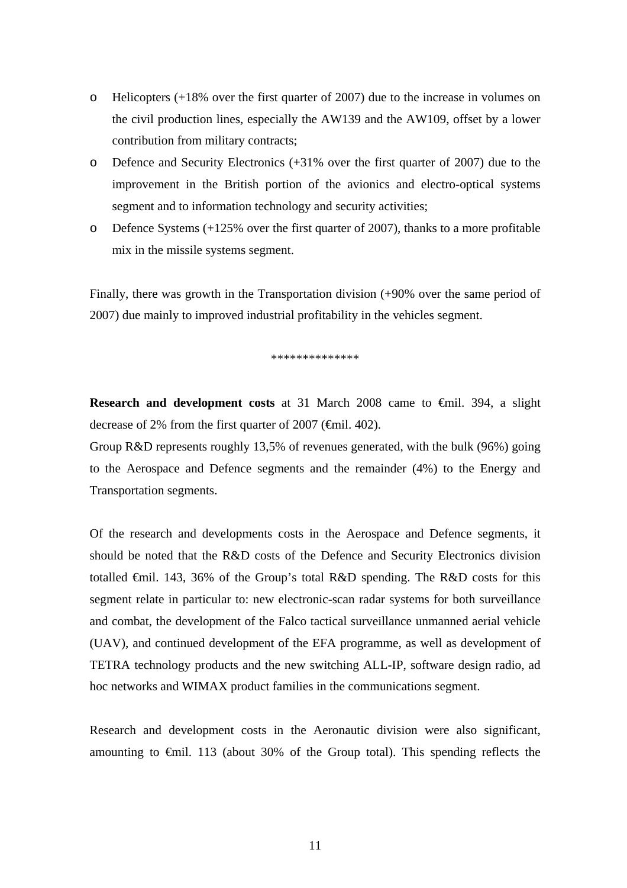- Helicopters (+18% over the first quarter of 2007) due to the increase in volumes on the civil production lines, especially the AW139 and the AW109, offset by a lower contribution from military contracts;
- Defence and Security Electronics (+31% over the first quarter of 2007) due to the improvement in the British portion of the avionics and electro-optical systems segment and to information technology and security activities;
- Defence Systems (+125% over the first quarter of 2007), thanks to a more profitable mix in the missile systems segment.

Finally, there was growth in the Transportation division (+90% over the same period of 2007) due mainly to improved industrial profitability in the vehicles segment.

**************

**Research and development costs** at 31 March 2008 came to €mil. 394, a slight decrease of 2% from the first quarter of 2007 (€mil. 402).

Group R&D represents roughly 13,5% of revenues generated, with the bulk (96%) going to the Aerospace and Defence segments and the remainder (4%) to the Energy and Transportation segments.

Of the research and developments costs in the Aerospace and Defence segments, it should be noted that the R&D costs of the Defence and Security Electronics division totalled €mil. 143, 36% of the Group's total R&D spending. The R&D costs for this segment relate in particular to: new electronic-scan radar systems for both surveillance and combat, the development of the Falco tactical surveillance unmanned aerial vehicle (UAV), and continued development of the EFA programme, as well as development of TETRA technology products and the new switching ALL-IP, software design radio, ad hoc networks and WIMAX product families in the communications segment.

Research and development costs in the Aeronautic division were also significant, amounting to €mil. 113 (about 30% of the Group total). This spending reflects the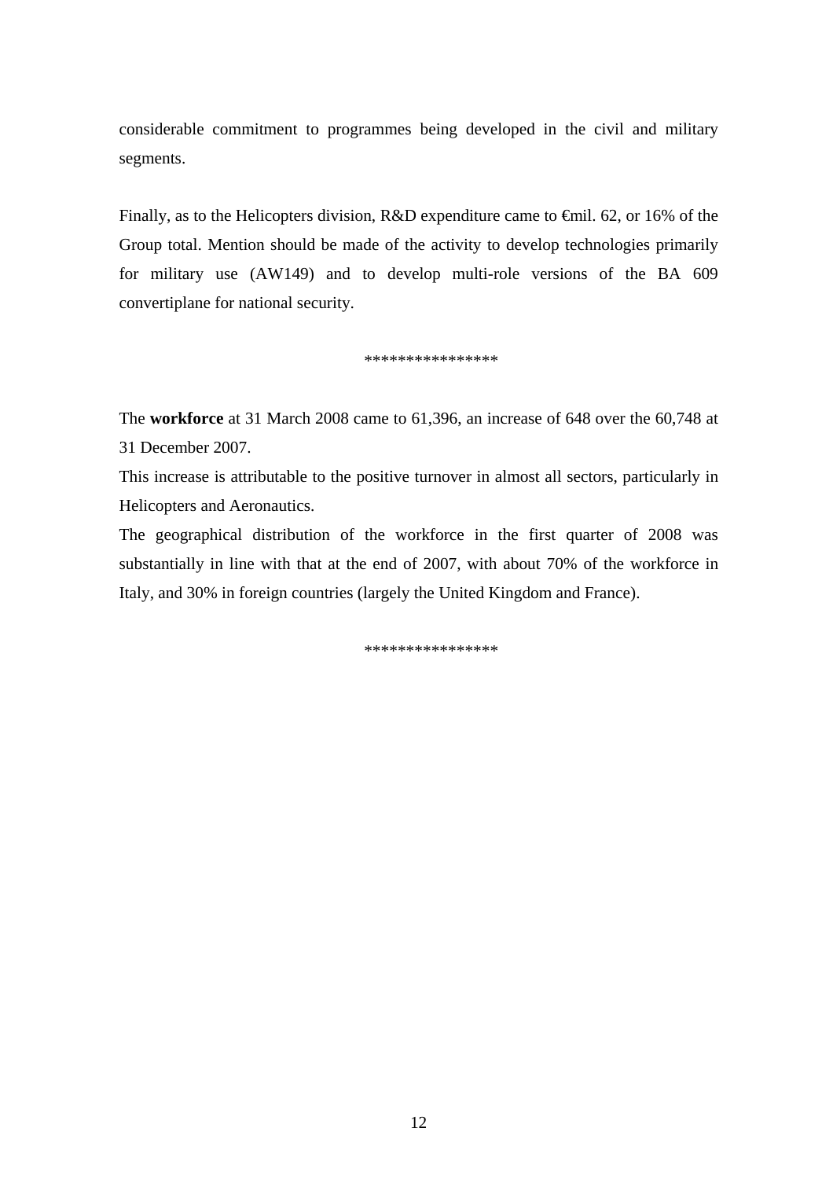considerable commitment to programmes being developed in the civil and military segments.

Finally, as to the Helicopters division, R&D expenditure came to €mil. 62, or 16% of the Group total. Mention should be made of the activity to develop technologies primarily for military use (AW149) and to develop multi-role versions of the BA 609 convertiplane for national security.

****************

The **workforce** at 31 March 2008 came to 61,396, an increase of 648 over the 60,748 at 31 December 2007.

This increase is attributable to the positive turnover in almost all sectors, particularly in Helicopters and Aeronautics.

The geographical distribution of the workforce in the first quarter of 2008 was substantially in line with that at the end of 2007, with about 70% of the workforce in Italy, and 30% in foreign countries (largely the United Kingdom and France).

****************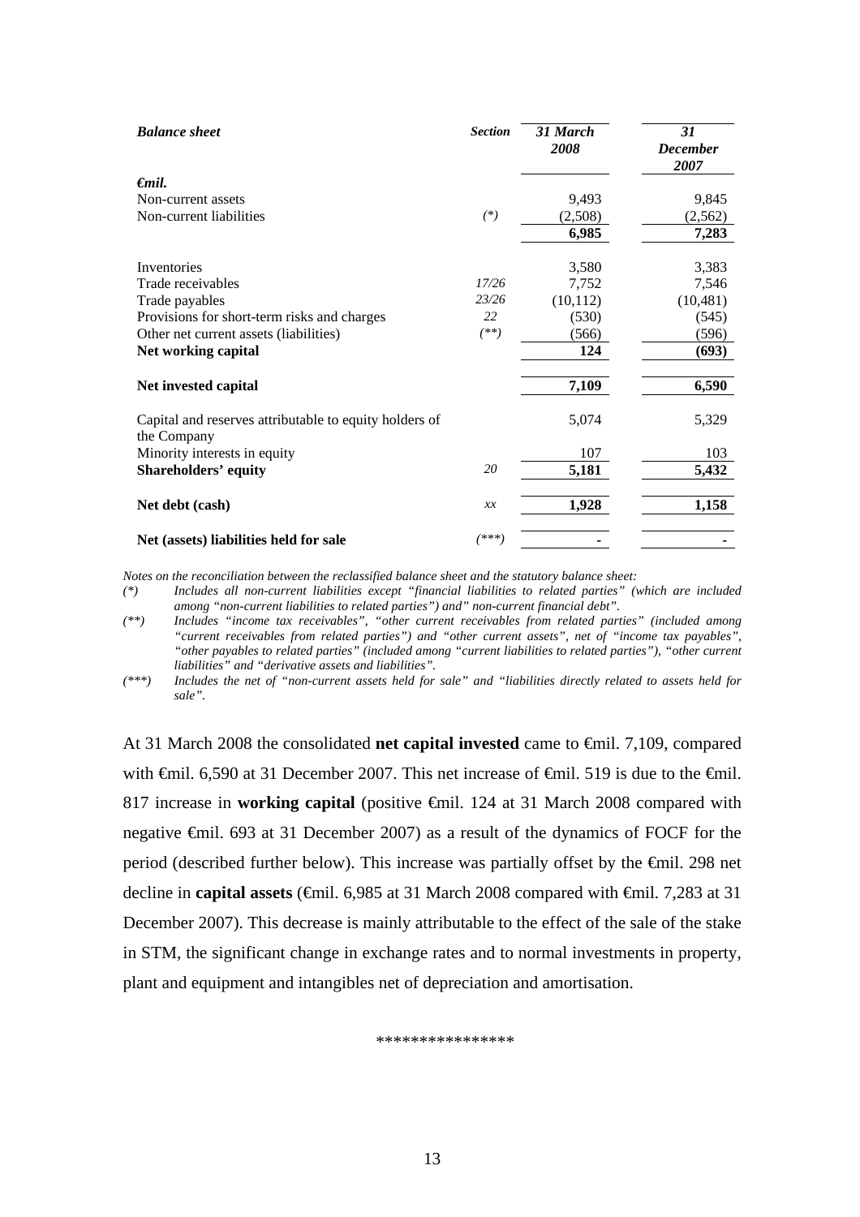| *Balance sheet* | *Section* | *31 March 2008* | *31 December 2007* |
|---|---|---|---|
| ***€mil.*** | | | |
| Non-current assets | | 9,493 | 9,845 |
| Non-current liabilities | *(\*)* | (2,508) | (2,562) |
| | | **6,985** | **7,283** |
| Inventories | | 3,580 | 3,383 |
| Trade receivables | *17/26* | 7,752 | 7,546 |
| Trade payables | *23/26* | (10,112) | (10,481) |
| Provisions for short-term risks and charges | *22* | (530) | (545) |
| Other net current assets (liabilities) | *(\*\*)* | (566) | (596) |
| **Net working capital** | | **124** | **(693)** |
| **Net invested capital** | | **7,109** | **6,590** |
| Capital and reserves attributable to equity holders of the Company | | 5,074 | 5,329 |
| Minority interests in equity | | 107 | 103 |
| **Shareholders' equity** | *20* | **5,181** | **5,432** |
| **Net debt (cash)** | *xx* | **1,928** | **1,158** |
| **Net (assets) liabilities held for sale** | *(\*\*\*)* | **-** | **-** |

*Notes on the reconciliation between the reclassified balance sheet and the statutory balance sheet:*

*(\*) Includes all non-current liabilities except "financial liabilities to related parties" (which are included among "non-current liabilities to related parties") and" non-current financial debt".*

*(\*\*) Includes "income tax receivables", "other current receivables from related parties" (included among "current receivables from related parties") and "other current assets", net of "income tax payables", "other payables to related parties" (included among "current liabilities to related parties"), "other current liabilities" and "derivative assets and liabilities".*

*(\*\*\*) Includes the net of "non-current assets held for sale" and "liabilities directly related to assets held for sale".*

At 31 March 2008 the consolidated **net capital invested** came to €mil. 7,109, compared with €mil. 6,590 at 31 December 2007. This net increase of €mil. 519 is due to the €mil. 817 increase in **working capital** (positive €mil. 124 at 31 March 2008 compared with negative €mil. 693 at 31 December 2007) as a result of the dynamics of FOCF for the period (described further below). This increase was partially offset by the €mil. 298 net decline in **capital assets** (€mil. 6,985 at 31 March 2008 compared with €mil. 7,283 at 31 December 2007). This decrease is mainly attributable to the effect of the sale of the stake in STM, the significant change in exchange rates and to normal investments in property, plant and equipment and intangibles net of depreciation and amortisation.

\*\*\*\*\*\*\*\*\*\*\*\*\*\*\*\*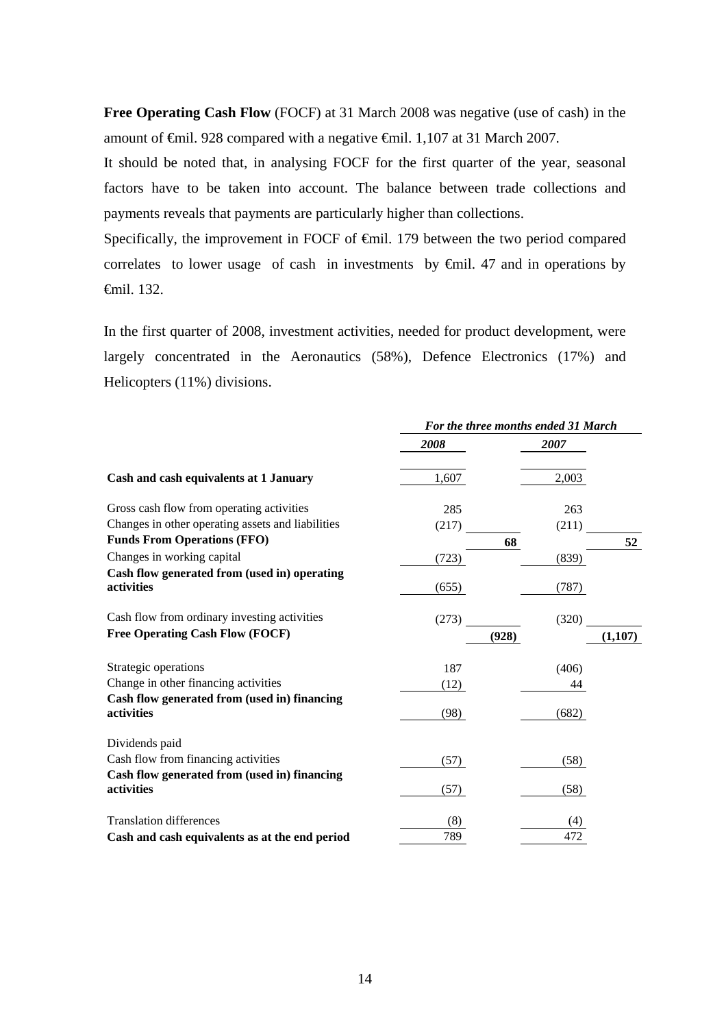**Free Operating Cash Flow** (FOCF) at 31 March 2008 was negative (use of cash) in the amount of €mil. 928 compared with a negative €mil. 1,107 at 31 March 2007.

It should be noted that, in analysing FOCF for the first quarter of the year, seasonal factors have to be taken into account. The balance between trade collections and payments reveals that payments are particularly higher than collections.

Specifically, the improvement in FOCF of €mil. 179 between the two period compared correlates to lower usage of cash in investments by €mil. 47 and in operations by €mil. 132.

In the first quarter of 2008, investment activities, needed for product development, were largely concentrated in the Aeronautics (58%), Defence Electronics (17%) and Helicopters (11%) divisions.

| | *For the three months ended 31 March* | | | |
|---|---|---|---|---|
| | ***2008*** | | ***2007*** | |
| **Cash and cash equivalents at 1 January** | 1,607 | | 2,003 | |
| Gross cash flow from operating activities | 285 | | 263 | |
| Changes in other operating assets and liabilities | (217) | | (211) | |
| **Funds From Operations (FFO)** | | **68** | | **52** |
| Changes in working capital | (723) | | (839) | |
| **Cash flow generated from (used in) operating activities** | (655) | | (787) | |
| Cash flow from ordinary investing activities | (273) | | (320) | |
| **Free Operating Cash Flow (FOCF)** | | **(928)** | | **(1,107)** |
| Strategic operations | 187 | | (406) | |
| Change in other financing activities | (12) | | 44 | |
| **Cash flow generated from (used in) financing activities** | (98) | | (682) | |
| Dividends paid | | | | |
| Cash flow from financing activities | (57) | | (58) | |
| **Cash flow generated from (used in) financing activities** | (57) | | (58) | |
| Translation differences | (8) | | (4) | |
| **Cash and cash equivalents as at the end period** | 789 | | 472 | |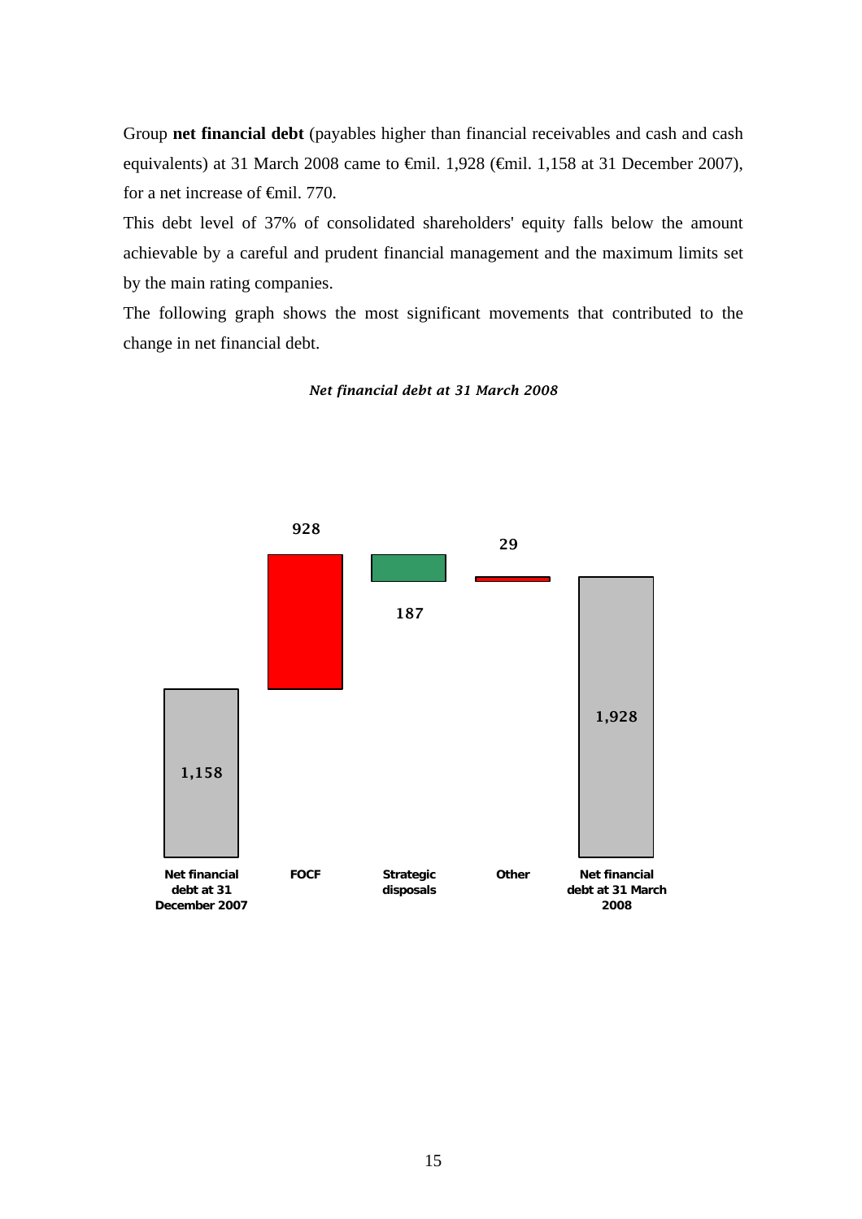Group **net financial debt** (payables higher than financial receivables and cash and cash equivalents) at 31 March 2008 came to €mil. 1,928 (€mil. 1,158 at 31 December 2007), for a net increase of €mil. 770.

This debt level of 37% of consolidated shareholders' equity falls below the amount achievable by a careful and prudent financial management and the maximum limits set by the main rating companies.

The following graph shows the most significant movements that contributed to the change in net financial debt.

*Net financial debt at 31 March 2008*

| Net financial debt at 31 December 2007 | FOCF | Strategic disposals | Other | Net financial debt at 31 March 2008 |
|---|---|---|---|---|
| 1,158 | 928 | 187 | 29 | 1,928 |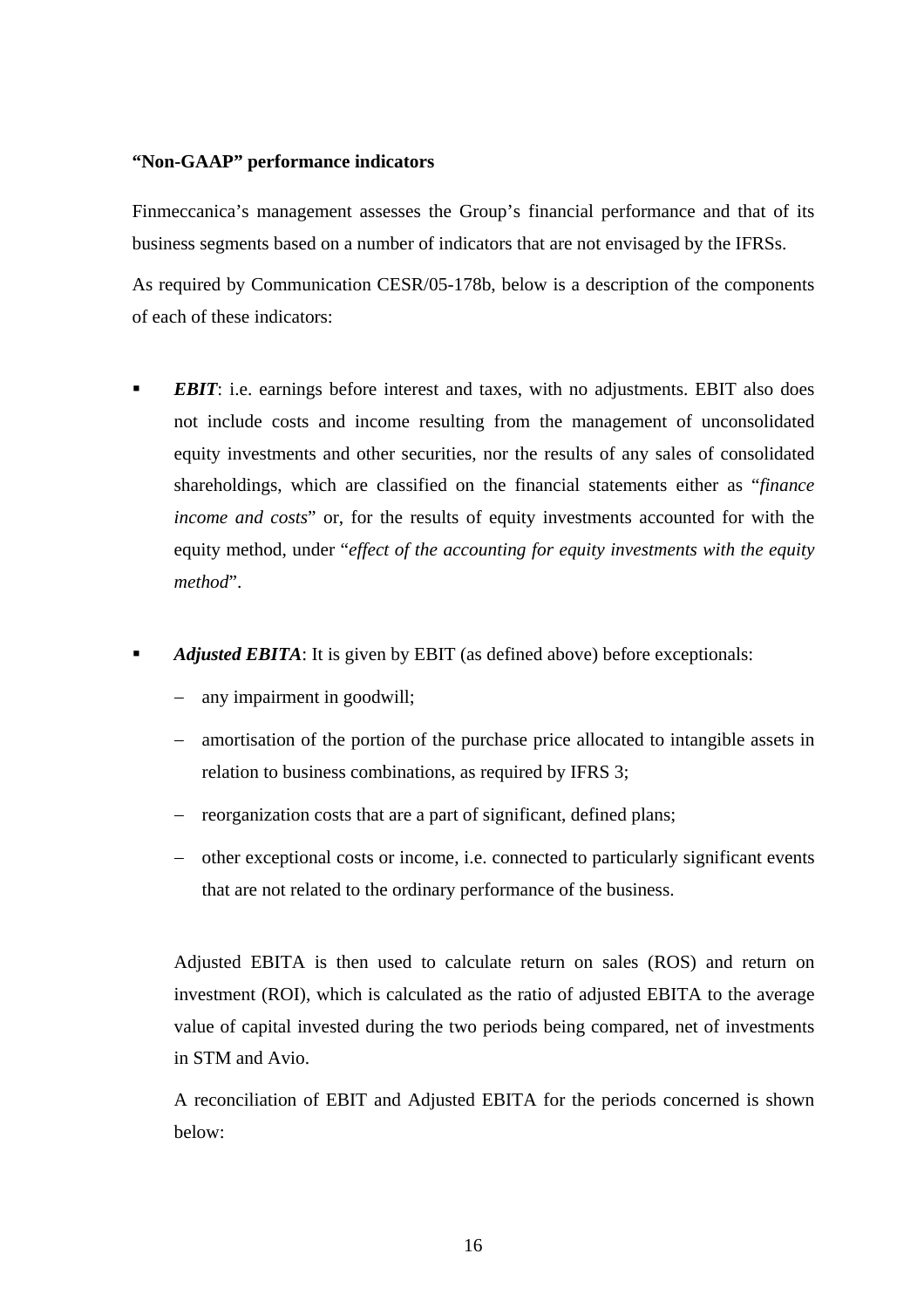**"Non-GAAP" performance indicators**

Finmeccanica's management assesses the Group's financial performance and that of its business segments based on a number of indicators that are not envisaged by the IFRSs.

As required by Communication CESR/05-178b, below is a description of the components of each of these indicators:

- ***EBIT***: i.e. earnings before interest and taxes, with no adjustments. EBIT also does not include costs and income resulting from the management of unconsolidated equity investments and other securities, nor the results of any sales of consolidated shareholdings, which are classified on the financial statements either as "*finance income and costs*" or, for the results of equity investments accounted for with the equity method, under "*effect of the accounting for equity investments with the equity method*".

- ***Adjusted EBITA***: It is given by EBIT (as defined above) before exceptionals:
  - any impairment in goodwill;
  - amortisation of the portion of the purchase price allocated to intangible assets in relation to business combinations, as required by IFRS 3;
  - reorganization costs that are a part of significant, defined plans;
  - other exceptional costs or income, i.e. connected to particularly significant events that are not related to the ordinary performance of the business.

  Adjusted EBITA is then used to calculate return on sales (ROS) and return on investment (ROI), which is calculated as the ratio of adjusted EBITA to the average value of capital invested during the two periods being compared, net of investments in STM and Avio.

  A reconciliation of EBIT and Adjusted EBITA for the periods concerned is shown below: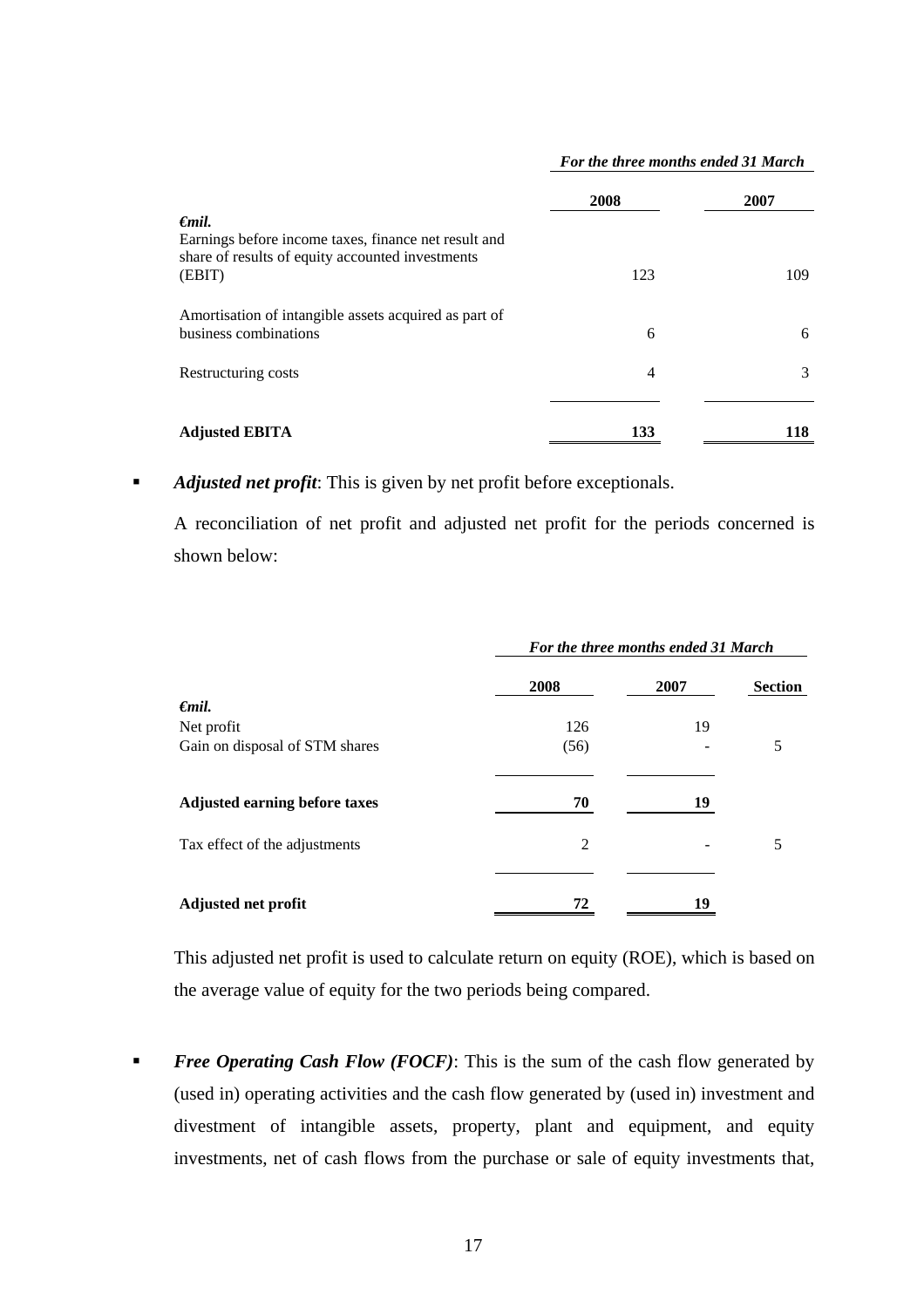| €mil. | For the three months ended 31 March | |
|---|---|---|
| | 2008 | 2007 |
| Earnings before income taxes, finance net result and share of results of equity accounted investments (EBIT) | 123 | 109 |
| Amortisation of intangible assets acquired as part of business combinations | 6 | 6 |
| Restructuring costs | 4 | 3 |
| **Adjusted EBITA** | **133** | **118** |

- ***Adjusted net profit***: This is given by net profit before exceptionals.

  A reconciliation of net profit and adjusted net profit for the periods concerned is shown below:

| €mil. | For the three months ended 31 March | | |
|---|---|---|---|
| | 2008 | 2007 | Section |
| Net profit | 126 | 19 | |
| Gain on disposal of STM shares | (56) | - | 5 |
| **Adjusted earning before taxes** | **70** | **19** | |
| Tax effect of the adjustments | 2 | - | 5 |
| **Adjusted net profit** | **72** | **19** | |

  This adjusted net profit is used to calculate return on equity (ROE), which is based on the average value of equity for the two periods being compared.

- ***Free Operating Cash Flow (FOCF)***: This is the sum of the cash flow generated by (used in) operating activities and the cash flow generated by (used in) investment and divestment of intangible assets, property, plant and equipment, and equity investments, net of cash flows from the purchase or sale of equity investments that,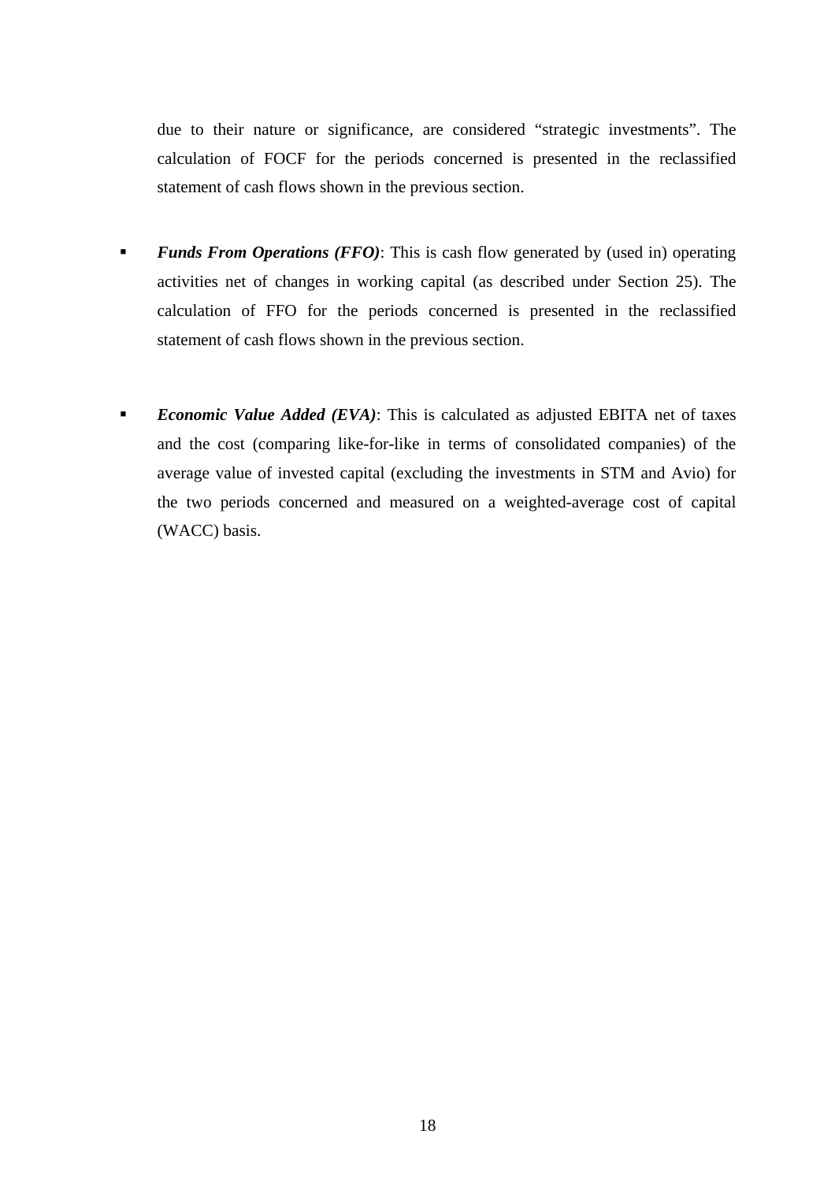due to their nature or significance, are considered “strategic investments”. The calculation of FOCF for the periods concerned is presented in the reclassified statement of cash flows shown in the previous section.

- ***Funds From Operations (FFO)***: This is cash flow generated by (used in) operating activities net of changes in working capital (as described under Section 25). The calculation of FFO for the periods concerned is presented in the reclassified statement of cash flows shown in the previous section.

- ***Economic Value Added (EVA)***: This is calculated as adjusted EBITA net of taxes and the cost (comparing like-for-like in terms of consolidated companies) of the average value of invested capital (excluding the investments in STM and Avio) for the two periods concerned and measured on a weighted-average cost of capital (WACC) basis.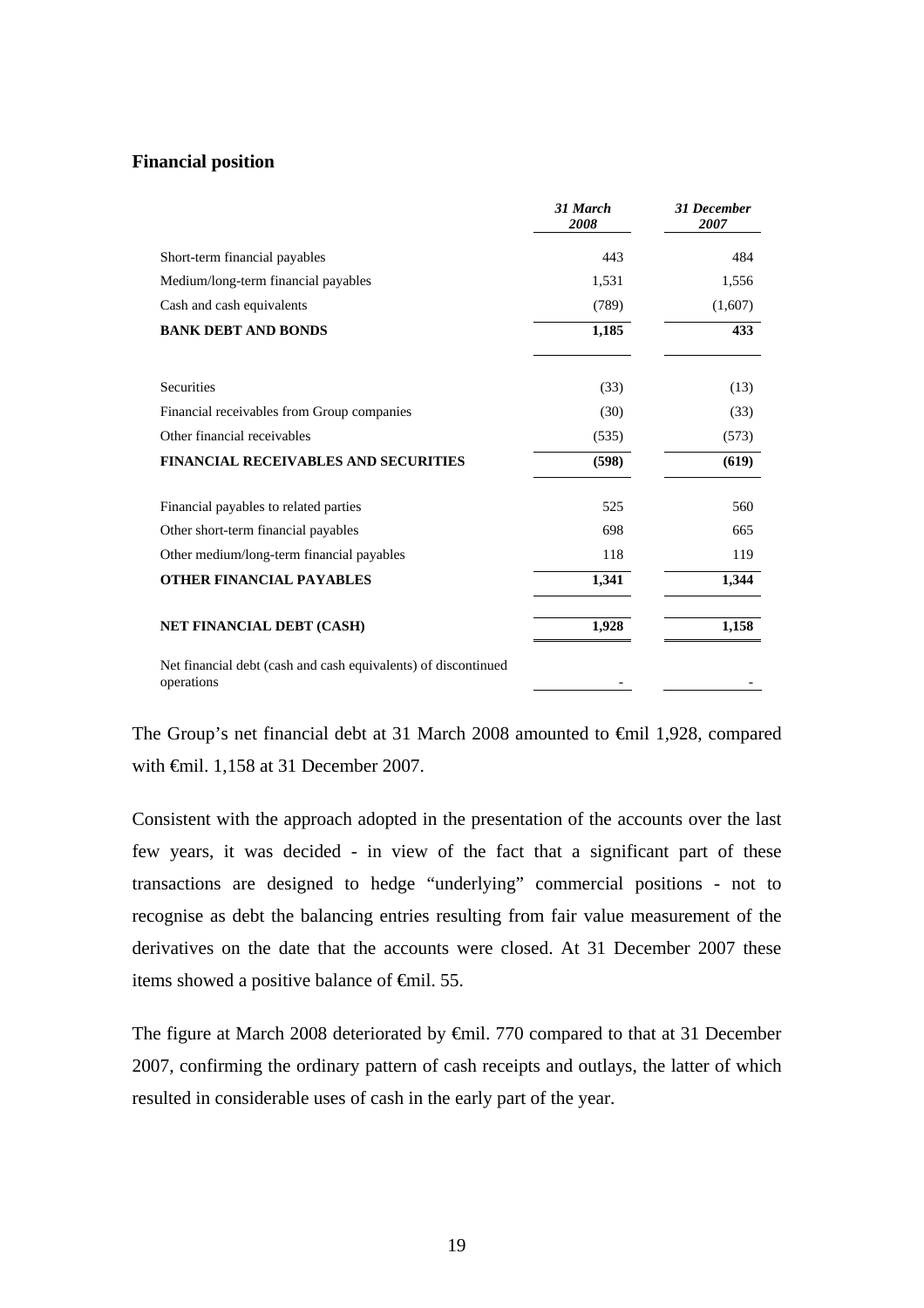## Financial position

| | *31 March 2008* | *31 December 2007* |
|---|---|---|
| Short-term financial payables | 443 | 484 |
| Medium/long-term financial payables | 1,531 | 1,556 |
| Cash and cash equivalents | (789) | (1,607) |
| **BANK DEBT AND BONDS** | **1,185** | **433** |
| Securities | (33) | (13) |
| Financial receivables from Group companies | (30) | (33) |
| Other financial receivables | (535) | (573) |
| **FINANCIAL RECEIVABLES AND SECURITIES** | **(598)** | **(619)** |
| Financial payables to related parties | 525 | 560 |
| Other short-term financial payables | 698 | 665 |
| Other medium/long-term financial payables | 118 | 119 |
| **OTHER FINANCIAL PAYABLES** | **1,341** | **1,344** |
| **NET FINANCIAL DEBT (CASH)** | **1,928** | **1,158** |
| Net financial debt (cash and cash equivalents) of discontinued operations | - | - |

The Group's net financial debt at 31 March 2008 amounted to €mil 1,928, compared with €mil. 1,158 at 31 December 2007.

Consistent with the approach adopted in the presentation of the accounts over the last few years, it was decided - in view of the fact that a significant part of these transactions are designed to hedge "underlying" commercial positions - not to recognise as debt the balancing entries resulting from fair value measurement of the derivatives on the date that the accounts were closed. At 31 December 2007 these items showed a positive balance of €mil. 55.

The figure at March 2008 deteriorated by €mil. 770 compared to that at 31 December 2007, confirming the ordinary pattern of cash receipts and outlays, the latter of which resulted in considerable uses of cash in the early part of the year.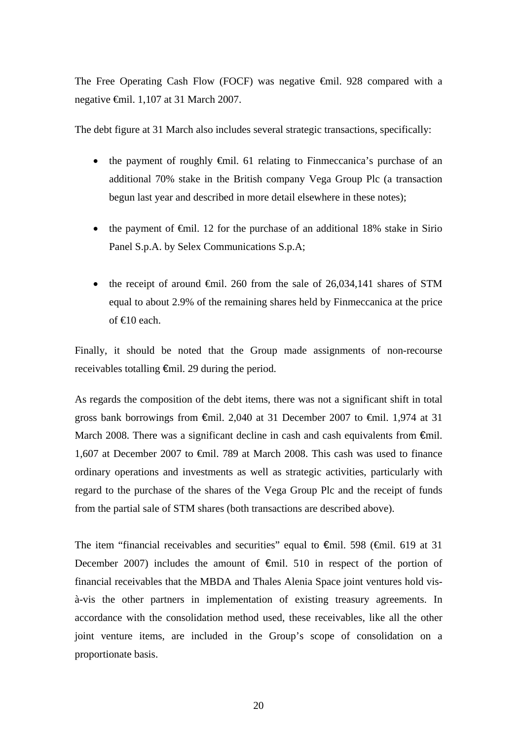The Free Operating Cash Flow (FOCF) was negative €mil. 928 compared with a negative €mil. 1,107 at 31 March 2007.

The debt figure at 31 March also includes several strategic transactions, specifically:

- the payment of roughly €mil. 61 relating to Finmeccanica's purchase of an additional 70% stake in the British company Vega Group Plc (a transaction begun last year and described in more detail elsewhere in these notes);
- the payment of €mil. 12 for the purchase of an additional 18% stake in Sirio Panel S.p.A. by Selex Communications S.p.A;
- the receipt of around €mil. 260 from the sale of 26,034,141 shares of STM equal to about 2.9% of the remaining shares held by Finmeccanica at the price of €10 each.

Finally, it should be noted that the Group made assignments of non-recourse receivables totalling €mil. 29 during the period.

As regards the composition of the debt items, there was not a significant shift in total gross bank borrowings from €mil. 2,040 at 31 December 2007 to €mil. 1,974 at 31 March 2008. There was a significant decline in cash and cash equivalents from €mil. 1,607 at December 2007 to €mil. 789 at March 2008. This cash was used to finance ordinary operations and investments as well as strategic activities, particularly with regard to the purchase of the shares of the Vega Group Plc and the receipt of funds from the partial sale of STM shares (both transactions are described above).

The item "financial receivables and securities" equal to €mil. 598 (€mil. 619 at 31 December 2007) includes the amount of €mil. 510 in respect of the portion of financial receivables that the MBDA and Thales Alenia Space joint ventures hold vis-à-vis the other partners in implementation of existing treasury agreements. In accordance with the consolidation method used, these receivables, like all the other joint venture items, are included in the Group's scope of consolidation on a proportionate basis.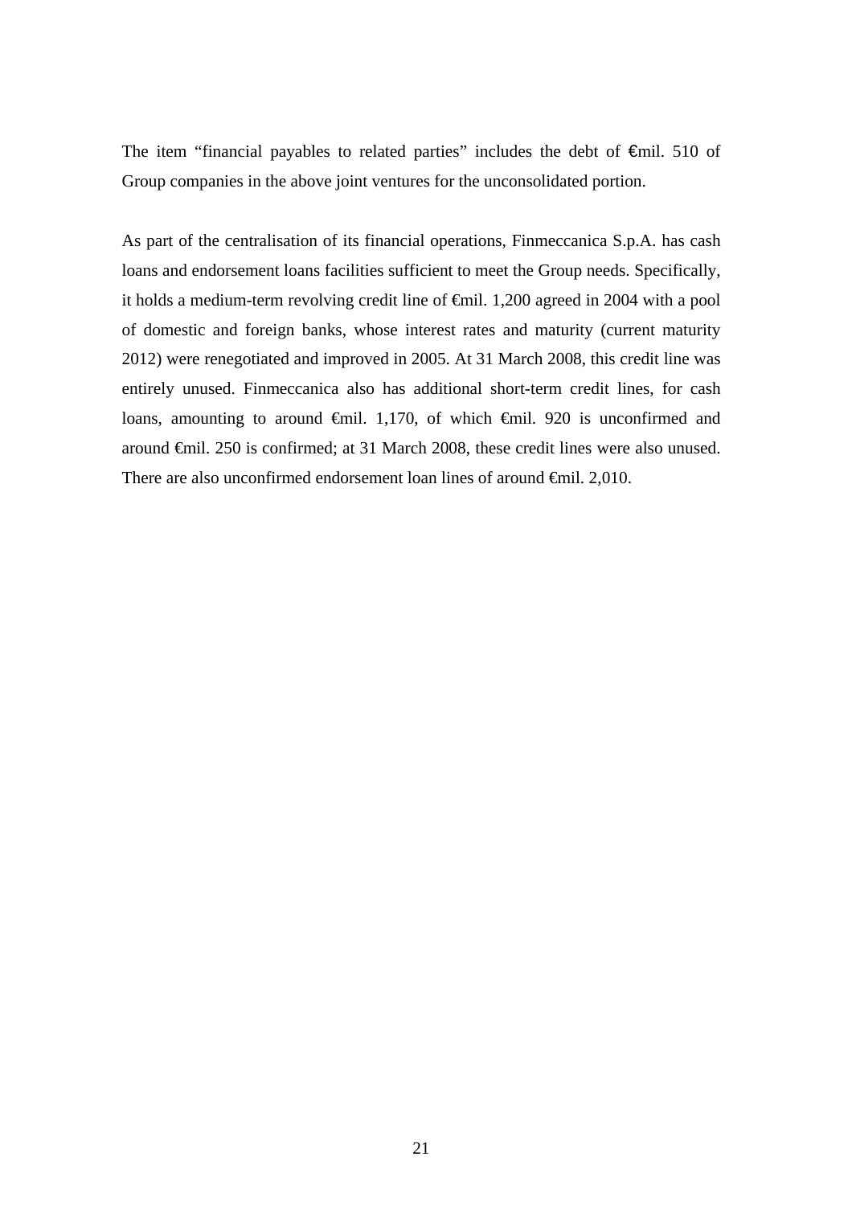The item “financial payables to related parties” includes the debt of €mil. 510 of Group companies in the above joint ventures for the unconsolidated portion.

As part of the centralisation of its financial operations, Finmeccanica S.p.A. has cash loans and endorsement loans facilities sufficient to meet the Group needs. Specifically, it holds a medium-term revolving credit line of €mil. 1,200 agreed in 2004 with a pool of domestic and foreign banks, whose interest rates and maturity (current maturity 2012) were renegotiated and improved in 2005. At 31 March 2008, this credit line was entirely unused. Finmeccanica also has additional short-term credit lines, for cash loans, amounting to around €mil. 1,170, of which €mil. 920 is unconfirmed and around €mil. 250 is confirmed; at 31 March 2008, these credit lines were also unused. There are also unconfirmed endorsement loan lines of around €mil. 2,010.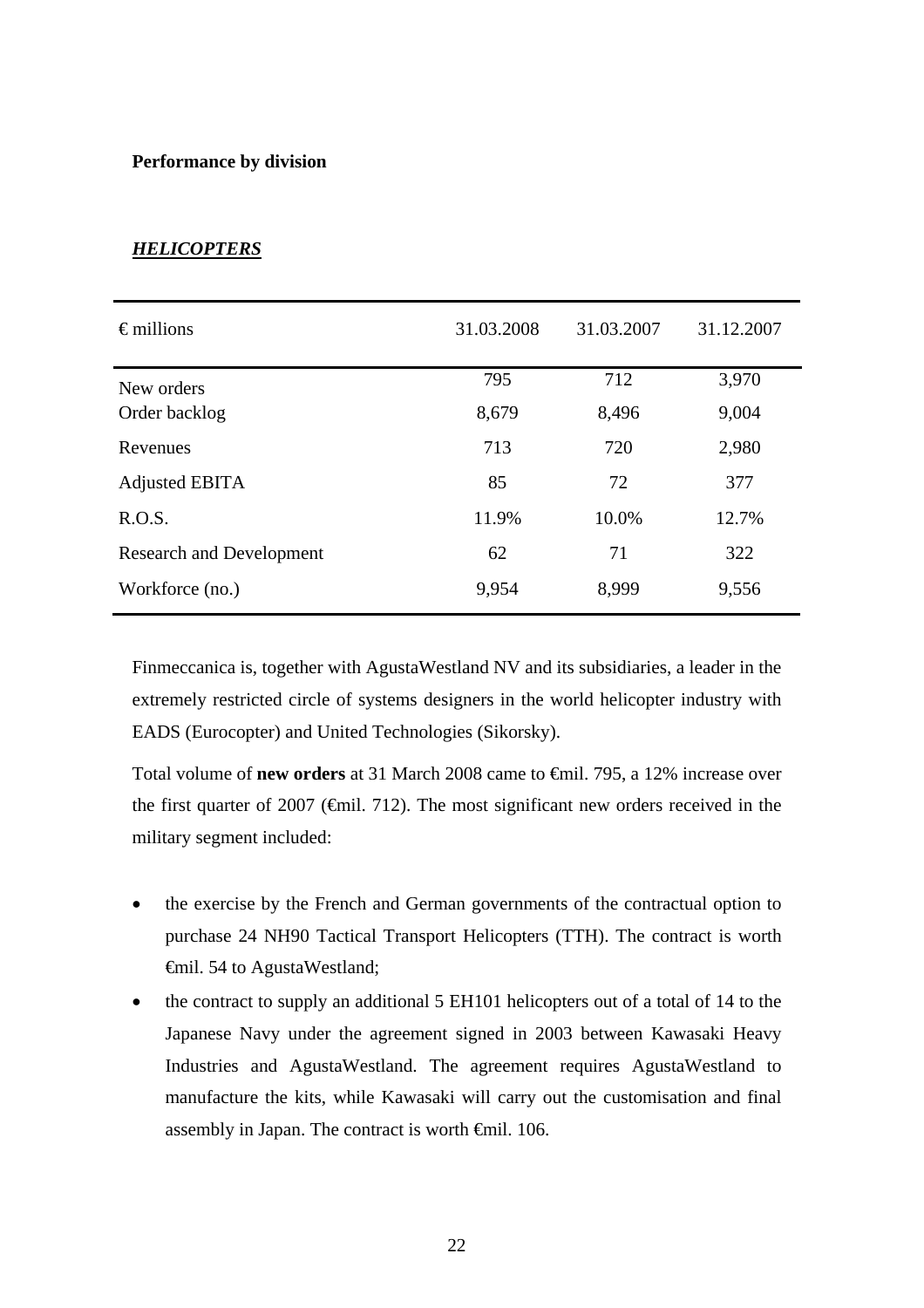**Performance by division**

***HELICOPTERS***

| € millions | 31.03.2008 | 31.03.2007 | 31.12.2007 |
|---|---|---|---|
| New orders | 795 | 712 | 3,970 |
| Order backlog | 8,679 | 8,496 | 9,004 |
| Revenues | 713 | 720 | 2,980 |
| Adjusted EBITA | 85 | 72 | 377 |
| R.O.S. | 11.9% | 10.0% | 12.7% |
| Research and Development | 62 | 71 | 322 |
| Workforce (no.) | 9,954 | 8,999 | 9,556 |

Finmeccanica is, together with AgustaWestland NV and its subsidiaries, a leader in the extremely restricted circle of systems designers in the world helicopter industry with EADS (Eurocopter) and United Technologies (Sikorsky).

Total volume of **new orders** at 31 March 2008 came to €mil. 795, a 12% increase over the first quarter of 2007 (€mil. 712). The most significant new orders received in the military segment included:

- the exercise by the French and German governments of the contractual option to purchase 24 NH90 Tactical Transport Helicopters (TTH). The contract is worth €mil. 54 to AgustaWestland;
- the contract to supply an additional 5 EH101 helicopters out of a total of 14 to the Japanese Navy under the agreement signed in 2003 between Kawasaki Heavy Industries and AgustaWestland. The agreement requires AgustaWestland to manufacture the kits, while Kawasaki will carry out the customisation and final assembly in Japan. The contract is worth €mil. 106.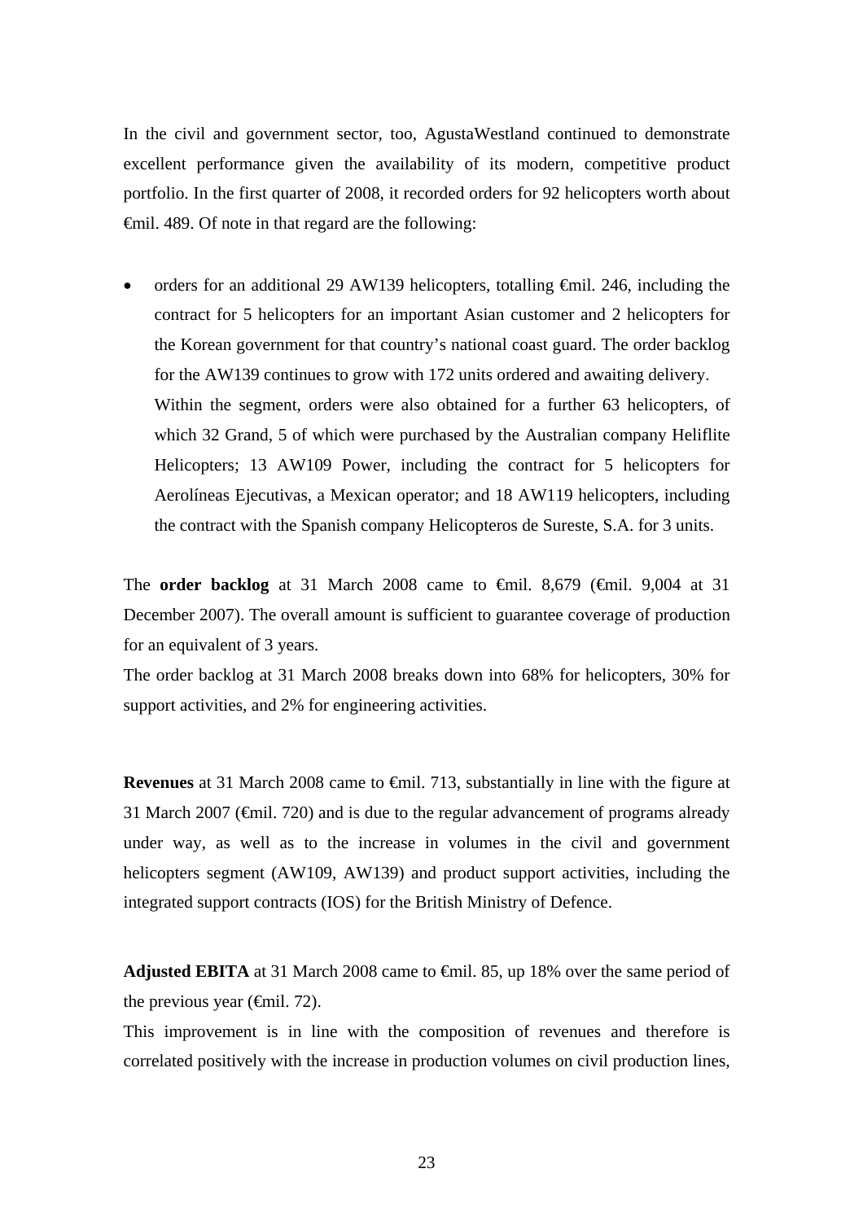In the civil and government sector, too, AgustaWestland continued to demonstrate excellent performance given the availability of its modern, competitive product portfolio. In the first quarter of 2008, it recorded orders for 92 helicopters worth about €mil. 489. Of note in that regard are the following:

- orders for an additional 29 AW139 helicopters, totalling €mil. 246, including the contract for 5 helicopters for an important Asian customer and 2 helicopters for the Korean government for that country's national coast guard. The order backlog for the AW139 continues to grow with 172 units ordered and awaiting delivery.  
  Within the segment, orders were also obtained for a further 63 helicopters, of which 32 Grand, 5 of which were purchased by the Australian company Heliflite Helicopters; 13 AW109 Power, including the contract for 5 helicopters for Aerolíneas Ejecutivas, a Mexican operator; and 18 AW119 helicopters, including the contract with the Spanish company Helicopteros de Sureste, S.A. for 3 units.

The **order backlog** at 31 March 2008 came to €mil. 8,679 (€mil. 9,004 at 31 December 2007). The overall amount is sufficient to guarantee coverage of production for an equivalent of 3 years.
The order backlog at 31 March 2008 breaks down into 68% for helicopters, 30% for support activities, and 2% for engineering activities.

**Revenues** at 31 March 2008 came to €mil. 713, substantially in line with the figure at 31 March 2007 (€mil. 720) and is due to the regular advancement of programs already under way, as well as to the increase in volumes in the civil and government helicopters segment (AW109, AW139) and product support activities, including the integrated support contracts (IOS) for the British Ministry of Defence.

**Adjusted EBITA** at 31 March 2008 came to €mil. 85, up 18% over the same period of the previous year (€mil. 72).
This improvement is in line with the composition of revenues and therefore is correlated positively with the increase in production volumes on civil production lines,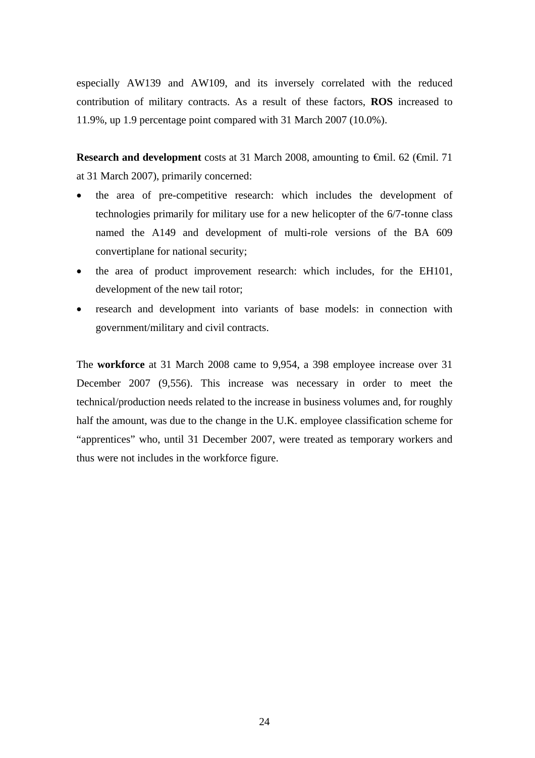especially AW139 and AW109, and its inversely correlated with the reduced contribution of military contracts. As a result of these factors, **ROS** increased to 11.9%, up 1.9 percentage point compared with 31 March 2007 (10.0%).

**Research and development** costs at 31 March 2008, amounting to €mil. 62 (€mil. 71 at 31 March 2007), primarily concerned:

- the area of pre-competitive research: which includes the development of technologies primarily for military use for a new helicopter of the 6/7-tonne class named the A149 and development of multi-role versions of the BA 609 convertiplane for national security;
- the area of product improvement research: which includes, for the EH101, development of the new tail rotor;
- research and development into variants of base models: in connection with government/military and civil contracts.

The **workforce** at 31 March 2008 came to 9,954, a 398 employee increase over 31 December 2007 (9,556). This increase was necessary in order to meet the technical/production needs related to the increase in business volumes and, for roughly half the amount, was due to the change in the U.K. employee classification scheme for "apprentices" who, until 31 December 2007, were treated as temporary workers and thus were not includes in the workforce figure.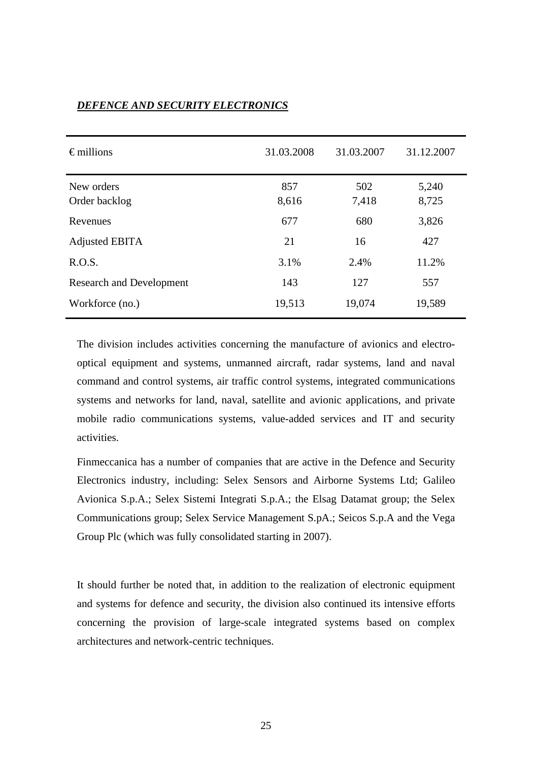***DEFENCE AND SECURITY ELECTRONICS***

| € millions | 31.03.2008 | 31.03.2007 | 31.12.2007 |
|---|---|---|---|
| New orders | 857 | 502 | 5,240 |
| Order backlog | 8,616 | 7,418 | 8,725 |
| Revenues | 677 | 680 | 3,826 |
| Adjusted EBITA | 21 | 16 | 427 |
| R.O.S. | 3.1% | 2.4% | 11.2% |
| Research and Development | 143 | 127 | 557 |
| Workforce (no.) | 19,513 | 19,074 | 19,589 |

The division includes activities concerning the manufacture of avionics and electro-optical equipment and systems, unmanned aircraft, radar systems, land and naval command and control systems, air traffic control systems, integrated communications systems and networks for land, naval, satellite and avionic applications, and private mobile radio communications systems, value-added services and IT and security activities.

Finmeccanica has a number of companies that are active in the Defence and Security Electronics industry, including: Selex Sensors and Airborne Systems Ltd; Galileo Avionica S.p.A.; Selex Sistemi Integrati S.p.A.; the Elsag Datamat group; the Selex Communications group; Selex Service Management S.pA.; Seicos S.p.A and the Vega Group Plc (which was fully consolidated starting in 2007).

It should further be noted that, in addition to the realization of electronic equipment and systems for defence and security, the division also continued its intensive efforts concerning the provision of large-scale integrated systems based on complex architectures and network-centric techniques.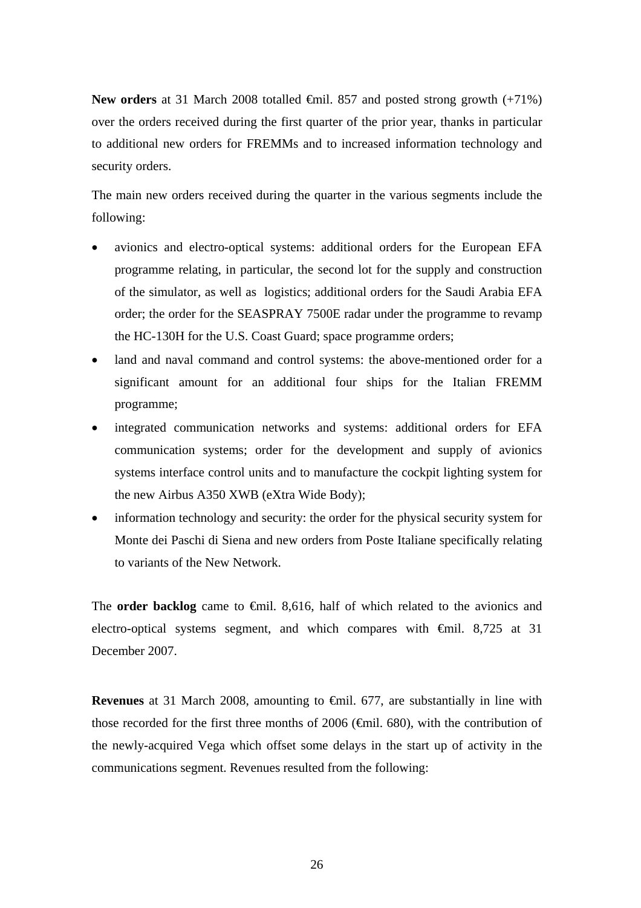**New orders** at 31 March 2008 totalled €mil. 857 and posted strong growth (+71%) over the orders received during the first quarter of the prior year, thanks in particular to additional new orders for FREMMs and to increased information technology and security orders.

The main new orders received during the quarter in the various segments include the following:

- avionics and electro-optical systems: additional orders for the European EFA programme relating, in particular, the second lot for the supply and construction of the simulator, as well as logistics; additional orders for the Saudi Arabia EFA order; the order for the SEASPRAY 7500E radar under the programme to revamp the HC-130H for the U.S. Coast Guard; space programme orders;
- land and naval command and control systems: the above-mentioned order for a significant amount for an additional four ships for the Italian FREMM programme;
- integrated communication networks and systems: additional orders for EFA communication systems; order for the development and supply of avionics systems interface control units and to manufacture the cockpit lighting system for the new Airbus A350 XWB (eXtra Wide Body);
- information technology and security: the order for the physical security system for Monte dei Paschi di Siena and new orders from Poste Italiane specifically relating to variants of the New Network.

The **order backlog** came to €mil. 8,616, half of which related to the avionics and electro-optical systems segment, and which compares with €mil. 8,725 at 31 December 2007.

**Revenues** at 31 March 2008, amounting to €mil. 677, are substantially in line with those recorded for the first three months of 2006 (€mil. 680), with the contribution of the newly-acquired Vega which offset some delays in the start up of activity in the communications segment. Revenues resulted from the following: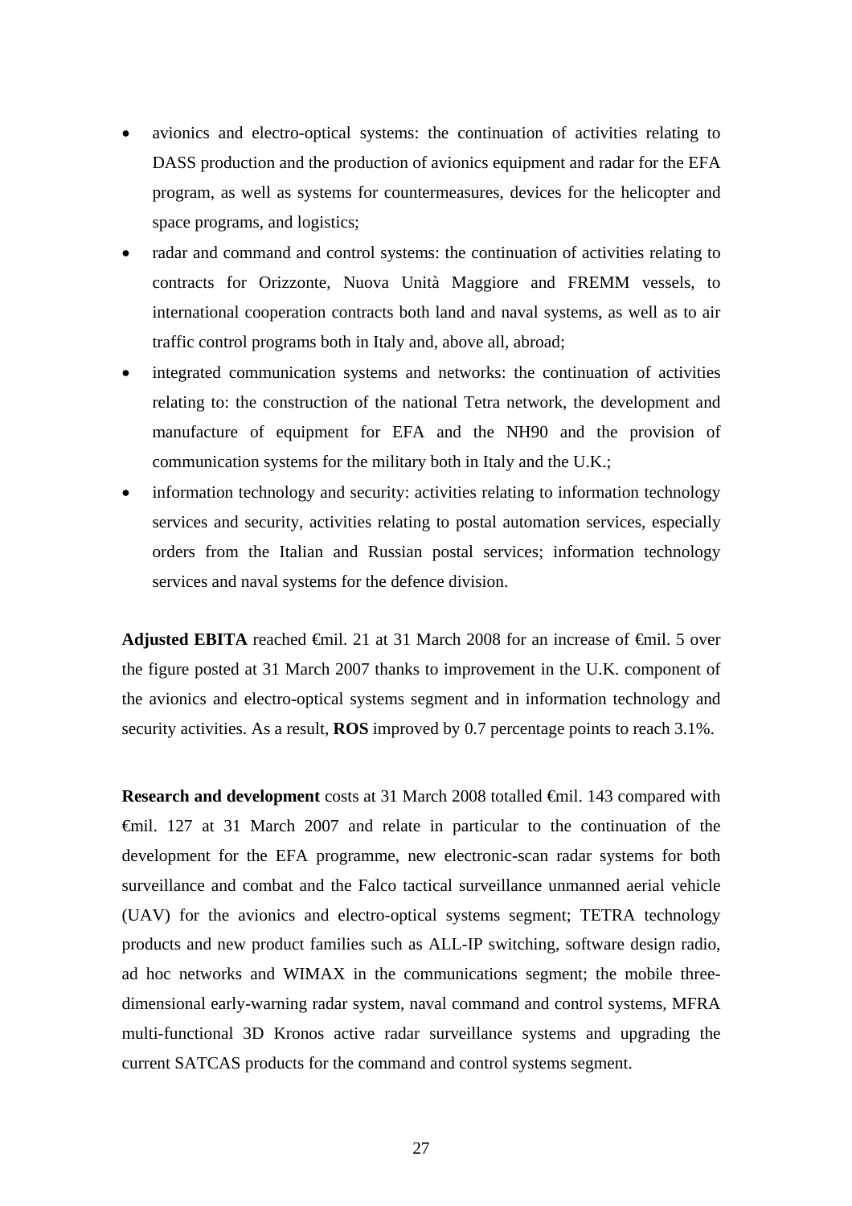- avionics and electro-optical systems: the continuation of activities relating to DASS production and the production of avionics equipment and radar for the EFA program, as well as systems for countermeasures, devices for the helicopter and space programs, and logistics;
- radar and command and control systems: the continuation of activities relating to contracts for Orizzonte, Nuova Unità Maggiore and FREMM vessels, to international cooperation contracts both land and naval systems, as well as to air traffic control programs both in Italy and, above all, abroad;
- integrated communication systems and networks: the continuation of activities relating to: the construction of the national Tetra network, the development and manufacture of equipment for EFA and the NH90 and the provision of communication systems for the military both in Italy and the U.K.;
- information technology and security: activities relating to information technology services and security, activities relating to postal automation services, especially orders from the Italian and Russian postal services; information technology services and naval systems for the defence division.

**Adjusted EBITA** reached €mil. 21 at 31 March 2008 for an increase of €mil. 5 over the figure posted at 31 March 2007 thanks to improvement in the U.K. component of the avionics and electro-optical systems segment and in information technology and security activities. As a result, **ROS** improved by 0.7 percentage points to reach 3.1%.

**Research and development** costs at 31 March 2008 totalled €mil. 143 compared with €mil. 127 at 31 March 2007 and relate in particular to the continuation of the development for the EFA programme, new electronic-scan radar systems for both surveillance and combat and the Falco tactical surveillance unmanned aerial vehicle (UAV) for the avionics and electro-optical systems segment; TETRA technology products and new product families such as ALL-IP switching, software design radio, ad hoc networks and WIMAX in the communications segment; the mobile three-dimensional early-warning radar system, naval command and control systems, MFRA multi-functional 3D Kronos active radar surveillance systems and upgrading the current SATCAS products for the command and control systems segment.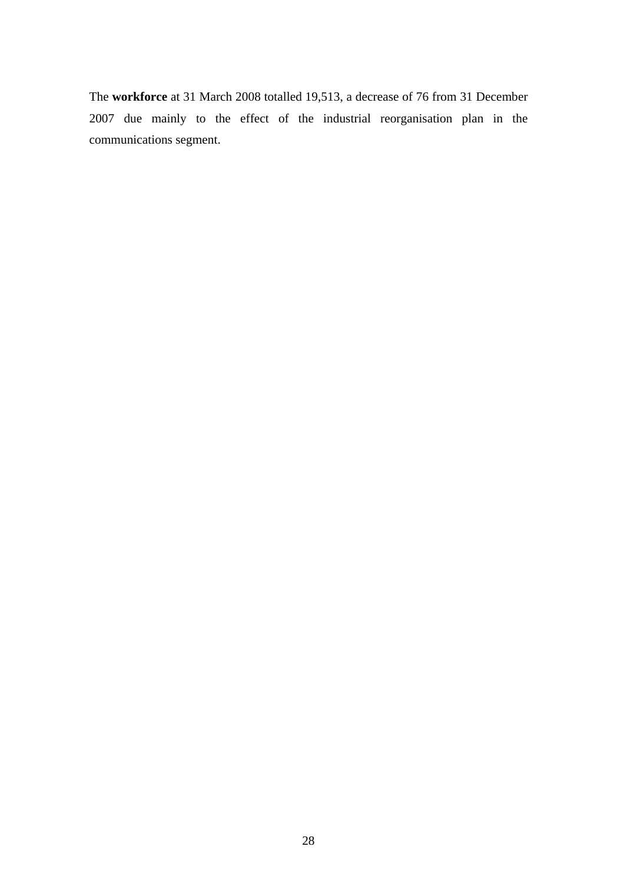The **workforce** at 31 March 2008 totalled 19,513, a decrease of 76 from 31 December 2007 due mainly to the effect of the industrial reorganisation plan in the communications segment.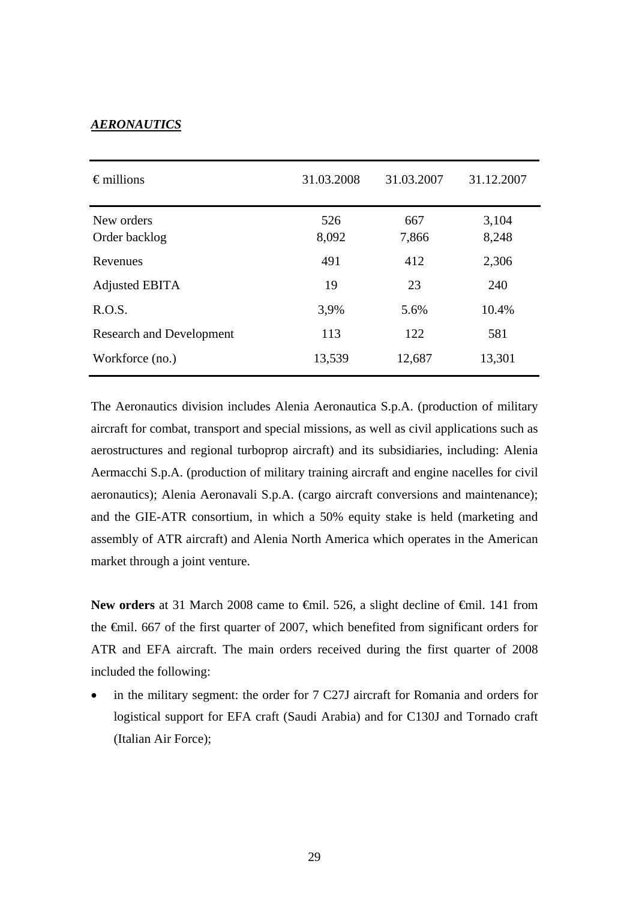***AERONAUTICS***

| € millions | 31.03.2008 | 31.03.2007 | 31.12.2007 |
|---|---|---|---|
| New orders | 526 | 667 | 3,104 |
| Order backlog | 8,092 | 7,866 | 8,248 |
| Revenues | 491 | 412 | 2,306 |
| Adjusted EBITA | 19 | 23 | 240 |
| R.O.S. | 3,9% | 5.6% | 10.4% |
| Research and Development | 113 | 122 | 581 |
| Workforce (no.) | 13,539 | 12,687 | 13,301 |

The Aeronautics division includes Alenia Aeronautica S.p.A. (production of military aircraft for combat, transport and special missions, as well as civil applications such as aerostructures and regional turboprop aircraft) and its subsidiaries, including: Alenia Aermacchi S.p.A. (production of military training aircraft and engine nacelles for civil aeronautics); Alenia Aeronavali S.p.A. (cargo aircraft conversions and maintenance); and the GIE-ATR consortium, in which a 50% equity stake is held (marketing and assembly of ATR aircraft) and Alenia North America which operates in the American market through a joint venture.

**New orders** at 31 March 2008 came to €mil. 526, a slight decline of €mil. 141 from the €mil. 667 of the first quarter of 2007, which benefited from significant orders for ATR and EFA aircraft. The main orders received during the first quarter of 2008 included the following:

- in the military segment: the order for 7 C27J aircraft for Romania and orders for logistical support for EFA craft (Saudi Arabia) and for C130J and Tornado craft (Italian Air Force);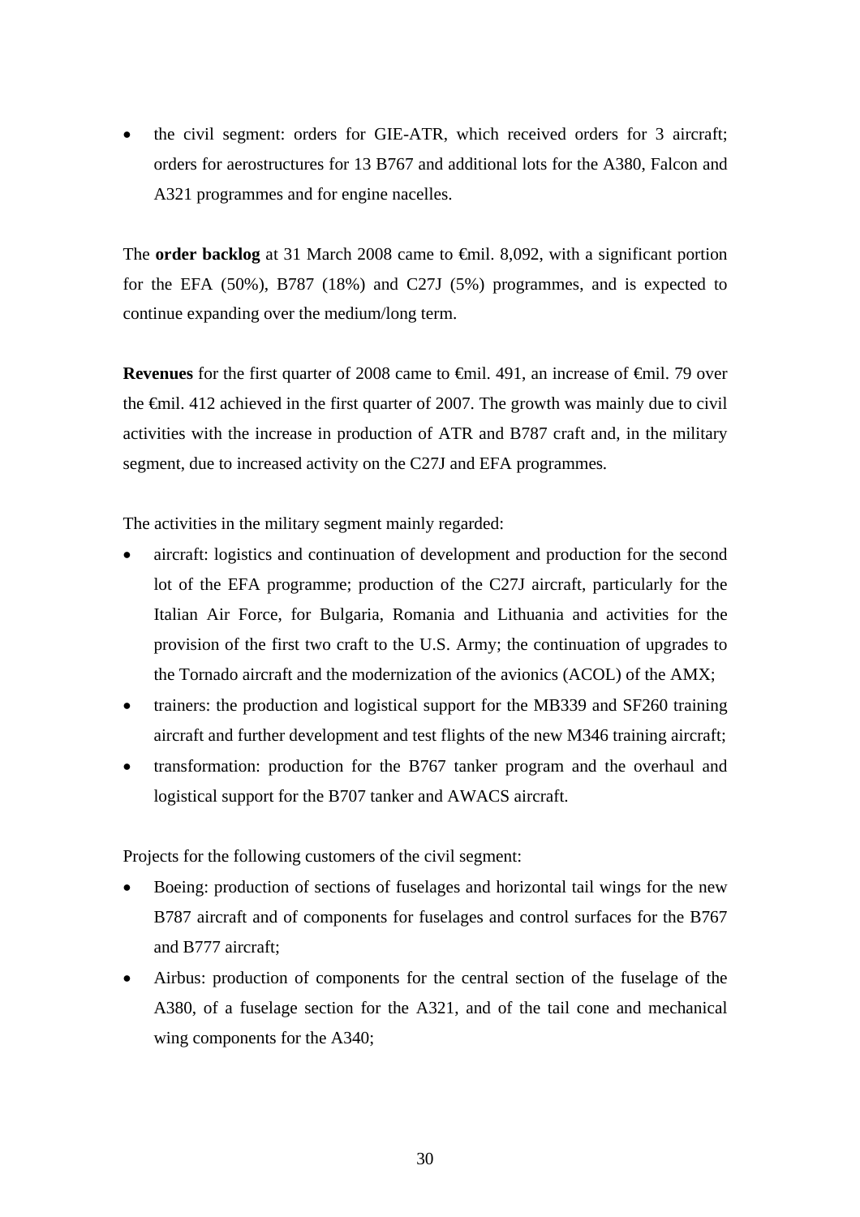- the civil segment: orders for GIE-ATR, which received orders for 3 aircraft; orders for aerostructures for 13 B767 and additional lots for the A380, Falcon and A321 programmes and for engine nacelles.

The **order backlog** at 31 March 2008 came to €mil. 8,092, with a significant portion for the EFA (50%), B787 (18%) and C27J (5%) programmes, and is expected to continue expanding over the medium/long term.

**Revenues** for the first quarter of 2008 came to €mil. 491, an increase of €mil. 79 over the €mil. 412 achieved in the first quarter of 2007. The growth was mainly due to civil activities with the increase in production of ATR and B787 craft and, in the military segment, due to increased activity on the C27J and EFA programmes.

The activities in the military segment mainly regarded:

- aircraft: logistics and continuation of development and production for the second lot of the EFA programme; production of the C27J aircraft, particularly for the Italian Air Force, for Bulgaria, Romania and Lithuania and activities for the provision of the first two craft to the U.S. Army; the continuation of upgrades to the Tornado aircraft and the modernization of the avionics (ACOL) of the AMX;
- trainers: the production and logistical support for the MB339 and SF260 training aircraft and further development and test flights of the new M346 training aircraft;
- transformation: production for the B767 tanker program and the overhaul and logistical support for the B707 tanker and AWACS aircraft.

Projects for the following customers of the civil segment:

- Boeing: production of sections of fuselages and horizontal tail wings for the new B787 aircraft and of components for fuselages and control surfaces for the B767 and B777 aircraft;
- Airbus: production of components for the central section of the fuselage of the A380, of a fuselage section for the A321, and of the tail cone and mechanical wing components for the A340;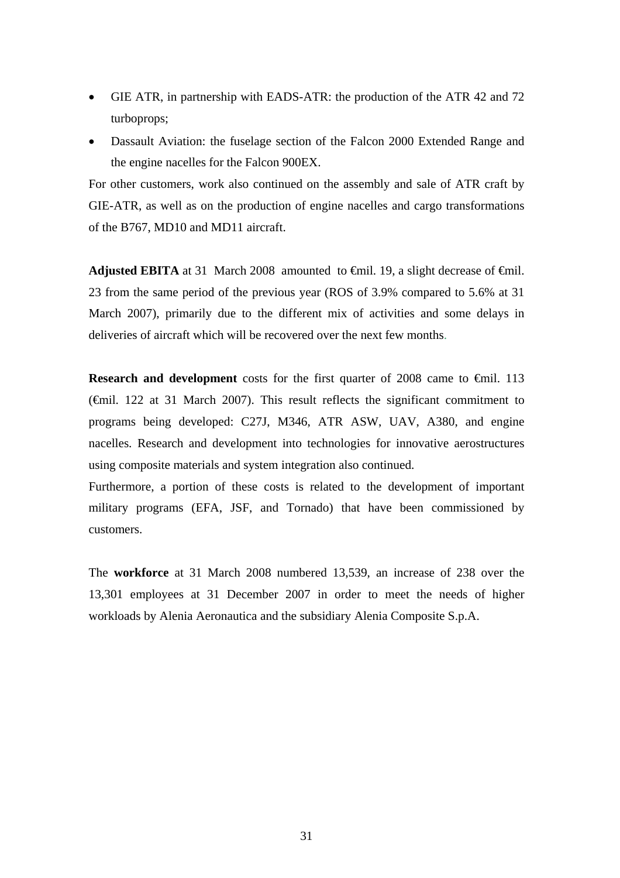- GIE ATR, in partnership with EADS-ATR: the production of the ATR 42 and 72 turboprops;
- Dassault Aviation: the fuselage section of the Falcon 2000 Extended Range and the engine nacelles for the Falcon 900EX.

For other customers, work also continued on the assembly and sale of ATR craft by GIE-ATR, as well as on the production of engine nacelles and cargo transformations of the B767, MD10 and MD11 aircraft.

**Adjusted EBITA** at 31 March 2008 amounted to €mil. 19, a slight decrease of €mil. 23 from the same period of the previous year (ROS of 3.9% compared to 5.6% at 31 March 2007), primarily due to the different mix of activities and some delays in deliveries of aircraft which will be recovered over the next few months.

**Research and development** costs for the first quarter of 2008 came to €mil. 113 (€mil. 122 at 31 March 2007). This result reflects the significant commitment to programs being developed: C27J, M346, ATR ASW, UAV, A380, and engine nacelles. Research and development into technologies for innovative aerostructures using composite materials and system integration also continued.

Furthermore, a portion of these costs is related to the development of important military programs (EFA, JSF, and Tornado) that have been commissioned by customers.

The **workforce** at 31 March 2008 numbered 13,539, an increase of 238 over the 13,301 employees at 31 December 2007 in order to meet the needs of higher workloads by Alenia Aeronautica and the subsidiary Alenia Composite S.p.A.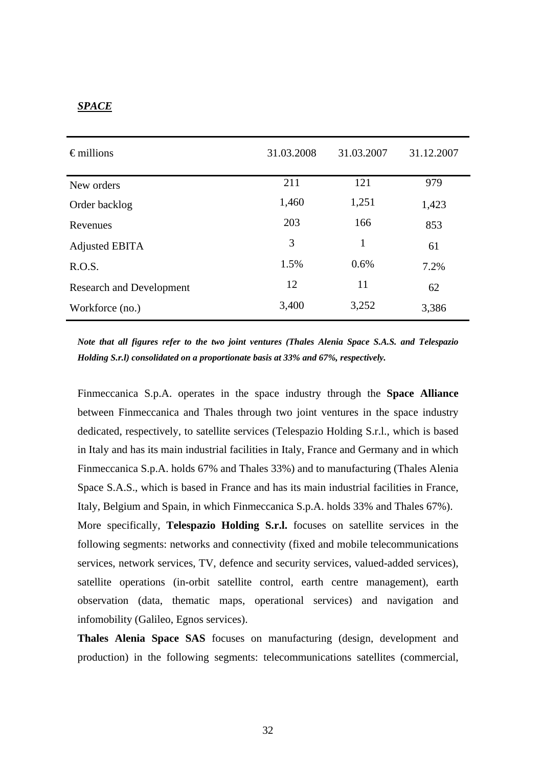***SPACE***

| € millions | 31.03.2008 | 31.03.2007 | 31.12.2007 |
|---|---|---|---|
| New orders | 211 | 121 | 979 |
| Order backlog | 1,460 | 1,251 | 1,423 |
| Revenues | 203 | 166 | 853 |
| Adjusted EBITA | 3 | 1 | 61 |
| R.O.S. | 1.5% | 0.6% | 7.2% |
| Research and Development | 12 | 11 | 62 |
| Workforce (no.) | 3,400 | 3,252 | 3,386 |

***Note that all figures refer to the two joint ventures (Thales Alenia Space S.A.S. and Telespazio Holding S.r.l) consolidated on a proportionate basis at 33% and 67%, respectively.***

Finmeccanica S.p.A. operates in the space industry through the **Space Alliance** between Finmeccanica and Thales through two joint ventures in the space industry dedicated, respectively, to satellite services (Telespazio Holding S.r.l., which is based in Italy and has its main industrial facilities in Italy, France and Germany and in which Finmeccanica S.p.A. holds 67% and Thales 33%) and to manufacturing (Thales Alenia Space S.A.S., which is based in France and has its main industrial facilities in France, Italy, Belgium and Spain, in which Finmeccanica S.p.A. holds 33% and Thales 67%).

More specifically, **Telespazio Holding S.r.l.** focuses on satellite services in the following segments: networks and connectivity (fixed and mobile telecommunications services, network services, TV, defence and security services, valued-added services), satellite operations (in-orbit satellite control, earth centre management), earth observation (data, thematic maps, operational services) and navigation and infomobility (Galileo, Egnos services).

**Thales Alenia Space SAS** focuses on manufacturing (design, development and production) in the following segments: telecommunications satellites (commercial,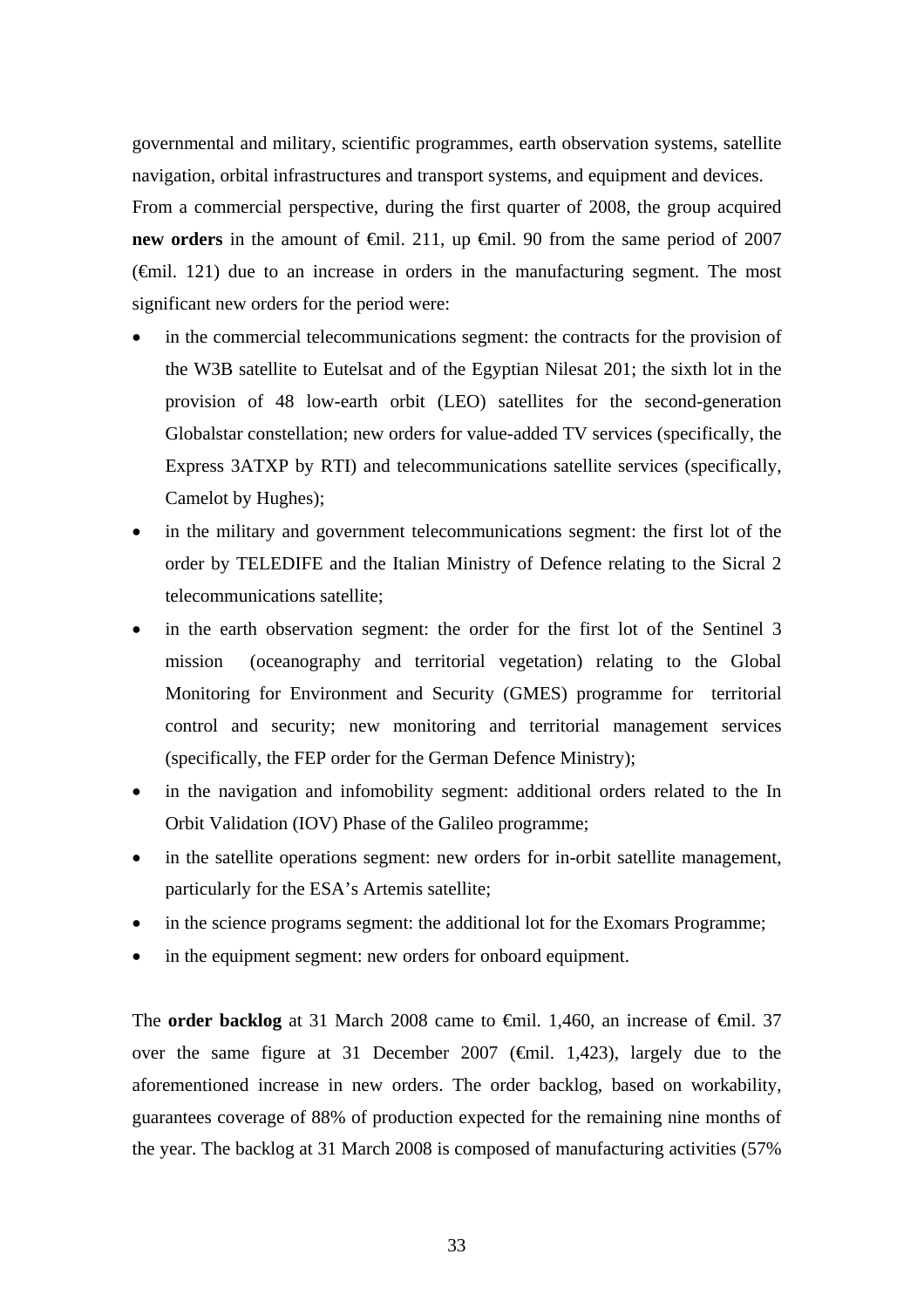governmental and military, scientific programmes, earth observation systems, satellite navigation, orbital infrastructures and transport systems, and equipment and devices.

From a commercial perspective, during the first quarter of 2008, the group acquired **new orders** in the amount of €mil. 211, up €mil. 90 from the same period of 2007 (€mil. 121) due to an increase in orders in the manufacturing segment. The most significant new orders for the period were:

- in the commercial telecommunications segment: the contracts for the provision of the W3B satellite to Eutelsat and of the Egyptian Nilesat 201; the sixth lot in the provision of 48 low-earth orbit (LEO) satellites for the second-generation Globalstar constellation; new orders for value-added TV services (specifically, the Express 3ATXP by RTI) and telecommunications satellite services (specifically, Camelot by Hughes);
- in the military and government telecommunications segment: the first lot of the order by TELEDIFE and the Italian Ministry of Defence relating to the Sicral 2 telecommunications satellite;
- in the earth observation segment: the order for the first lot of the Sentinel 3 mission (oceanography and territorial vegetation) relating to the Global Monitoring for Environment and Security (GMES) programme for territorial control and security; new monitoring and territorial management services (specifically, the FEP order for the German Defence Ministry);
- in the navigation and infomobility segment: additional orders related to the In Orbit Validation (IOV) Phase of the Galileo programme;
- in the satellite operations segment: new orders for in-orbit satellite management, particularly for the ESA's Artemis satellite;
- in the science programs segment: the additional lot for the Exomars Programme;
- in the equipment segment: new orders for onboard equipment.

The **order backlog** at 31 March 2008 came to €mil. 1,460, an increase of €mil. 37 over the same figure at 31 December 2007 (€mil. 1,423), largely due to the aforementioned increase in new orders. The order backlog, based on workability, guarantees coverage of 88% of production expected for the remaining nine months of the year. The backlog at 31 March 2008 is composed of manufacturing activities (57%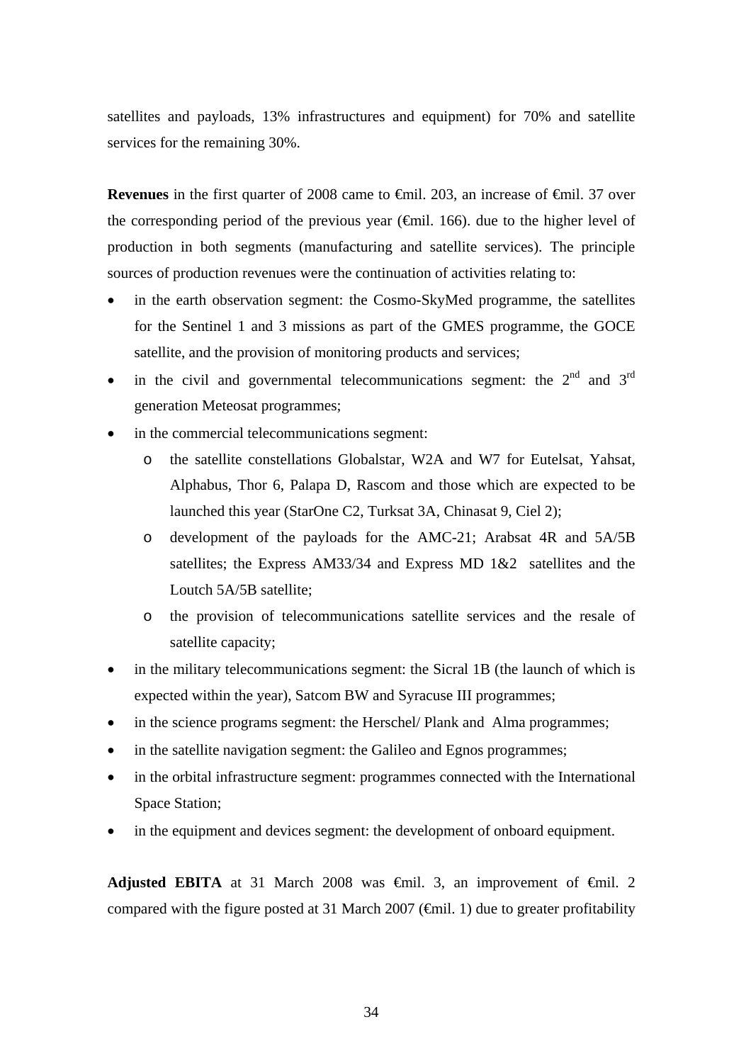satellites and payloads, 13% infrastructures and equipment) for 70% and satellite services for the remaining 30%.

**Revenues** in the first quarter of 2008 came to €mil. 203, an increase of €mil. 37 over the corresponding period of the previous year (€mil. 166). due to the higher level of production in both segments (manufacturing and satellite services). The principle sources of production revenues were the continuation of activities relating to:

- in the earth observation segment: the Cosmo-SkyMed programme, the satellites for the Sentinel 1 and 3 missions as part of the GMES programme, the GOCE satellite, and the provision of monitoring products and services;
- in the civil and governmental telecommunications segment: the 2nd and 3rd generation Meteosat programmes;
- in the commercial telecommunications segment:
  - the satellite constellations Globalstar, W2A and W7 for Eutelsat, Yahsat, Alphabus, Thor 6, Palapa D, Rascom and those which are expected to be launched this year (StarOne C2, Turksat 3A, Chinasat 9, Ciel 2);
  - development of the payloads for the AMC-21; Arabsat 4R and 5A/5B satellites; the Express AM33/34 and Express MD 1&2 satellites and the Loutch 5A/5B satellite;
  - the provision of telecommunications satellite services and the resale of satellite capacity;
- in the military telecommunications segment: the Sicral 1B (the launch of which is expected within the year), Satcom BW and Syracuse III programmes;
- in the science programs segment: the Herschel/ Plank and Alma programmes;
- in the satellite navigation segment: the Galileo and Egnos programmes;
- in the orbital infrastructure segment: programmes connected with the International Space Station;
- in the equipment and devices segment: the development of onboard equipment.

**Adjusted EBITA** at 31 March 2008 was €mil. 3, an improvement of €mil. 2 compared with the figure posted at 31 March 2007 (€mil. 1) due to greater profitability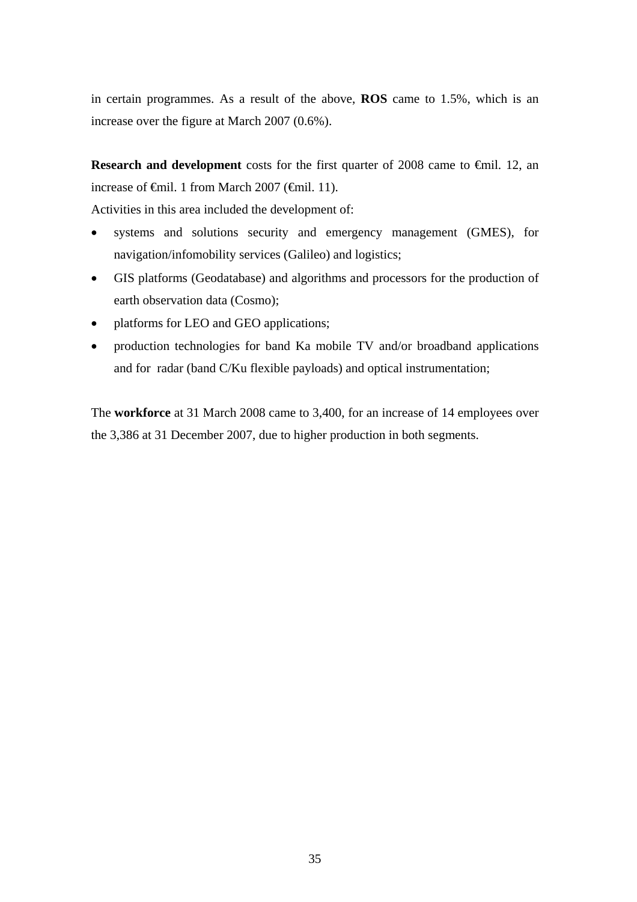in certain programmes. As a result of the above, **ROS** came to 1.5%, which is an increase over the figure at March 2007 (0.6%).

**Research and development** costs for the first quarter of 2008 came to €mil. 12, an increase of €mil. 1 from March 2007 (€mil. 11).

Activities in this area included the development of:

- systems and solutions security and emergency management (GMES), for navigation/infomobility services (Galileo) and logistics;
- GIS platforms (Geodatabase) and algorithms and processors for the production of earth observation data (Cosmo);
- platforms for LEO and GEO applications;
- production technologies for band Ka mobile TV and/or broadband applications and for radar (band C/Ku flexible payloads) and optical instrumentation;

The **workforce** at 31 March 2008 came to 3,400, for an increase of 14 employees over the 3,386 at 31 December 2007, due to higher production in both segments.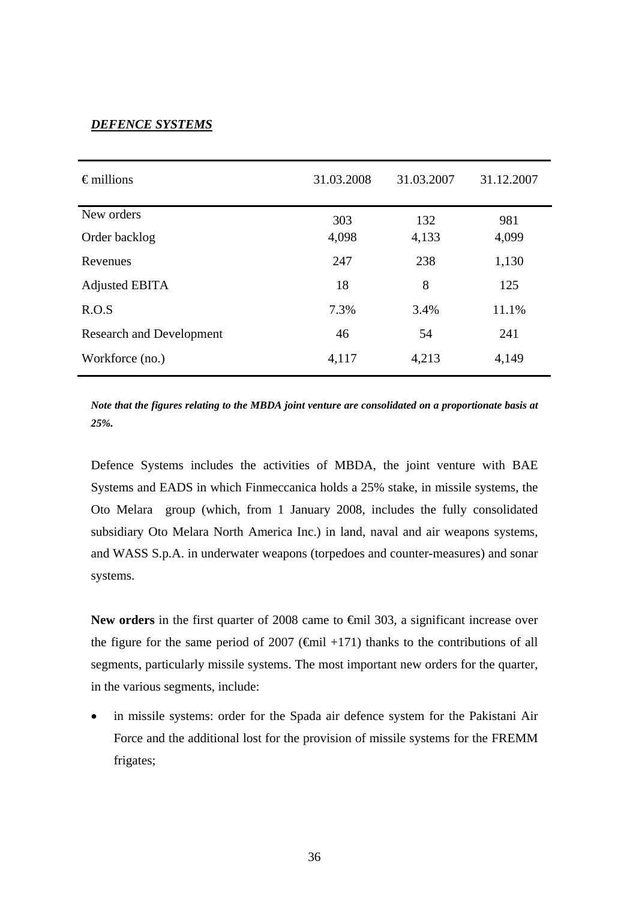***DEFENCE SYSTEMS***

| € millions | 31.03.2008 | 31.03.2007 | 31.12.2007 |
|---|---|---|---|
| New orders | 303 | 132 | 981 |
| Order backlog | 4,098 | 4,133 | 4,099 |
| Revenues | 247 | 238 | 1,130 |
| Adjusted EBITA | 18 | 8 | 125 |
| R.O.S | 7.3% | 3.4% | 11.1% |
| Research and Development | 46 | 54 | 241 |
| Workforce (no.) | 4,117 | 4,213 | 4,149 |

***Note that the figures relating to the MBDA joint venture are consolidated on a proportionate basis at 25%.***

Defence Systems includes the activities of MBDA, the joint venture with BAE Systems and EADS in which Finmeccanica holds a 25% stake, in missile systems, the Oto Melara group (which, from 1 January 2008, includes the fully consolidated subsidiary Oto Melara North America Inc.) in land, naval and air weapons systems, and WASS S.p.A. in underwater weapons (torpedoes and counter-measures) and sonar systems.

**New orders** in the first quarter of 2008 came to €mil 303, a significant increase over the figure for the same period of 2007 (€mil +171) thanks to the contributions of all segments, particularly missile systems. The most important new orders for the quarter, in the various segments, include:

- in missile systems: order for the Spada air defence system for the Pakistani Air Force and the additional lost for the provision of missile systems for the FREMM frigates;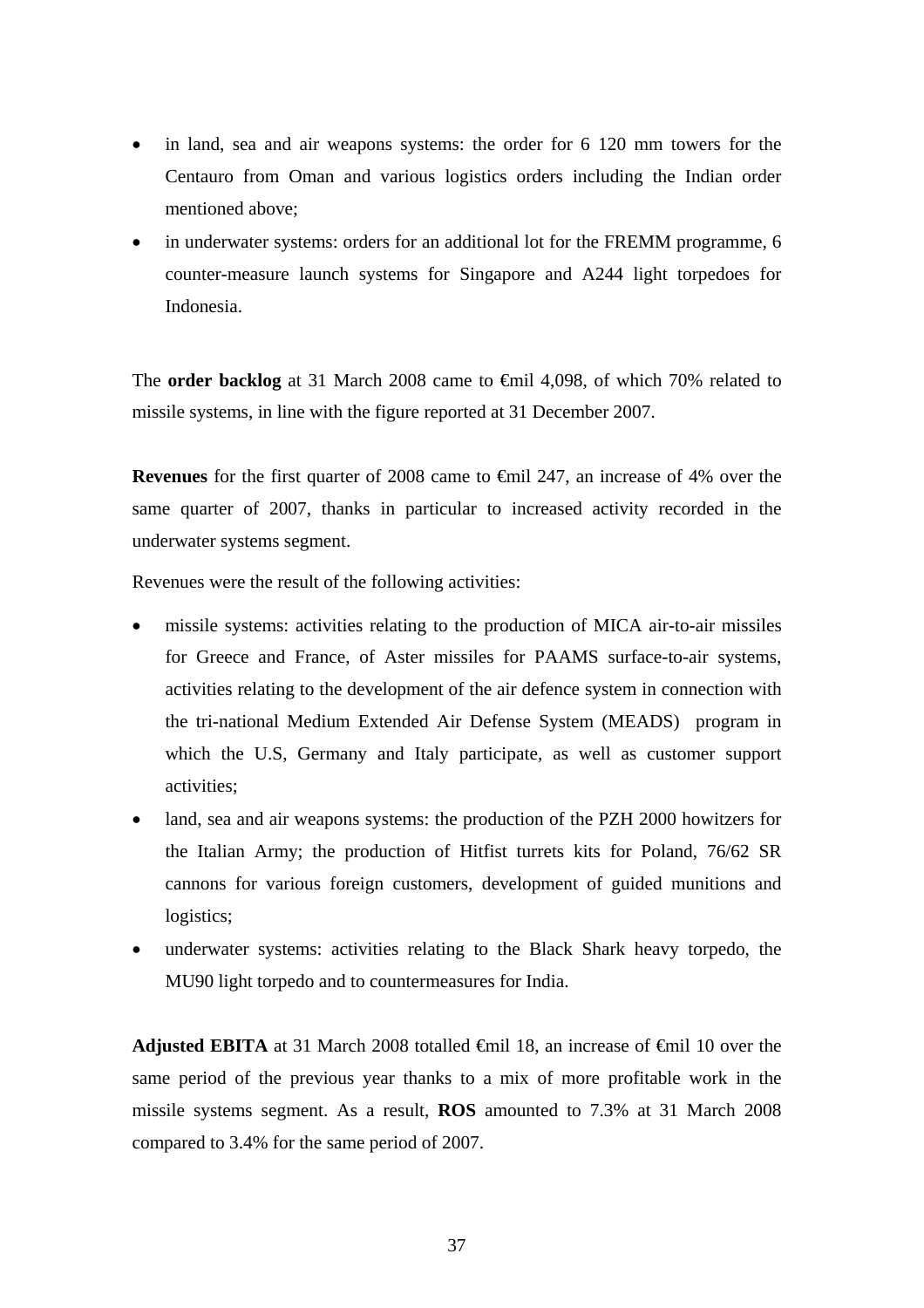- in land, sea and air weapons systems: the order for 6 120 mm towers for the Centauro from Oman and various logistics orders including the Indian order mentioned above;
- in underwater systems: orders for an additional lot for the FREMM programme, 6 counter-measure launch systems for Singapore and A244 light torpedoes for Indonesia.

The **order backlog** at 31 March 2008 came to €mil 4,098, of which 70% related to missile systems, in line with the figure reported at 31 December 2007.

**Revenues** for the first quarter of 2008 came to €mil 247, an increase of 4% over the same quarter of 2007, thanks in particular to increased activity recorded in the underwater systems segment.

Revenues were the result of the following activities:

- missile systems: activities relating to the production of MICA air-to-air missiles for Greece and France, of Aster missiles for PAAMS surface-to-air systems, activities relating to the development of the air defence system in connection with the tri-national Medium Extended Air Defense System (MEADS) program in which the U.S, Germany and Italy participate, as well as customer support activities;
- land, sea and air weapons systems: the production of the PZH 2000 howitzers for the Italian Army; the production of Hitfist turrets kits for Poland, 76/62 SR cannons for various foreign customers, development of guided munitions and logistics;
- underwater systems: activities relating to the Black Shark heavy torpedo, the MU90 light torpedo and to countermeasures for India.

**Adjusted EBITA** at 31 March 2008 totalled €mil 18, an increase of €mil 10 over the same period of the previous year thanks to a mix of more profitable work in the missile systems segment. As a result, **ROS** amounted to 7.3% at 31 March 2008 compared to 3.4% for the same period of 2007.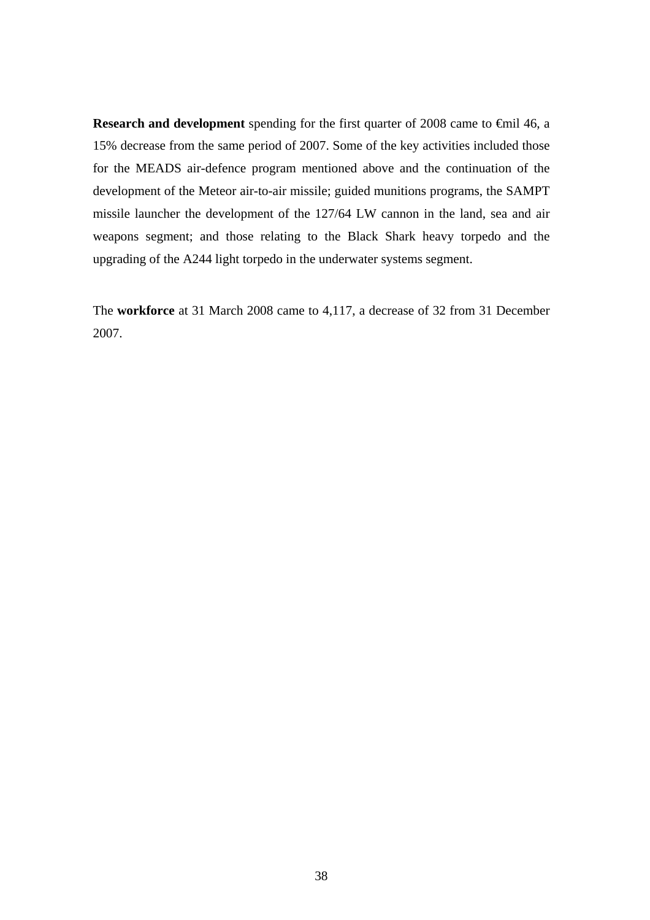**Research and development** spending for the first quarter of 2008 came to €mil 46, a 15% decrease from the same period of 2007. Some of the key activities included those for the MEADS air-defence program mentioned above and the continuation of the development of the Meteor air-to-air missile; guided munitions programs, the SAMPT missile launcher the development of the 127/64 LW cannon in the land, sea and air weapons segment; and those relating to the Black Shark heavy torpedo and the upgrading of the A244 light torpedo in the underwater systems segment.

The **workforce** at 31 March 2008 came to 4,117, a decrease of 32 from 31 December 2007.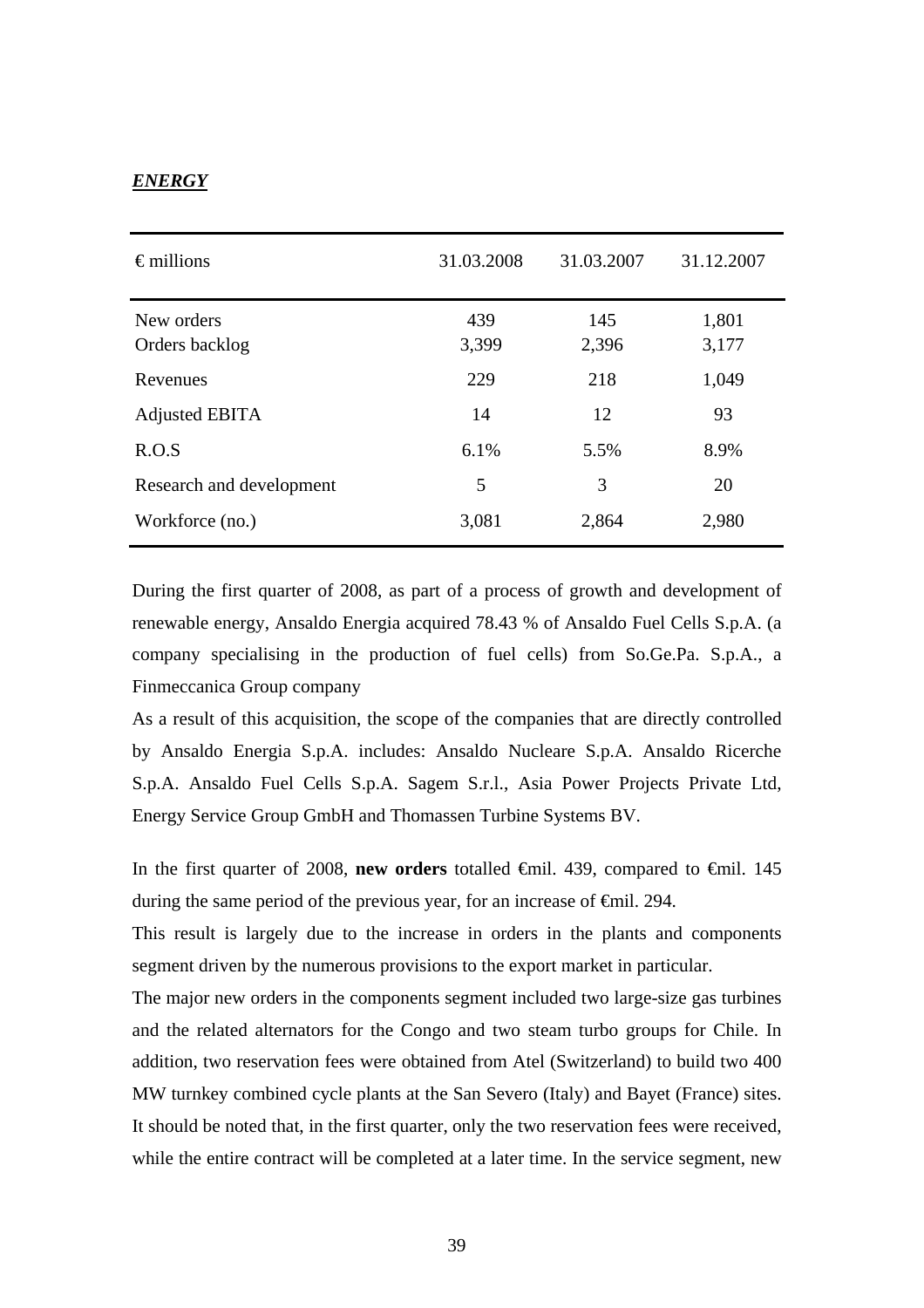***ENERGY***

| € millions | 31.03.2008 | 31.03.2007 | 31.12.2007 |
|---|---|---|---|
| New orders | 439 | 145 | 1,801 |
| Orders backlog | 3,399 | 2,396 | 3,177 |
| Revenues | 229 | 218 | 1,049 |
| Adjusted EBITA | 14 | 12 | 93 |
| R.O.S | 6.1% | 5.5% | 8.9% |
| Research and development | 5 | 3 | 20 |
| Workforce (no.) | 3,081 | 2,864 | 2,980 |

During the first quarter of 2008, as part of a process of growth and development of renewable energy, Ansaldo Energia acquired 78.43 % of Ansaldo Fuel Cells S.p.A. (a company specialising in the production of fuel cells) from So.Ge.Pa. S.p.A., a Finmeccanica Group company

As a result of this acquisition, the scope of the companies that are directly controlled by Ansaldo Energia S.p.A. includes: Ansaldo Nucleare S.p.A. Ansaldo Ricerche S.p.A. Ansaldo Fuel Cells S.p.A. Sagem S.r.l., Asia Power Projects Private Ltd, Energy Service Group GmbH and Thomassen Turbine Systems BV.

In the first quarter of 2008, **new orders** totalled €mil. 439, compared to €mil. 145 during the same period of the previous year, for an increase of €mil. 294.

This result is largely due to the increase in orders in the plants and components segment driven by the numerous provisions to the export market in particular.

The major new orders in the components segment included two large-size gas turbines and the related alternators for the Congo and two steam turbo groups for Chile. In addition, two reservation fees were obtained from Atel (Switzerland) to build two 400 MW turnkey combined cycle plants at the San Severo (Italy) and Bayet (France) sites. It should be noted that, in the first quarter, only the two reservation fees were received, while the entire contract will be completed at a later time. In the service segment, new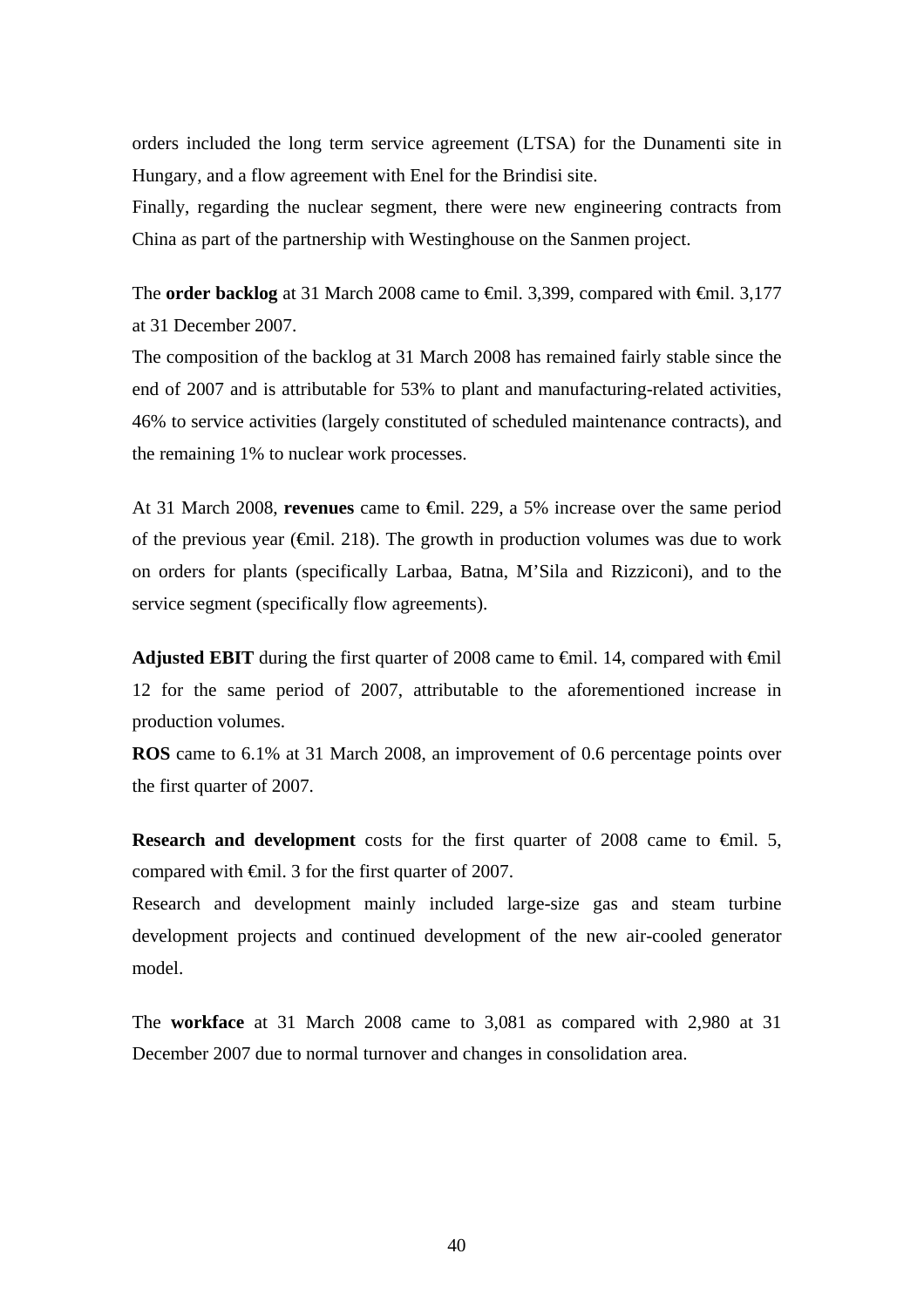orders included the long term service agreement (LTSA) for the Dunamenti site in Hungary, and a flow agreement with Enel for the Brindisi site.

Finally, regarding the nuclear segment, there were new engineering contracts from China as part of the partnership with Westinghouse on the Sanmen project.

The **order backlog** at 31 March 2008 came to €mil. 3,399, compared with €mil. 3,177 at 31 December 2007.

The composition of the backlog at 31 March 2008 has remained fairly stable since the end of 2007 and is attributable for 53% to plant and manufacturing-related activities, 46% to service activities (largely constituted of scheduled maintenance contracts), and the remaining 1% to nuclear work processes.

At 31 March 2008, **revenues** came to €mil. 229, a 5% increase over the same period of the previous year (€mil. 218). The growth in production volumes was due to work on orders for plants (specifically Larbaa, Batna, M'Sila and Rizziconi), and to the service segment (specifically flow agreements).

**Adjusted EBIT** during the first quarter of 2008 came to €mil. 14, compared with €mil 12 for the same period of 2007, attributable to the aforementioned increase in production volumes.

**ROS** came to 6.1% at 31 March 2008, an improvement of 0.6 percentage points over the first quarter of 2007.

**Research and development** costs for the first quarter of 2008 came to €mil. 5, compared with €mil. 3 for the first quarter of 2007.

Research and development mainly included large-size gas and steam turbine development projects and continued development of the new air-cooled generator model.

The **workface** at 31 March 2008 came to 3,081 as compared with 2,980 at 31 December 2007 due to normal turnover and changes in consolidation area.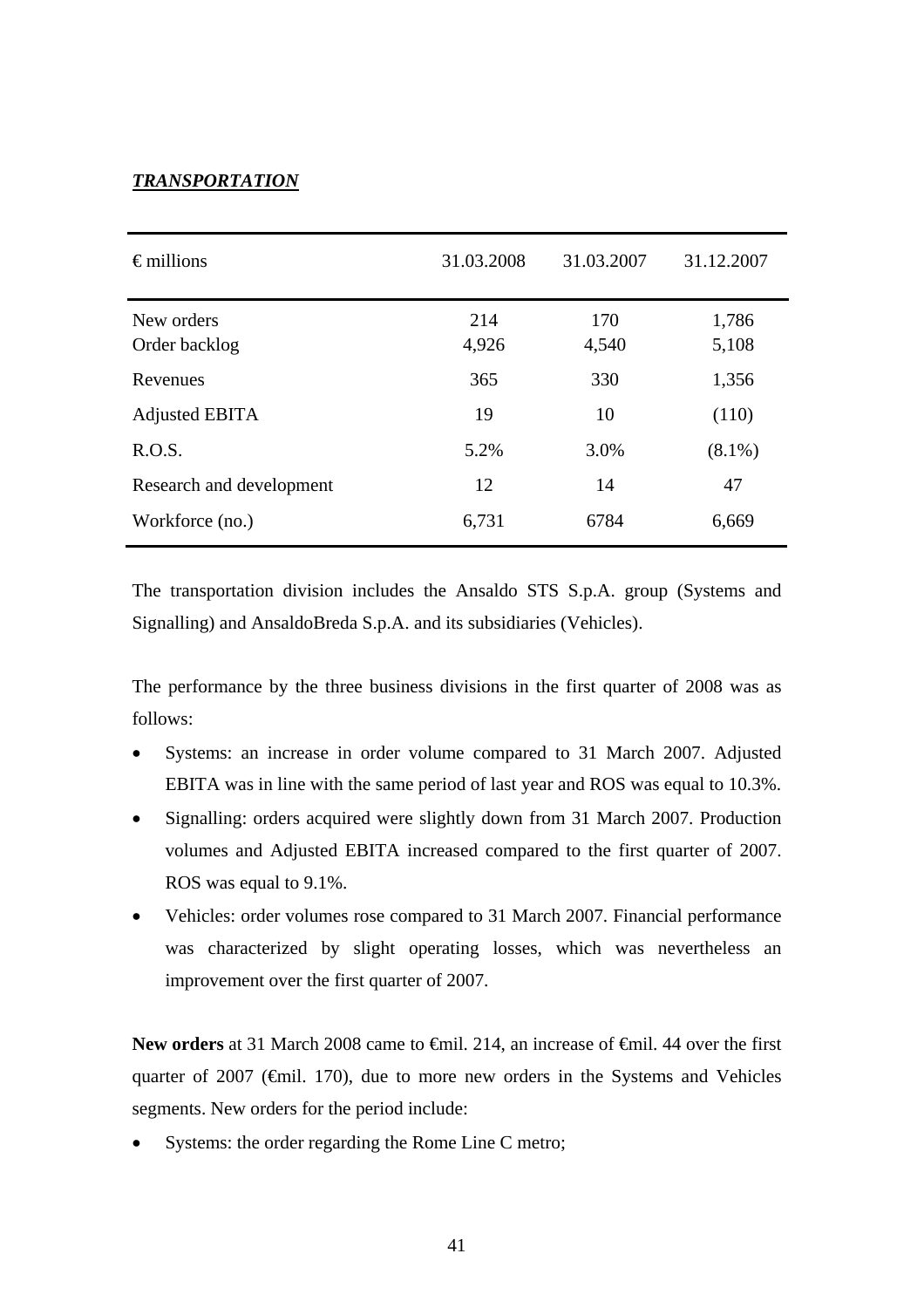***TRANSPORTATION***

| € millions | 31.03.2008 | 31.03.2007 | 31.12.2007 |
|---|---|---|---|
| New orders | 214 | 170 | 1,786 |
| Order backlog | 4,926 | 4,540 | 5,108 |
| Revenues | 365 | 330 | 1,356 |
| Adjusted EBITA | 19 | 10 | (110) |
| R.O.S. | 5.2% | 3.0% | (8.1%) |
| Research and development | 12 | 14 | 47 |
| Workforce (no.) | 6,731 | 6784 | 6,669 |

The transportation division includes the Ansaldo STS S.p.A. group (Systems and Signalling) and AnsaldoBreda S.p.A. and its subsidiaries (Vehicles).

The performance by the three business divisions in the first quarter of 2008 was as follows:

- Systems: an increase in order volume compared to 31 March 2007. Adjusted EBITA was in line with the same period of last year and ROS was equal to 10.3%.
- Signalling: orders acquired were slightly down from 31 March 2007. Production volumes and Adjusted EBITA increased compared to the first quarter of 2007. ROS was equal to 9.1%.
- Vehicles: order volumes rose compared to 31 March 2007. Financial performance was characterized by slight operating losses, which was nevertheless an improvement over the first quarter of 2007.

**New orders** at 31 March 2008 came to €mil. 214, an increase of €mil. 44 over the first quarter of 2007 (€mil. 170), due to more new orders in the Systems and Vehicles segments. New orders for the period include:

- Systems: the order regarding the Rome Line C metro;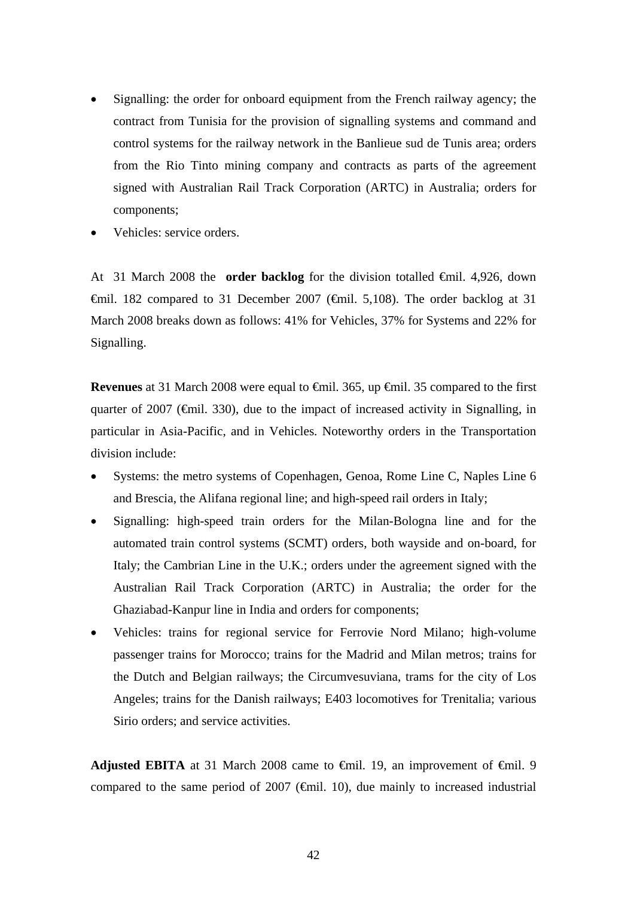- Signalling: the order for onboard equipment from the French railway agency; the contract from Tunisia for the provision of signalling systems and command and control systems for the railway network in the Banlieue sud de Tunis area; orders from the Rio Tinto mining company and contracts as parts of the agreement signed with Australian Rail Track Corporation (ARTC) in Australia; orders for components;
- Vehicles: service orders.

At 31 March 2008 the **order backlog** for the division totalled €mil. 4,926, down €mil. 182 compared to 31 December 2007 (€mil. 5,108). The order backlog at 31 March 2008 breaks down as follows: 41% for Vehicles, 37% for Systems and 22% for Signalling.

**Revenues** at 31 March 2008 were equal to €mil. 365, up €mil. 35 compared to the first quarter of 2007 (€mil. 330), due to the impact of increased activity in Signalling, in particular in Asia-Pacific, and in Vehicles. Noteworthy orders in the Transportation division include:

- Systems: the metro systems of Copenhagen, Genoa, Rome Line C, Naples Line 6 and Brescia, the Alifana regional line; and high-speed rail orders in Italy;
- Signalling: high-speed train orders for the Milan-Bologna line and for the automated train control systems (SCMT) orders, both wayside and on-board, for Italy; the Cambrian Line in the U.K.; orders under the agreement signed with the Australian Rail Track Corporation (ARTC) in Australia; the order for the Ghaziabad-Kanpur line in India and orders for components;
- Vehicles: trains for regional service for Ferrovie Nord Milano; high-volume passenger trains for Morocco; trains for the Madrid and Milan metros; trains for the Dutch and Belgian railways; the Circumvesuviana, trams for the city of Los Angeles; trains for the Danish railways; E403 locomotives for Trenitalia; various Sirio orders; and service activities.

**Adjusted EBITA** at 31 March 2008 came to €mil. 19, an improvement of €mil. 9 compared to the same period of 2007 (€mil. 10), due mainly to increased industrial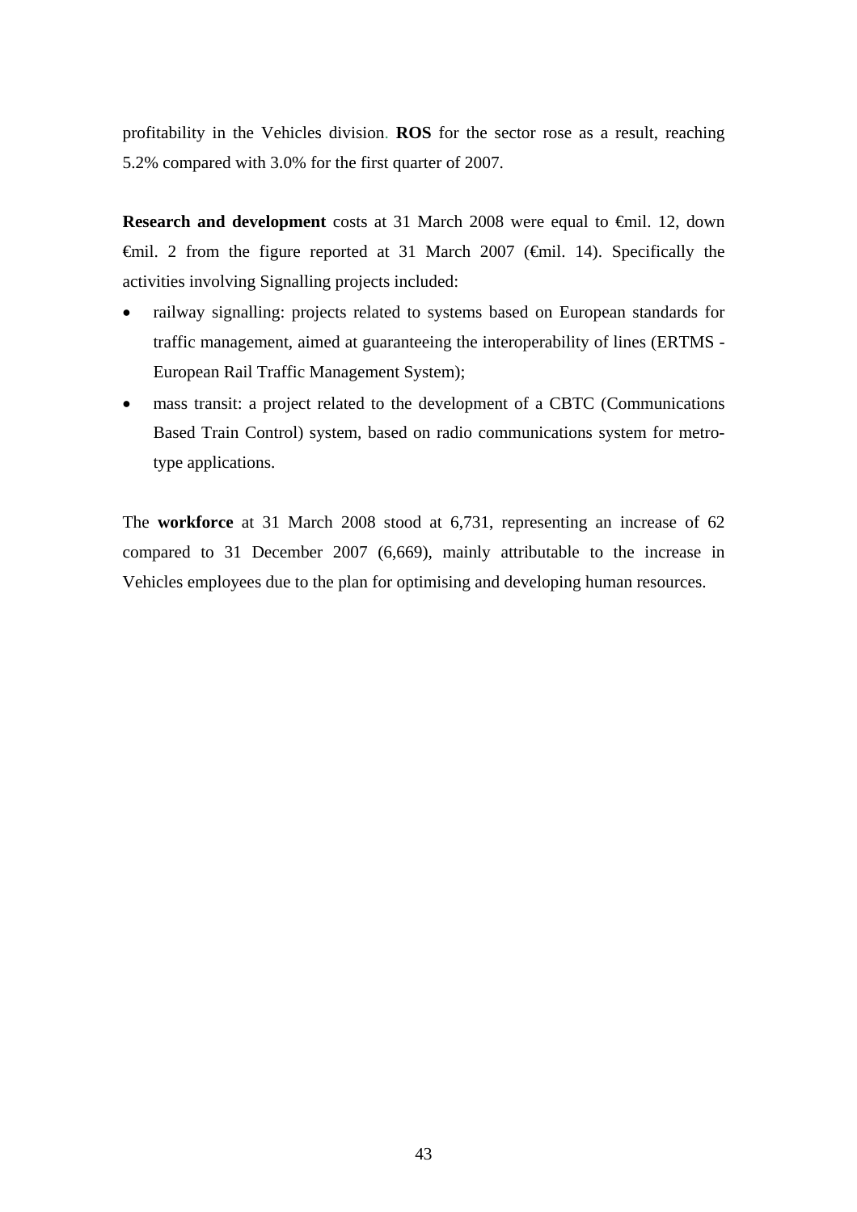profitability in the Vehicles division. **ROS** for the sector rose as a result, reaching 5.2% compared with 3.0% for the first quarter of 2007.

**Research and development** costs at 31 March 2008 were equal to €mil. 12, down €mil. 2 from the figure reported at 31 March 2007 (€mil. 14). Specifically the activities involving Signalling projects included:

- railway signalling: projects related to systems based on European standards for traffic management, aimed at guaranteeing the interoperability of lines (ERTMS - European Rail Traffic Management System);
- mass transit: a project related to the development of a CBTC (Communications Based Train Control) system, based on radio communications system for metro-type applications.

The **workforce** at 31 March 2008 stood at 6,731, representing an increase of 62 compared to 31 December 2007 (6,669), mainly attributable to the increase in Vehicles employees due to the plan for optimising and developing human resources.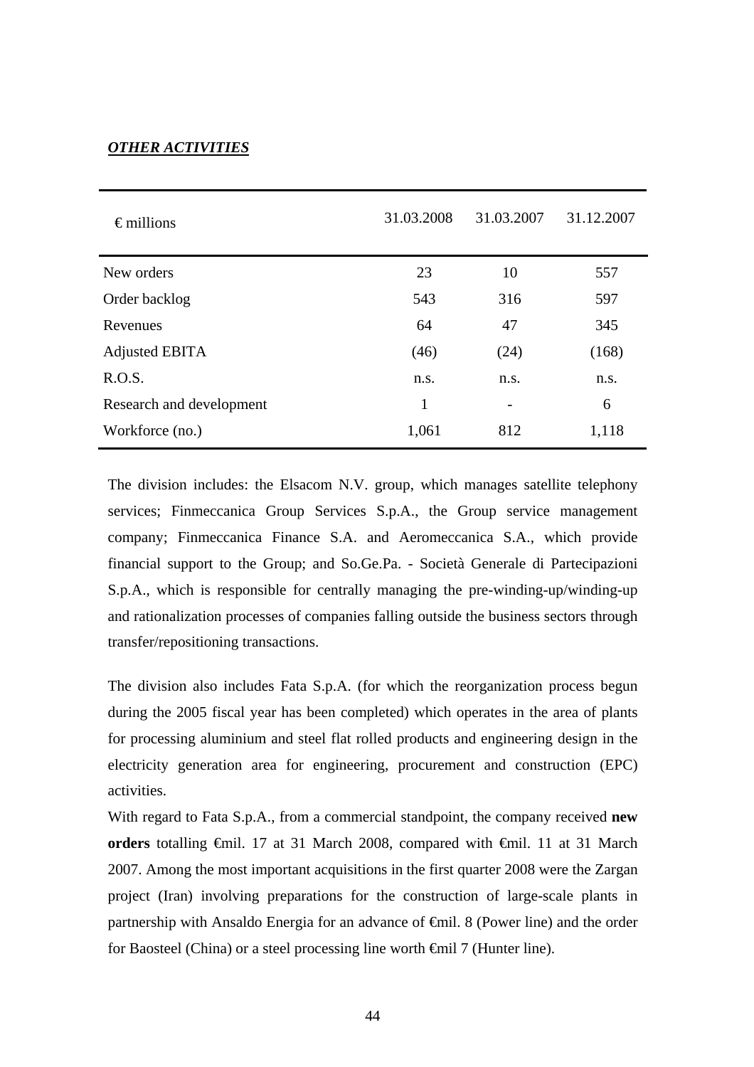***OTHER ACTIVITIES***

| € millions | 31.03.2008 | 31.03.2007 | 31.12.2007 |
|---|---|---|---|
| New orders | 23 | 10 | 557 |
| Order backlog | 543 | 316 | 597 |
| Revenues | 64 | 47 | 345 |
| Adjusted EBITA | (46) | (24) | (168) |
| R.O.S. | n.s. | n.s. | n.s. |
| Research and development | 1 | - | 6 |
| Workforce (no.) | 1,061 | 812 | 1,118 |

The division includes: the Elsacom N.V. group, which manages satellite telephony services; Finmeccanica Group Services S.p.A., the Group service management company; Finmeccanica Finance S.A. and Aeromeccanica S.A., which provide financial support to the Group; and So.Ge.Pa. - Società Generale di Partecipazioni S.p.A., which is responsible for centrally managing the pre-winding-up/winding-up and rationalization processes of companies falling outside the business sectors through transfer/repositioning transactions.

The division also includes Fata S.p.A. (for which the reorganization process begun during the 2005 fiscal year has been completed) which operates in the area of plants for processing aluminium and steel flat rolled products and engineering design in the electricity generation area for engineering, procurement and construction (EPC) activities.
With regard to Fata S.p.A., from a commercial standpoint, the company received **new orders** totalling €mil. 17 at 31 March 2008, compared with €mil. 11 at 31 March 2007. Among the most important acquisitions in the first quarter 2008 were the Zargan project (Iran) involving preparations for the construction of large-scale plants in partnership with Ansaldo Energia for an advance of €mil. 8 (Power line) and the order for Baosteel (China) or a steel processing line worth €mil 7 (Hunter line).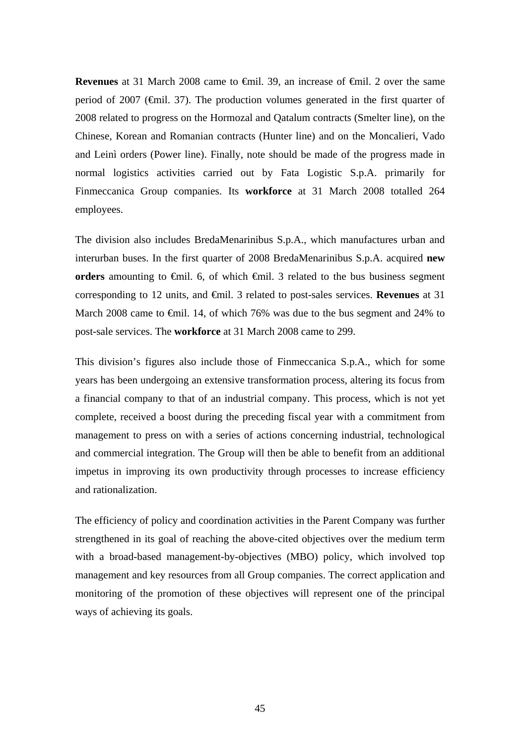**Revenues** at 31 March 2008 came to €mil. 39, an increase of €mil. 2 over the same period of 2007 (€mil. 37). The production volumes generated in the first quarter of 2008 related to progress on the Hormozal and Qatalum contracts (Smelter line), on the Chinese, Korean and Romanian contracts (Hunter line) and on the Moncalieri, Vado and Leinì orders (Power line). Finally, note should be made of the progress made in normal logistics activities carried out by Fata Logistic S.p.A. primarily for Finmeccanica Group companies. Its **workforce** at 31 March 2008 totalled 264 employees.

The division also includes BredaMenarinibus S.p.A., which manufactures urban and interurban buses. In the first quarter of 2008 BredaMenarinibus S.p.A. acquired **new orders** amounting to €mil. 6, of which €mil. 3 related to the bus business segment corresponding to 12 units, and €mil. 3 related to post-sales services. **Revenues** at 31 March 2008 came to €mil. 14, of which 76% was due to the bus segment and 24% to post-sale services. The **workforce** at 31 March 2008 came to 299.

This division's figures also include those of Finmeccanica S.p.A., which for some years has been undergoing an extensive transformation process, altering its focus from a financial company to that of an industrial company. This process, which is not yet complete, received a boost during the preceding fiscal year with a commitment from management to press on with a series of actions concerning industrial, technological and commercial integration. The Group will then be able to benefit from an additional impetus in improving its own productivity through processes to increase efficiency and rationalization.

The efficiency of policy and coordination activities in the Parent Company was further strengthened in its goal of reaching the above-cited objectives over the medium term with a broad-based management-by-objectives (MBO) policy, which involved top management and key resources from all Group companies. The correct application and monitoring of the promotion of these objectives will represent one of the principal ways of achieving its goals.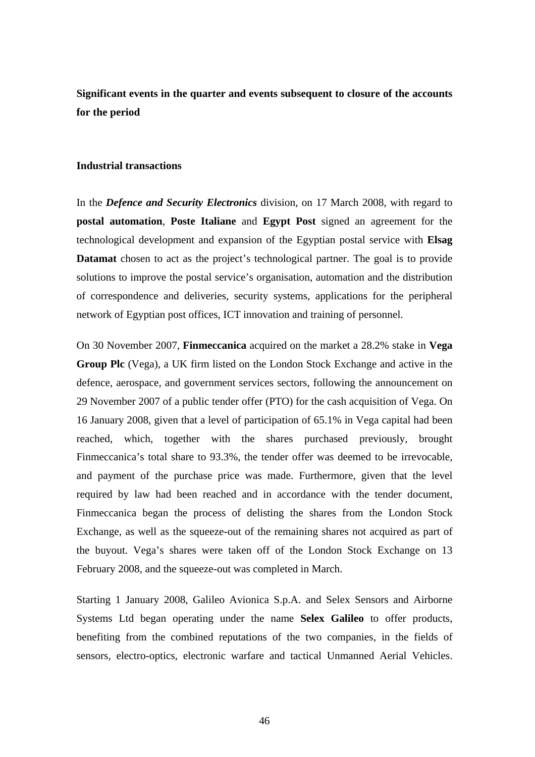## Significant events in the quarter and events subsequent to closure of the accounts for the period

### Industrial transactions

In the ***Defence and Security Electronics*** division, on 17 March 2008, with regard to **postal automation**, **Poste Italiane** and **Egypt Post** signed an agreement for the technological development and expansion of the Egyptian postal service with **Elsag Datamat** chosen to act as the project's technological partner. The goal is to provide solutions to improve the postal service's organisation, automation and the distribution of correspondence and deliveries, security systems, applications for the peripheral network of Egyptian post offices, ICT innovation and training of personnel.

On 30 November 2007, **Finmeccanica** acquired on the market a 28.2% stake in **Vega Group Plc** (Vega), a UK firm listed on the London Stock Exchange and active in the defence, aerospace, and government services sectors, following the announcement on 29 November 2007 of a public tender offer (PTO) for the cash acquisition of Vega. On 16 January 2008, given that a level of participation of 65.1% in Vega capital had been reached, which, together with the shares purchased previously, brought Finmeccanica's total share to 93.3%, the tender offer was deemed to be irrevocable, and payment of the purchase price was made. Furthermore, given that the level required by law had been reached and in accordance with the tender document, Finmeccanica began the process of delisting the shares from the London Stock Exchange, as well as the squeeze-out of the remaining shares not acquired as part of the buyout. Vega's shares were taken off of the London Stock Exchange on 13 February 2008, and the squeeze-out was completed in March.

Starting 1 January 2008, Galileo Avionica S.p.A. and Selex Sensors and Airborne Systems Ltd began operating under the name **Selex Galileo** to offer products, benefiting from the combined reputations of the two companies, in the fields of sensors, electro-optics, electronic warfare and tactical Unmanned Aerial Vehicles.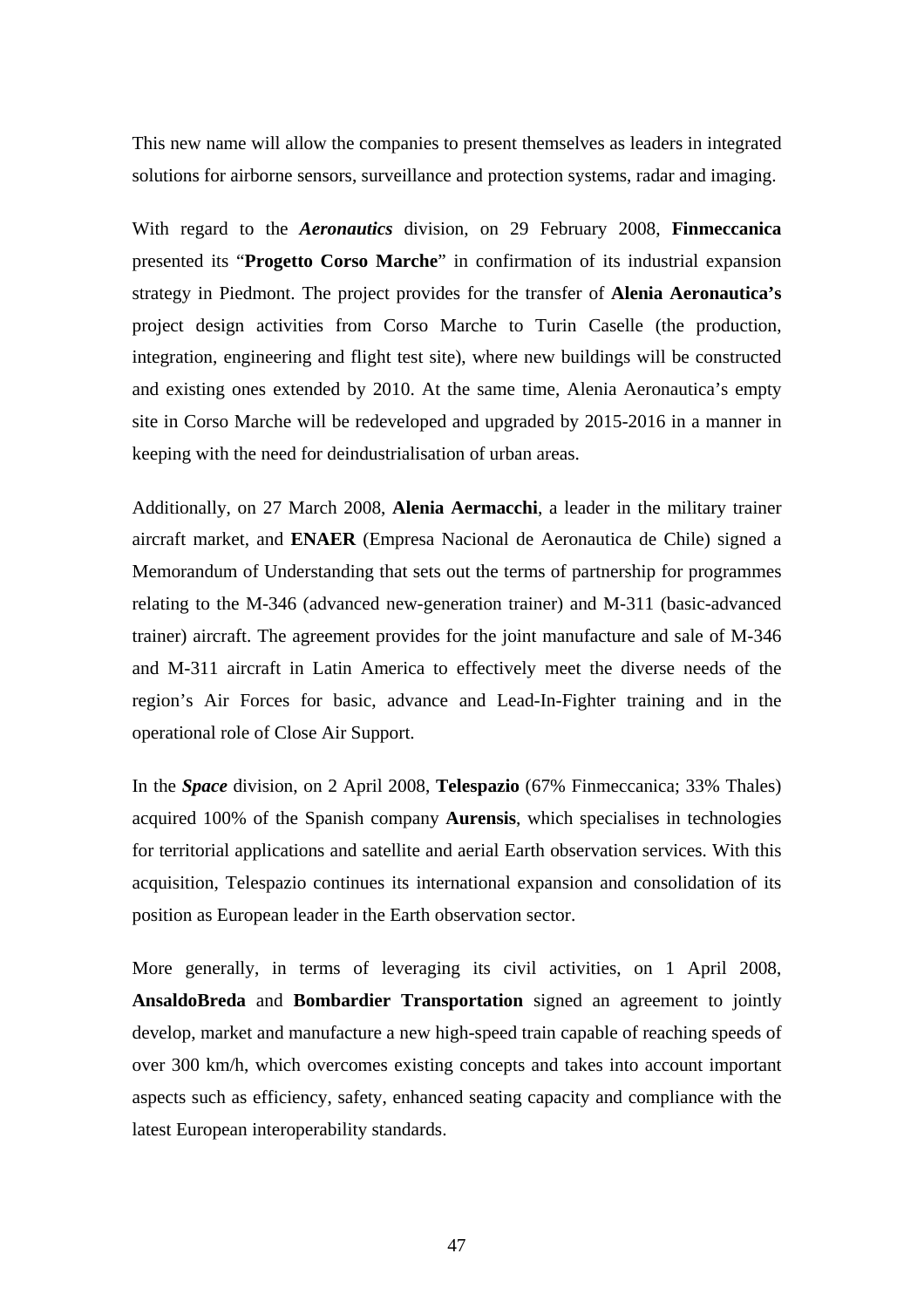This new name will allow the companies to present themselves as leaders in integrated solutions for airborne sensors, surveillance and protection systems, radar and imaging.

With regard to the ***Aeronautics*** division, on 29 February 2008, **Finmeccanica** presented its "**Progetto Corso Marche**" in confirmation of its industrial expansion strategy in Piedmont. The project provides for the transfer of **Alenia Aeronautica's** project design activities from Corso Marche to Turin Caselle (the production, integration, engineering and flight test site), where new buildings will be constructed and existing ones extended by 2010. At the same time, Alenia Aeronautica's empty site in Corso Marche will be redeveloped and upgraded by 2015-2016 in a manner in keeping with the need for deindustrialisation of urban areas.

Additionally, on 27 March 2008, **Alenia Aermacchi**, a leader in the military trainer aircraft market, and **ENAER** (Empresa Nacional de Aeronautica de Chile) signed a Memorandum of Understanding that sets out the terms of partnership for programmes relating to the M-346 (advanced new-generation trainer) and M-311 (basic-advanced trainer) aircraft. The agreement provides for the joint manufacture and sale of M-346 and M-311 aircraft in Latin America to effectively meet the diverse needs of the region's Air Forces for basic, advance and Lead-In-Fighter training and in the operational role of Close Air Support.

In the ***Space*** division, on 2 April 2008, **Telespazio** (67% Finmeccanica; 33% Thales) acquired 100% of the Spanish company **Aurensis**, which specialises in technologies for territorial applications and satellite and aerial Earth observation services. With this acquisition, Telespazio continues its international expansion and consolidation of its position as European leader in the Earth observation sector.

More generally, in terms of leveraging its civil activities, on 1 April 2008, **AnsaldoBreda** and **Bombardier Transportation** signed an agreement to jointly develop, market and manufacture a new high-speed train capable of reaching speeds of over 300 km/h, which overcomes existing concepts and takes into account important aspects such as efficiency, safety, enhanced seating capacity and compliance with the latest European interoperability standards.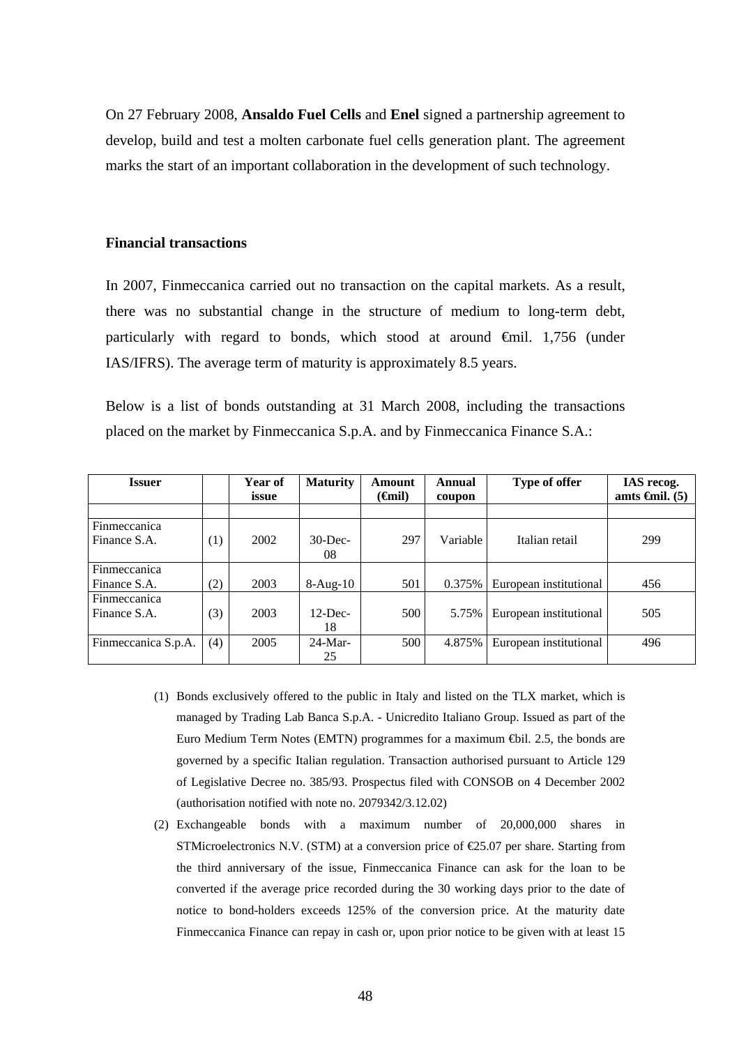On 27 February 2008, **Ansaldo Fuel Cells** and **Enel** signed a partnership agreement to develop, build and test a molten carbonate fuel cells generation plant. The agreement marks the start of an important collaboration in the development of such technology.

**Financial transactions**

In 2007, Finmeccanica carried out no transaction on the capital markets. As a result, there was no substantial change in the structure of medium to long-term debt, particularly with regard to bonds, which stood at around €mil. 1,756 (under IAS/IFRS). The average term of maturity is approximately 8.5 years.

Below is a list of bonds outstanding at 31 March 2008, including the transactions placed on the market by Finmeccanica S.p.A. and by Finmeccanica Finance S.A.:

| Issuer | | Year of issue | Maturity | Amount (€mil) | Annual coupon | Type of offer | IAS recog. amts €mil. (5) |
|---|---|---|---|---|---|---|---|
| | | | | | | | |
| Finmeccanica Finance S.A. | (1) | 2002 | 30-Dec-08 | 297 | Variable | Italian retail | 299 |
| Finmeccanica Finance S.A. | (2) | 2003 | 8-Aug-10 | 501 | 0.375% | European institutional | 456 |
| Finmeccanica Finance S.A. | (3) | 2003 | 12-Dec-18 | 500 | 5.75% | European institutional | 505 |
| Finmeccanica S.p.A. | (4) | 2005 | 24-Mar-25 | 500 | 4.875% | European institutional | 496 |

(1) Bonds exclusively offered to the public in Italy and listed on the TLX market, which is managed by Trading Lab Banca S.p.A. - Unicredito Italiano Group. Issued as part of the Euro Medium Term Notes (EMTN) programmes for a maximum €bil. 2.5, the bonds are governed by a specific Italian regulation. Transaction authorised pursuant to Article 129 of Legislative Decree no. 385/93. Prospectus filed with CONSOB on 4 December 2002 (authorisation notified with note no. 2079342/3.12.02)

(2) Exchangeable bonds with a maximum number of 20,000,000 shares in STMicroelectronics N.V. (STM) at a conversion price of €25.07 per share. Starting from the third anniversary of the issue, Finmeccanica Finance can ask for the loan to be converted if the average price recorded during the 30 working days prior to the date of notice to bond-holders exceeds 125% of the conversion price. At the maturity date Finmeccanica Finance can repay in cash or, upon prior notice to be given with at least 15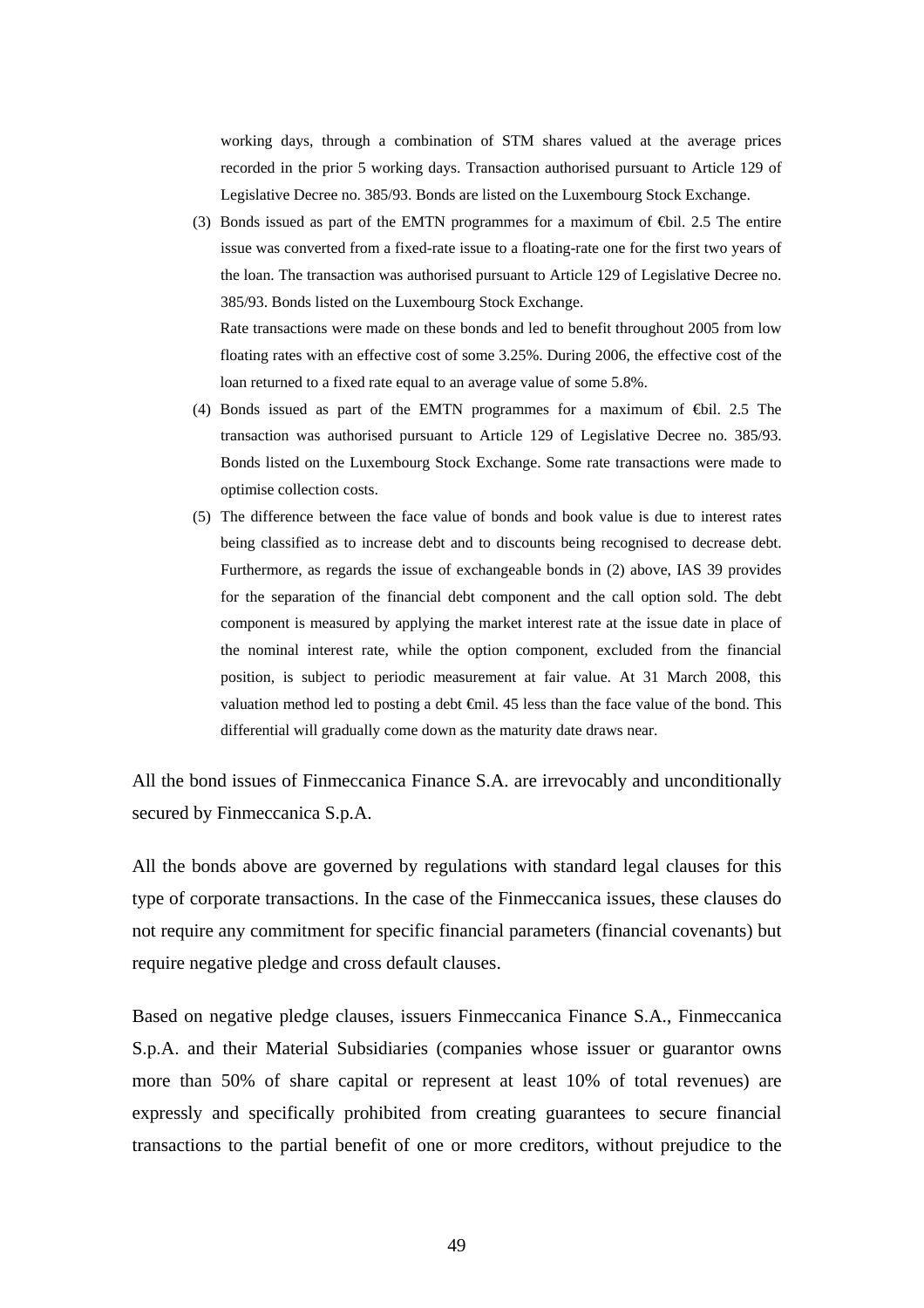working days, through a combination of STM shares valued at the average prices recorded in the prior 5 working days. Transaction authorised pursuant to Article 129 of Legislative Decree no. 385/93. Bonds are listed on the Luxembourg Stock Exchange.

(3) Bonds issued as part of the EMTN programmes for a maximum of €bil. 2.5 The entire issue was converted from a fixed-rate issue to a floating-rate one for the first two years of the loan. The transaction was authorised pursuant to Article 129 of Legislative Decree no. 385/93. Bonds listed on the Luxembourg Stock Exchange.

Rate transactions were made on these bonds and led to benefit throughout 2005 from low floating rates with an effective cost of some 3.25%. During 2006, the effective cost of the loan returned to a fixed rate equal to an average value of some 5.8%.

(4) Bonds issued as part of the EMTN programmes for a maximum of €bil. 2.5 The transaction was authorised pursuant to Article 129 of Legislative Decree no. 385/93. Bonds listed on the Luxembourg Stock Exchange. Some rate transactions were made to optimise collection costs.

(5) The difference between the face value of bonds and book value is due to interest rates being classified as to increase debt and to discounts being recognised to decrease debt. Furthermore, as regards the issue of exchangeable bonds in (2) above, IAS 39 provides for the separation of the financial debt component and the call option sold. The debt component is measured by applying the market interest rate at the issue date in place of the nominal interest rate, while the option component, excluded from the financial position, is subject to periodic measurement at fair value. At 31 March 2008, this valuation method led to posting a debt €mil. 45 less than the face value of the bond. This differential will gradually come down as the maturity date draws near.

All the bond issues of Finmeccanica Finance S.A. are irrevocably and unconditionally secured by Finmeccanica S.p.A.

All the bonds above are governed by regulations with standard legal clauses for this type of corporate transactions. In the case of the Finmeccanica issues, these clauses do not require any commitment for specific financial parameters (financial covenants) but require negative pledge and cross default clauses.

Based on negative pledge clauses, issuers Finmeccanica Finance S.A., Finmeccanica S.p.A. and their Material Subsidiaries (companies whose issuer or guarantor owns more than 50% of share capital or represent at least 10% of total revenues) are expressly and specifically prohibited from creating guarantees to secure financial transactions to the partial benefit of one or more creditors, without prejudice to the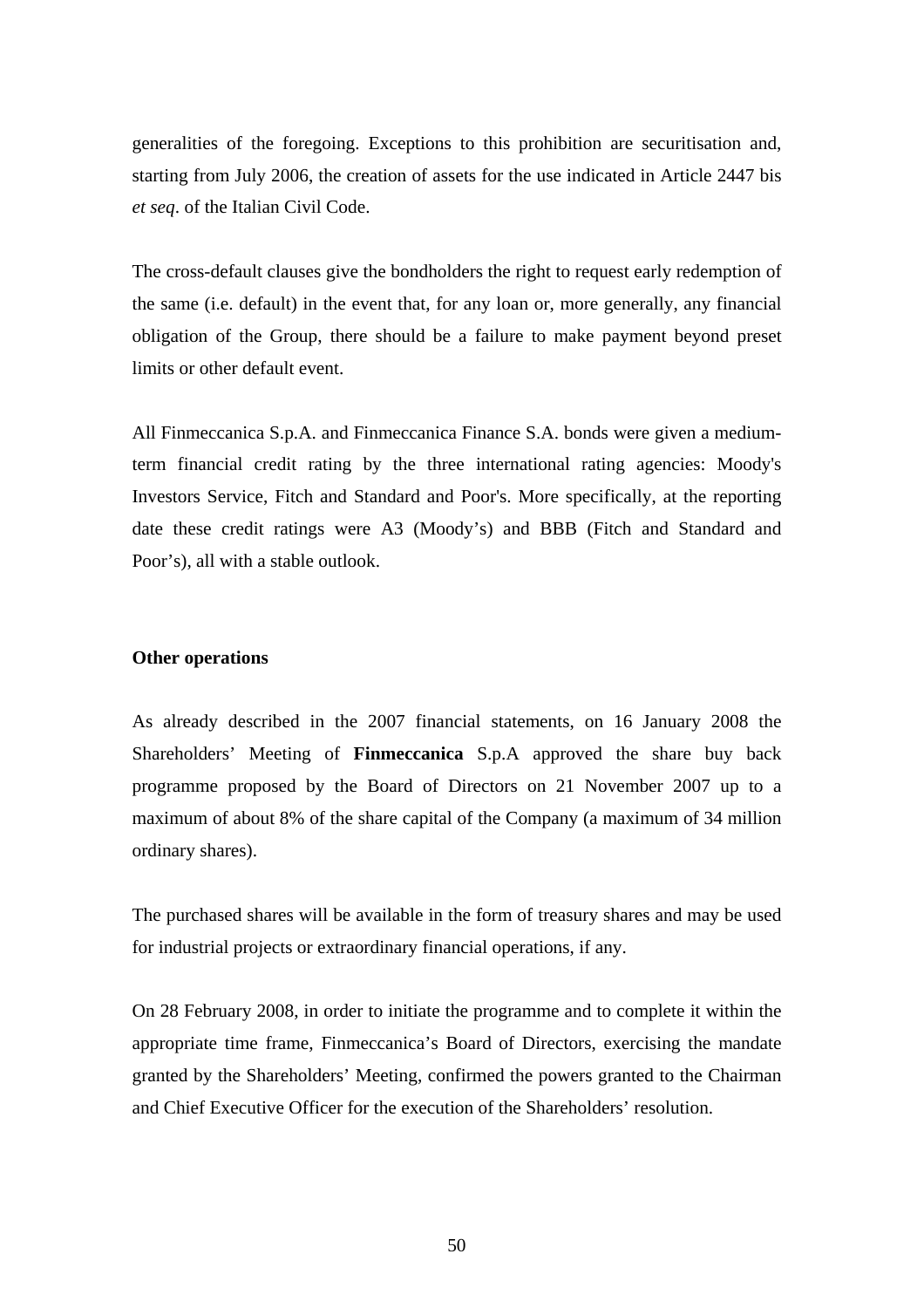generalities of the foregoing. Exceptions to this prohibition are securitisation and, starting from July 2006, the creation of assets for the use indicated in Article 2447 bis *et seq*. of the Italian Civil Code.

The cross-default clauses give the bondholders the right to request early redemption of the same (i.e. default) in the event that, for any loan or, more generally, any financial obligation of the Group, there should be a failure to make payment beyond preset limits or other default event.

All Finmeccanica S.p.A. and Finmeccanica Finance S.A. bonds were given a medium-term financial credit rating by the three international rating agencies: Moody's Investors Service, Fitch and Standard and Poor's. More specifically, at the reporting date these credit ratings were A3 (Moody's) and BBB (Fitch and Standard and Poor's), all with a stable outlook.

**Other operations**

As already described in the 2007 financial statements, on 16 January 2008 the Shareholders' Meeting of **Finmeccanica** S.p.A approved the share buy back programme proposed by the Board of Directors on 21 November 2007 up to a maximum of about 8% of the share capital of the Company (a maximum of 34 million ordinary shares).

The purchased shares will be available in the form of treasury shares and may be used for industrial projects or extraordinary financial operations, if any.

On 28 February 2008, in order to initiate the programme and to complete it within the appropriate time frame, Finmeccanica's Board of Directors, exercising the mandate granted by the Shareholders' Meeting, confirmed the powers granted to the Chairman and Chief Executive Officer for the execution of the Shareholders' resolution.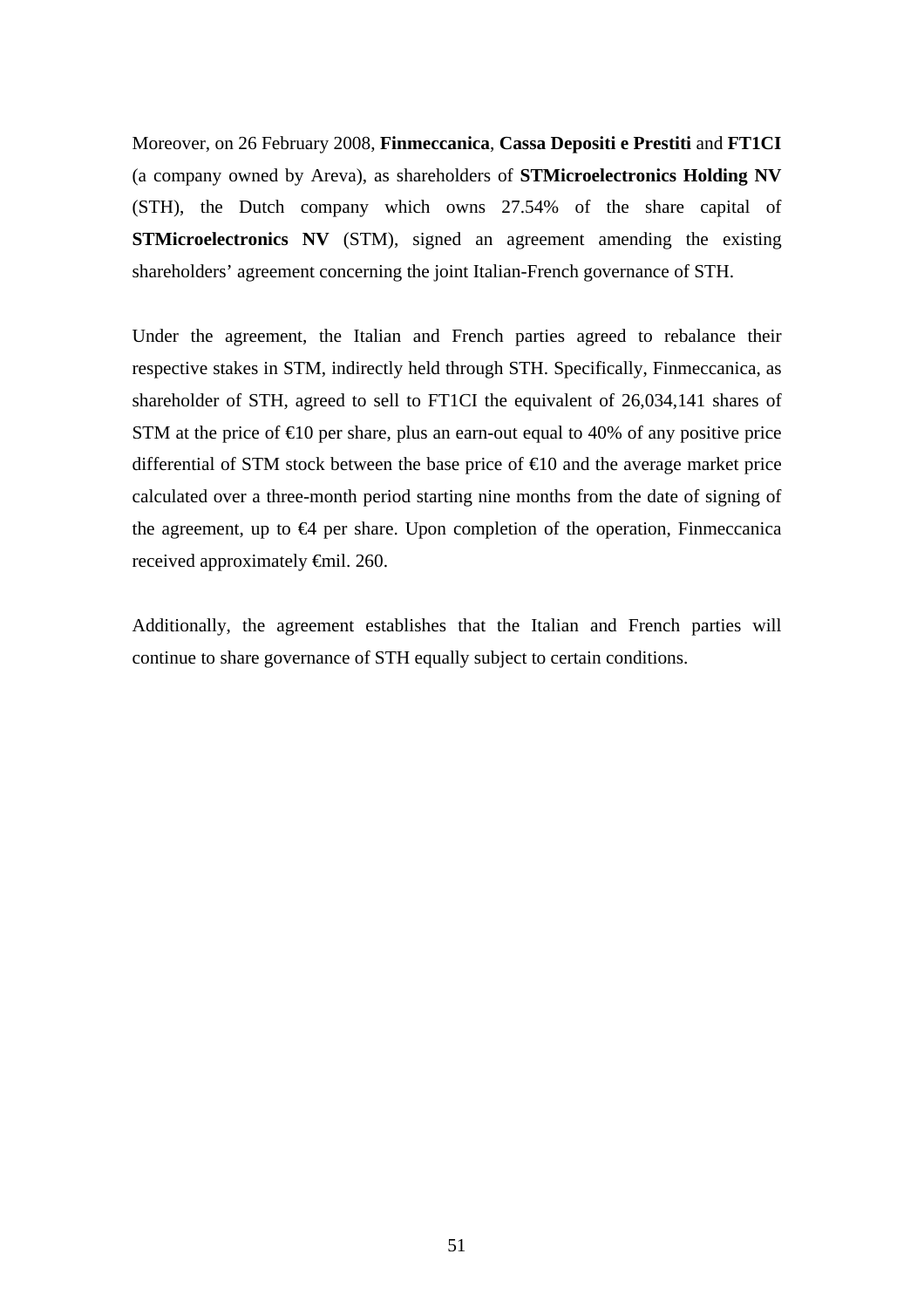Moreover, on 26 February 2008, **Finmeccanica**, **Cassa Depositi e Prestiti** and **FT1CI** (a company owned by Areva), as shareholders of **STMicroelectronics Holding NV** (STH), the Dutch company which owns 27.54% of the share capital of **STMicroelectronics NV** (STM), signed an agreement amending the existing shareholders' agreement concerning the joint Italian-French governance of STH.

Under the agreement, the Italian and French parties agreed to rebalance their respective stakes in STM, indirectly held through STH. Specifically, Finmeccanica, as shareholder of STH, agreed to sell to FT1CI the equivalent of 26,034,141 shares of STM at the price of €10 per share, plus an earn-out equal to 40% of any positive price differential of STM stock between the base price of €10 and the average market price calculated over a three-month period starting nine months from the date of signing of the agreement, up to €4 per share. Upon completion of the operation, Finmeccanica received approximately €mil. 260.

Additionally, the agreement establishes that the Italian and French parties will continue to share governance of STH equally subject to certain conditions.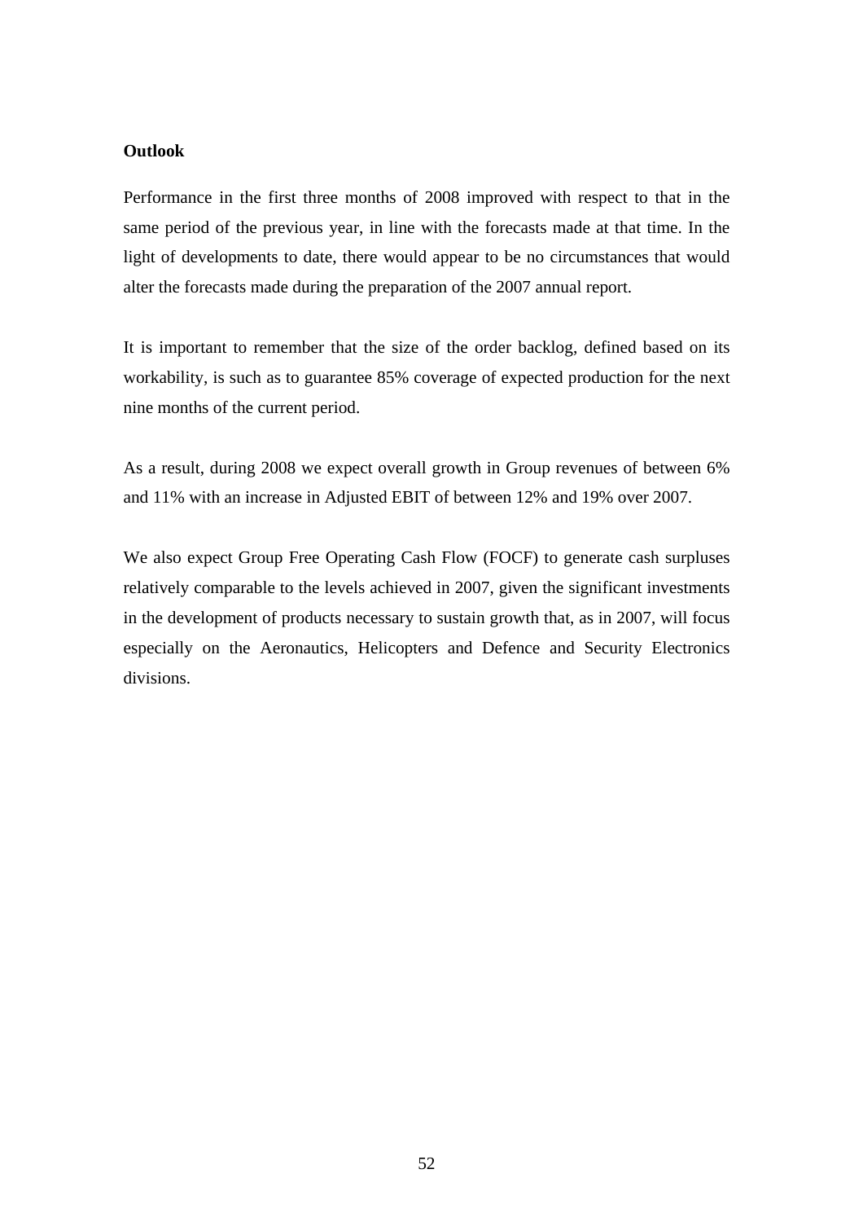**Outlook**

Performance in the first three months of 2008 improved with respect to that in the same period of the previous year, in line with the forecasts made at that time. In the light of developments to date, there would appear to be no circumstances that would alter the forecasts made during the preparation of the 2007 annual report.

It is important to remember that the size of the order backlog, defined based on its workability, is such as to guarantee 85% coverage of expected production for the next nine months of the current period.

As a result, during 2008 we expect overall growth in Group revenues of between 6% and 11% with an increase in Adjusted EBIT of between 12% and 19% over 2007.

We also expect Group Free Operating Cash Flow (FOCF) to generate cash surpluses relatively comparable to the levels achieved in 2007, given the significant investments in the development of products necessary to sustain growth that, as in 2007, will focus especially on the Aeronautics, Helicopters and Defence and Security Electronics divisions.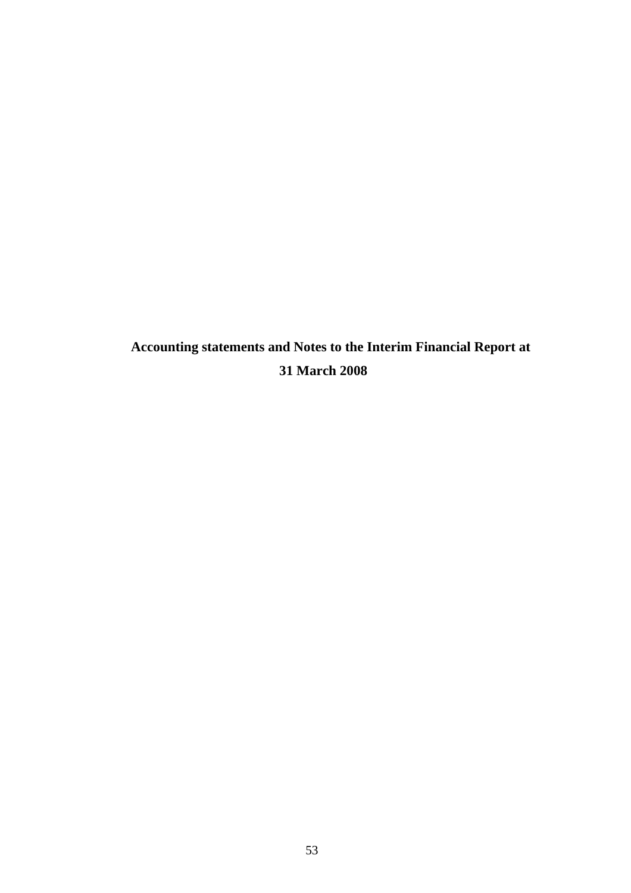# Accounting statements and Notes to the Interim Financial Report at 31 March 2008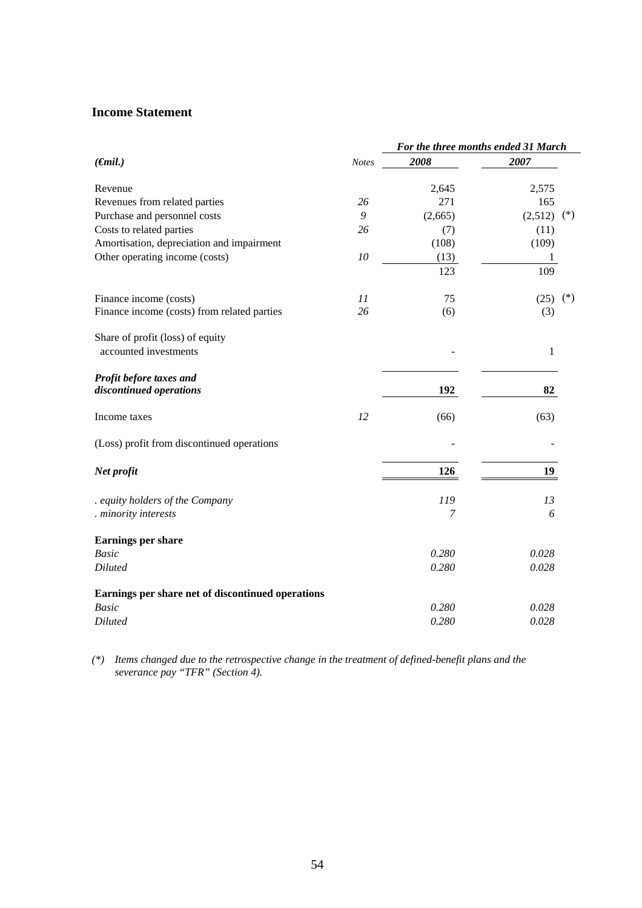## Income Statement

| *(€mil.)* | *Notes* | *For the three months ended 31 March* | |
|---|---|---|---|
| | | ***2008*** | ***2007*** |
| Revenue | | 2,645 | 2,575 |
| Revenues from related parties | *26* | 271 | 165 |
| Purchase and personnel costs | *9* | (2,665) | (2,512) (*) |
| Costs to related parties | *26* | (7) | (11) |
| Amortisation, depreciation and impairment | | (108) | (109) |
| Other operating income (costs) | *10* | (13) | 1 |
| | | 123 | 109 |
| Finance income (costs) | *11* | 75 | (25) (*) |
| Finance income (costs) from related parties | *26* | (6) | (3) |
| Share of profit (loss) of equity accounted investments | | - | 1 |
| ***Profit before taxes and discontinued operations*** | | **192** | **82** |
| Income taxes | *12* | (66) | (63) |
| (Loss) profit from discontinued operations | | - | - |
| ***Net profit*** | | **126** | **19** |
| *. equity holders of the Company* | | *119* | *13* |
| *. minority interests* | | *7* | *6* |
| **Earnings per share** | | | |
| *Basic* | | *0.280* | *0.028* |
| *Diluted* | | *0.280* | *0.028* |
| **Earnings per share net of discontinued operations** | | | |
| *Basic* | | *0.280* | *0.028* |
| *Diluted* | | *0.280* | *0.028* |

*(*) Items changed due to the retrospective change in the treatment of defined-benefit plans and the severance pay "TFR" (Section 4).*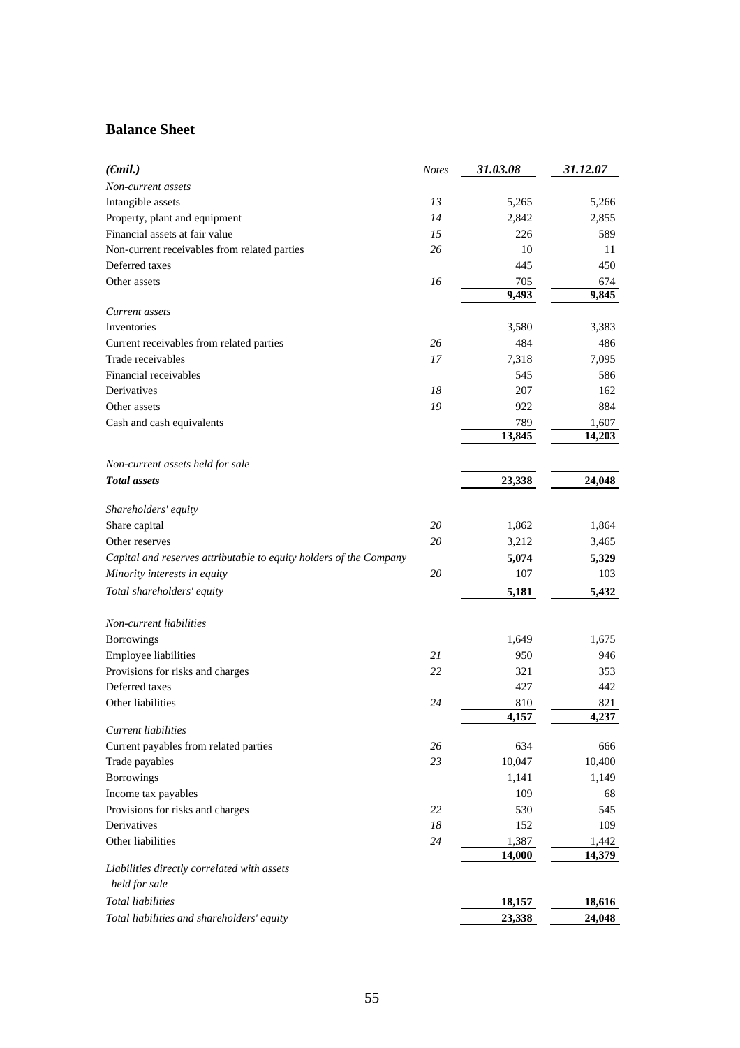## Balance Sheet

| *(€mil.)* | *Notes* | *31.03.08* | *31.12.07* |
|---|---|---|---|
| *Non-current assets* | | | |
| Intangible assets | *13* | 5,265 | 5,266 |
| Property, plant and equipment | *14* | 2,842 | 2,855 |
| Financial assets at fair value | *15* | 226 | 589 |
| Non-current receivables from related parties | *26* | 10 | 11 |
| Deferred taxes | | 445 | 450 |
| Other assets | *16* | 705 | 674 |
| | | **9,493** | **9,845** |
| *Current assets* | | | |
| Inventories | | 3,580 | 3,383 |
| Current receivables from related parties | *26* | 484 | 486 |
| Trade receivables | *17* | 7,318 | 7,095 |
| Financial receivables | | 545 | 586 |
| Derivatives | *18* | 207 | 162 |
| Other assets | *19* | 922 | 884 |
| Cash and cash equivalents | | 789 | 1,607 |
| | | **13,845** | **14,203** |
| *Non-current assets held for sale* | | | |
| ***Total assets*** | | **23,338** | **24,048** |
| *Shareholders' equity* | | | |
| Share capital | *20* | 1,862 | 1,864 |
| Other reserves | *20* | 3,212 | 3,465 |
| *Capital and reserves attributable to equity holders of the Company* | | **5,074** | **5,329** |
| *Minority interests in equity* | *20* | 107 | 103 |
| *Total shareholders' equity* | | **5,181** | **5,432** |
| *Non-current liabilities* | | | |
| Borrowings | | 1,649 | 1,675 |
| Employee liabilities | *21* | 950 | 946 |
| Provisions for risks and charges | *22* | 321 | 353 |
| Deferred taxes | | 427 | 442 |
| Other liabilities | *24* | 810 | 821 |
| | | **4,157** | **4,237** |
| *Current liabilities* | | | |
| Current payables from related parties | *26* | 634 | 666 |
| Trade payables | *23* | 10,047 | 10,400 |
| Borrowings | | 1,141 | 1,149 |
| Income tax payables | | 109 | 68 |
| Provisions for risks and charges | *22* | 530 | 545 |
| Derivatives | *18* | 152 | 109 |
| Other liabilities | *24* | 1,387 | 1,442 |
| | | **14,000** | **14,379** |
| *Liabilities directly correlated with assets held for sale* | | | |
| *Total liabilities* | | **18,157** | **18,616** |
| *Total liabilities and shareholders' equity* | | **23,338** | **24,048** |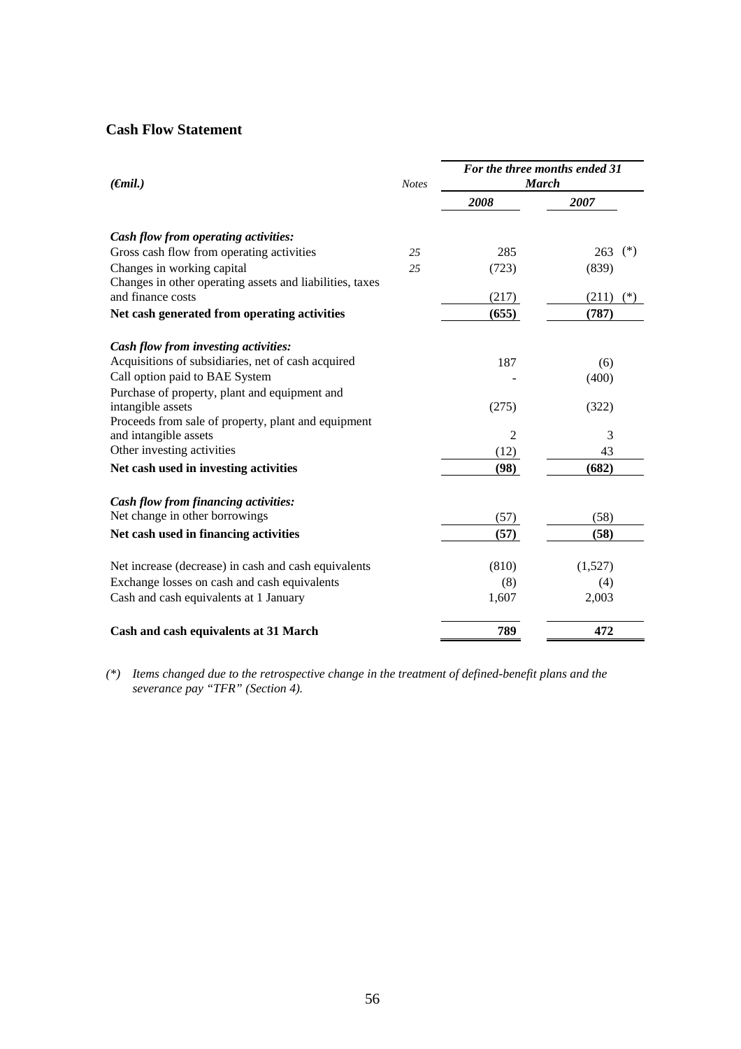## Cash Flow Statement

| *(€mil.)* | *Notes* | *For the three months ended 31 March* | |
|---|---|---|---|
| | | ***2008*** | ***2007*** |
| ***Cash flow from operating activities:*** | | | |
| Gross cash flow from operating activities | *25* | 285 | 263 (*) |
| Changes in working capital | *25* | (723) | (839) |
| Changes in other operating assets and liabilities, taxes and finance costs | | (217) | (211) (*) |
| **Net cash generated from operating activities** | | **(655)** | **(787)** |
| ***Cash flow from investing activities:*** | | | |
| Acquisitions of subsidiaries, net of cash acquired | | 187 | (6) |
| Call option paid to BAE System | | - | (400) |
| Purchase of property, plant and equipment and intangible assets | | (275) | (322) |
| Proceeds from sale of property, plant and equipment and intangible assets | | 2 | 3 |
| Other investing activities | | (12) | 43 |
| **Net cash used in investing activities** | | **(98)** | **(682)** |
| ***Cash flow from financing activities:*** | | | |
| Net change in other borrowings | | (57) | (58) |
| **Net cash used in financing activities** | | **(57)** | **(58)** |
| Net increase (decrease) in cash and cash equivalents | | (810) | (1,527) |
| Exchange losses on cash and cash equivalents | | (8) | (4) |
| Cash and cash equivalents at 1 January | | 1,607 | 2,003 |
| **Cash and cash equivalents at 31 March** | | **789** | **472** |

*(*) Items changed due to the retrospective change in the treatment of defined-benefit plans and the severance pay "TFR" (Section 4).*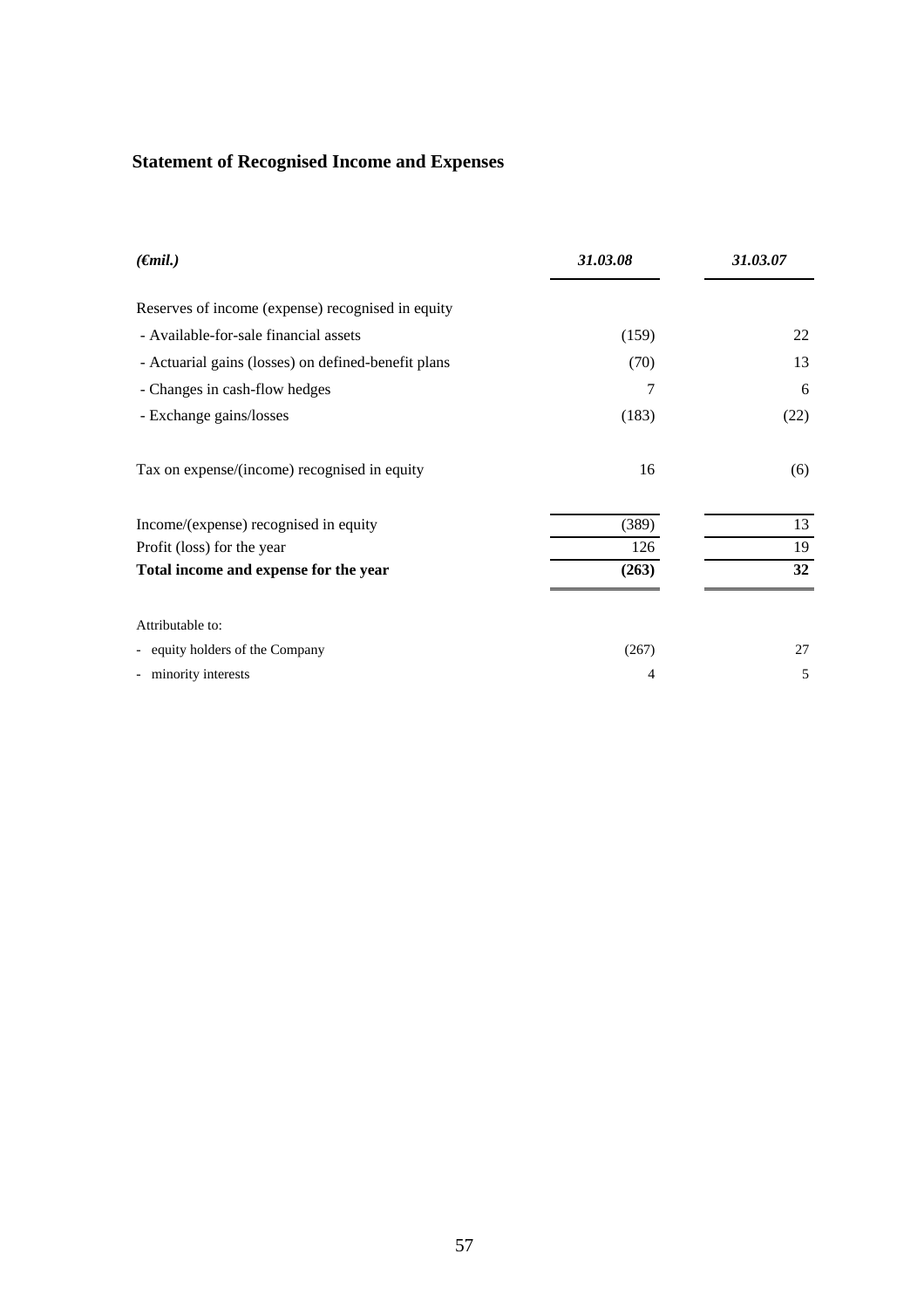## Statement of Recognised Income and Expenses

| *(€mil.)* | *31.03.08* | *31.03.07* |
|---|---|---|
| Reserves of income (expense) recognised in equity | | |
| - Available-for-sale financial assets | (159) | 22 |
| - Actuarial gains (losses) on defined-benefit plans | (70) | 13 |
| - Changes in cash-flow hedges | 7 | 6 |
| - Exchange gains/losses | (183) | (22) |
| Tax on expense/(income) recognised in equity | 16 | (6) |
| Income/(expense) recognised in equity | (389) | 13 |
| Profit (loss) for the year | 126 | 19 |
| **Total income and expense for the year** | **(263)** | **32** |
| Attributable to: | | |
| - equity holders of the Company | (267) | 27 |
| - minority interests | 4 | 5 |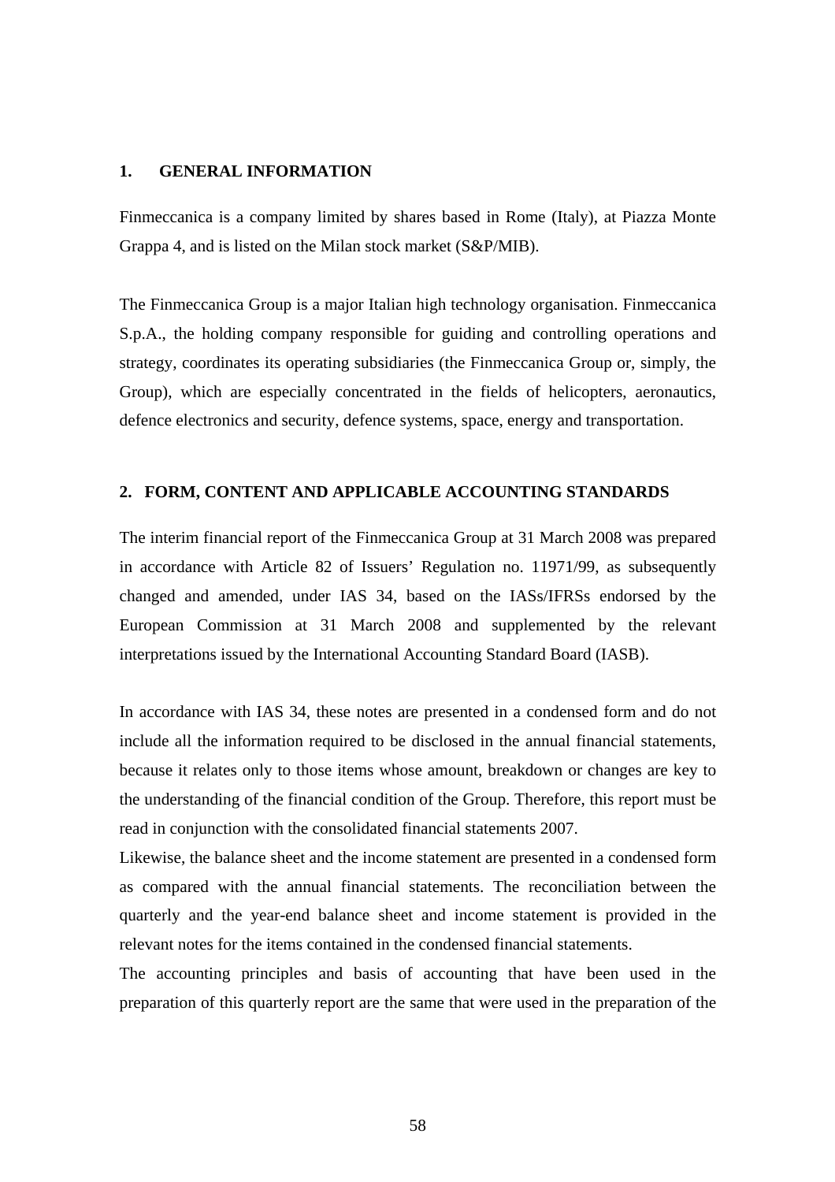## 1. GENERAL INFORMATION

Finmeccanica is a company limited by shares based in Rome (Italy), at Piazza Monte Grappa 4, and is listed on the Milan stock market (S&P/MIB).

The Finmeccanica Group is a major Italian high technology organisation. Finmeccanica S.p.A., the holding company responsible for guiding and controlling operations and strategy, coordinates its operating subsidiaries (the Finmeccanica Group or, simply, the Group), which are especially concentrated in the fields of helicopters, aeronautics, defence electronics and security, defence systems, space, energy and transportation.

## 2. FORM, CONTENT AND APPLICABLE ACCOUNTING STANDARDS

The interim financial report of the Finmeccanica Group at 31 March 2008 was prepared in accordance with Article 82 of Issuers' Regulation no. 11971/99, as subsequently changed and amended, under IAS 34, based on the IASs/IFRSs endorsed by the European Commission at 31 March 2008 and supplemented by the relevant interpretations issued by the International Accounting Standard Board (IASB).

In accordance with IAS 34, these notes are presented in a condensed form and do not include all the information required to be disclosed in the annual financial statements, because it relates only to those items whose amount, breakdown or changes are key to the understanding of the financial condition of the Group. Therefore, this report must be read in conjunction with the consolidated financial statements 2007.
Likewise, the balance sheet and the income statement are presented in a condensed form as compared with the annual financial statements. The reconciliation between the quarterly and the year-end balance sheet and income statement is provided in the relevant notes for the items contained in the condensed financial statements.
The accounting principles and basis of accounting that have been used in the preparation of this quarterly report are the same that were used in the preparation of the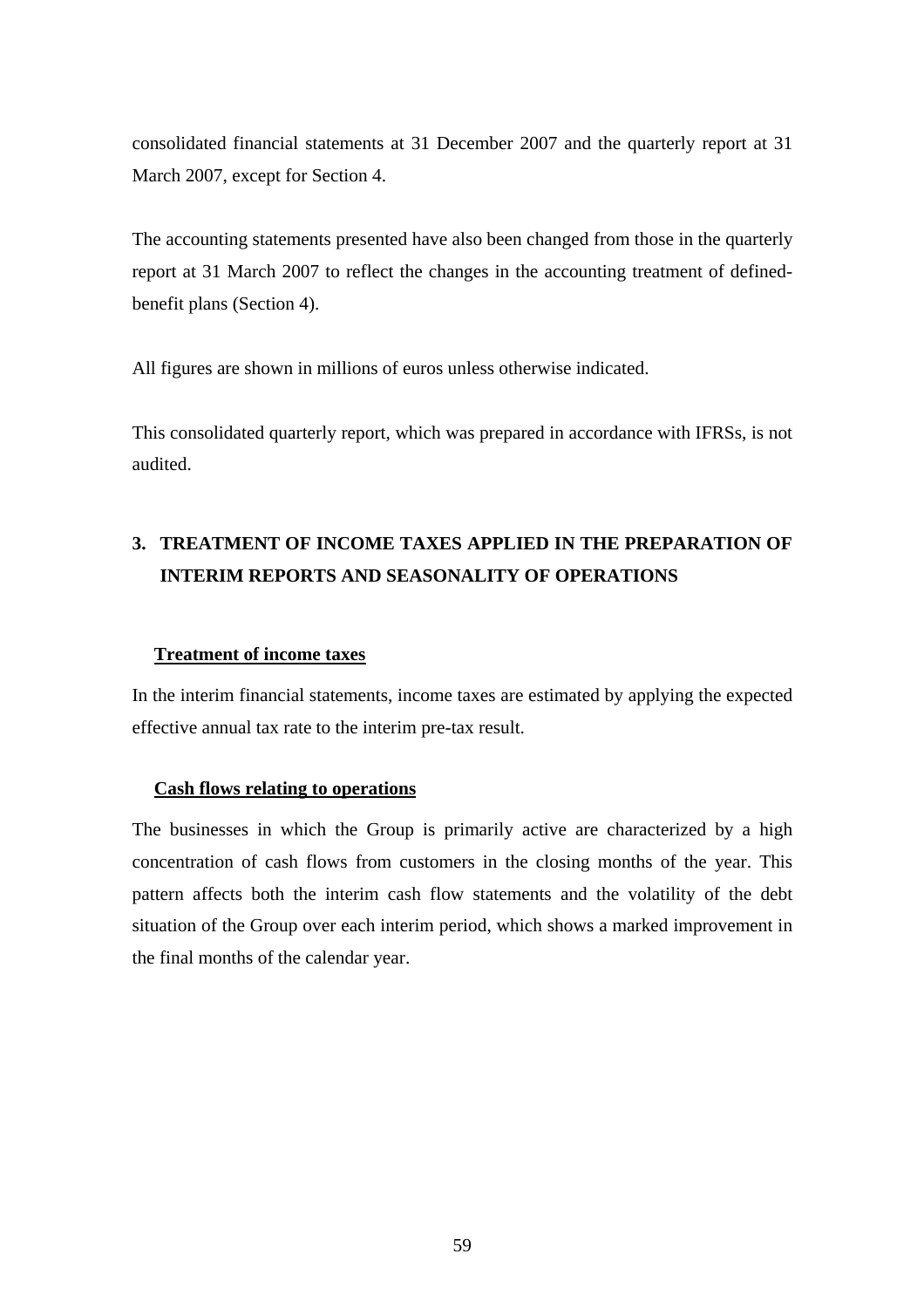consolidated financial statements at 31 December 2007 and the quarterly report at 31 March 2007, except for Section 4.

The accounting statements presented have also been changed from those in the quarterly report at 31 March 2007 to reflect the changes in the accounting treatment of defined-benefit plans (Section 4).

All figures are shown in millions of euros unless otherwise indicated.

This consolidated quarterly report, which was prepared in accordance with IFRSs, is not audited.

## 3. TREATMENT OF INCOME TAXES APPLIED IN THE PREPARATION OF INTERIM REPORTS AND SEASONALITY OF OPERATIONS

### Treatment of income taxes

In the interim financial statements, income taxes are estimated by applying the expected effective annual tax rate to the interim pre-tax result.

### Cash flows relating to operations

The businesses in which the Group is primarily active are characterized by a high concentration of cash flows from customers in the closing months of the year. This pattern affects both the interim cash flow statements and the volatility of the debt situation of the Group over each interim period, which shows a marked improvement in the final months of the calendar year.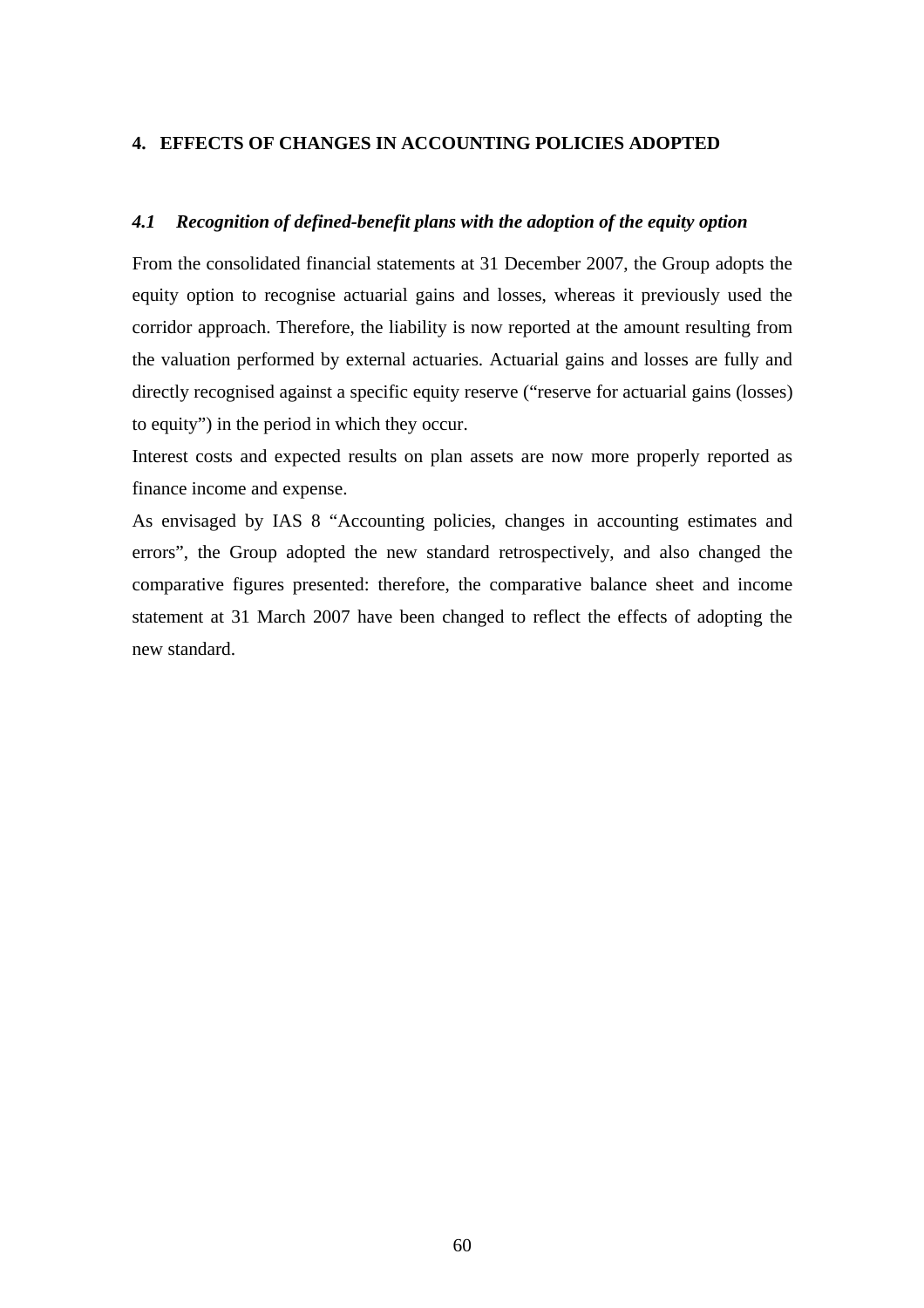## 4. EFFECTS OF CHANGES IN ACCOUNTING POLICIES ADOPTED

### *4.1 Recognition of defined-benefit plans with the adoption of the equity option*

From the consolidated financial statements at 31 December 2007, the Group adopts the equity option to recognise actuarial gains and losses, whereas it previously used the corridor approach. Therefore, the liability is now reported at the amount resulting from the valuation performed by external actuaries. Actuarial gains and losses are fully and directly recognised against a specific equity reserve ("reserve for actuarial gains (losses) to equity") in the period in which they occur.

Interest costs and expected results on plan assets are now more properly reported as finance income and expense.

As envisaged by IAS 8 "Accounting policies, changes in accounting estimates and errors", the Group adopted the new standard retrospectively, and also changed the comparative figures presented: therefore, the comparative balance sheet and income statement at 31 March 2007 have been changed to reflect the effects of adopting the new standard.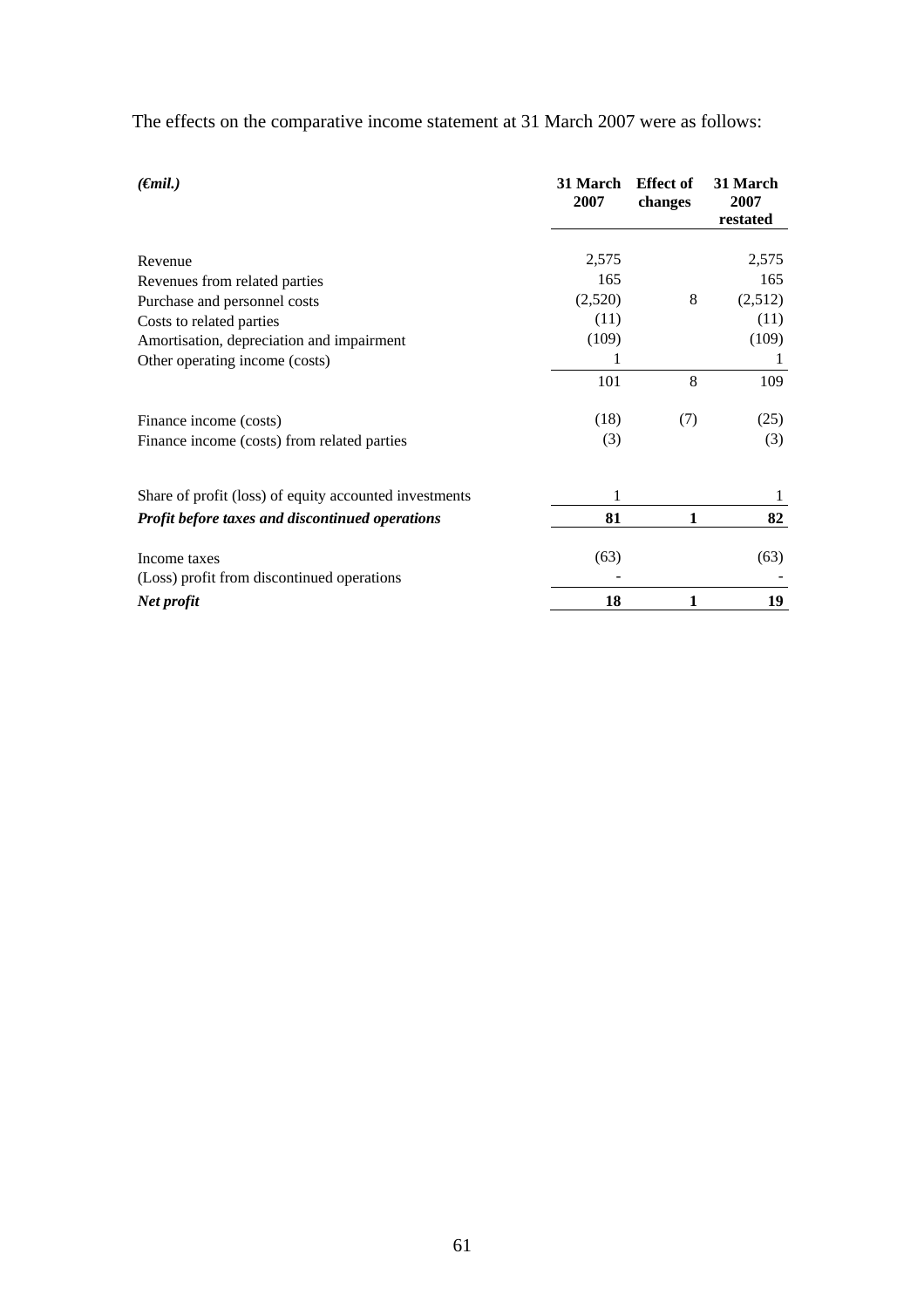The effects on the comparative income statement at 31 March 2007 were as follows:

| *(€mil.)* | **31 March 2007** | **Effect of changes** | **31 March 2007 restated** |
|---|---|---|---|
| Revenue | 2,575 | | 2,575 |
| Revenues from related parties | 165 | | 165 |
| Purchase and personnel costs | (2,520) | 8 | (2,512) |
| Costs to related parties | (11) | | (11) |
| Amortisation, depreciation and impairment | (109) | | (109) |
| Other operating income (costs) | 1 | | 1 |
| | 101 | 8 | 109 |
| Finance income (costs) | (18) | (7) | (25) |
| Finance income (costs) from related parties | (3) | | (3) |
| Share of profit (loss) of equity accounted investments | 1 | | 1 |
| ***Profit before taxes and discontinued operations*** | **81** | **1** | **82** |
| Income taxes | (63) | | (63) |
| (Loss) profit from discontinued operations | - | | - |
| ***Net profit*** | **18** | **1** | **19** |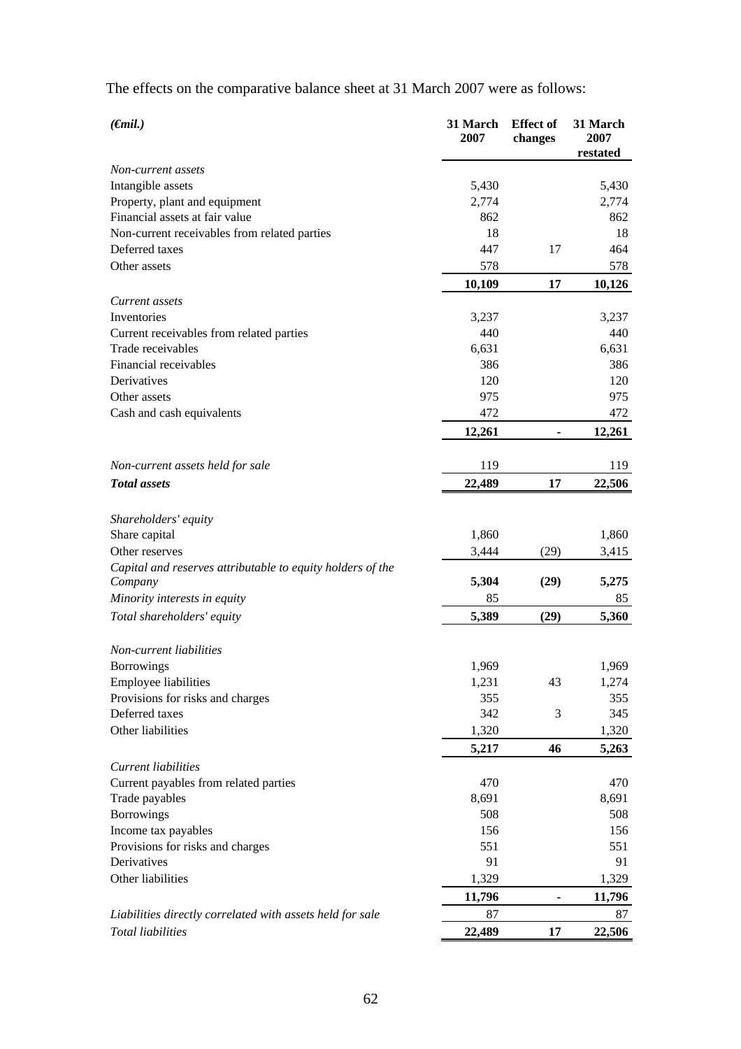The effects on the comparative balance sheet at 31 March 2007 were as follows:

| *(€mil.)* | 31 March 2007 | Effect of changes | 31 March 2007 restated |
|---|---|---|---|
| *Non-current assets* | | | |
| Intangible assets | 5,430 | | 5,430 |
| Property, plant and equipment | 2,774 | | 2,774 |
| Financial assets at fair value | 862 | | 862 |
| Non-current receivables from related parties | 18 | | 18 |
| Deferred taxes | 447 | 17 | 464 |
| Other assets | 578 | | 578 |
| | **10,109** | **17** | **10,126** |
| *Current assets* | | | |
| Inventories | 3,237 | | 3,237 |
| Current receivables from related parties | 440 | | 440 |
| Trade receivables | 6,631 | | 6,631 |
| Financial receivables | 386 | | 386 |
| Derivatives | 120 | | 120 |
| Other assets | 975 | | 975 |
| Cash and cash equivalents | 472 | | 472 |
| | **12,261** | **-** | **12,261** |
| *Non-current assets held for sale* | 119 | | 119 |
| ***Total assets*** | **22,489** | **17** | **22,506** |
| *Shareholders' equity* | | | |
| Share capital | 1,860 | | 1,860 |
| Other reserves | 3,444 | (29) | 3,415 |
| *Capital and reserves attributable to equity holders of the Company* | **5,304** | **(29)** | **5,275** |
| *Minority interests in equity* | 85 | | 85 |
| *Total shareholders' equity* | **5,389** | **(29)** | **5,360** |
| *Non-current liabilities* | | | |
| Borrowings | 1,969 | | 1,969 |
| Employee liabilities | 1,231 | 43 | 1,274 |
| Provisions for risks and charges | 355 | | 355 |
| Deferred taxes | 342 | 3 | 345 |
| Other liabilities | 1,320 | | 1,320 |
| | **5,217** | **46** | **5,263** |
| *Current liabilities* | | | |
| Current payables from related parties | 470 | | 470 |
| Trade payables | 8,691 | | 8,691 |
| Borrowings | 508 | | 508 |
| Income tax payables | 156 | | 156 |
| Provisions for risks and charges | 551 | | 551 |
| Derivatives | 91 | | 91 |
| Other liabilities | 1,329 | | 1,329 |
| | **11,796** | **-** | **11,796** |
| *Liabilities directly correlated with assets held for sale* | 87 | | 87 |
| *Total liabilities* | **22,489** | **17** | **22,506** |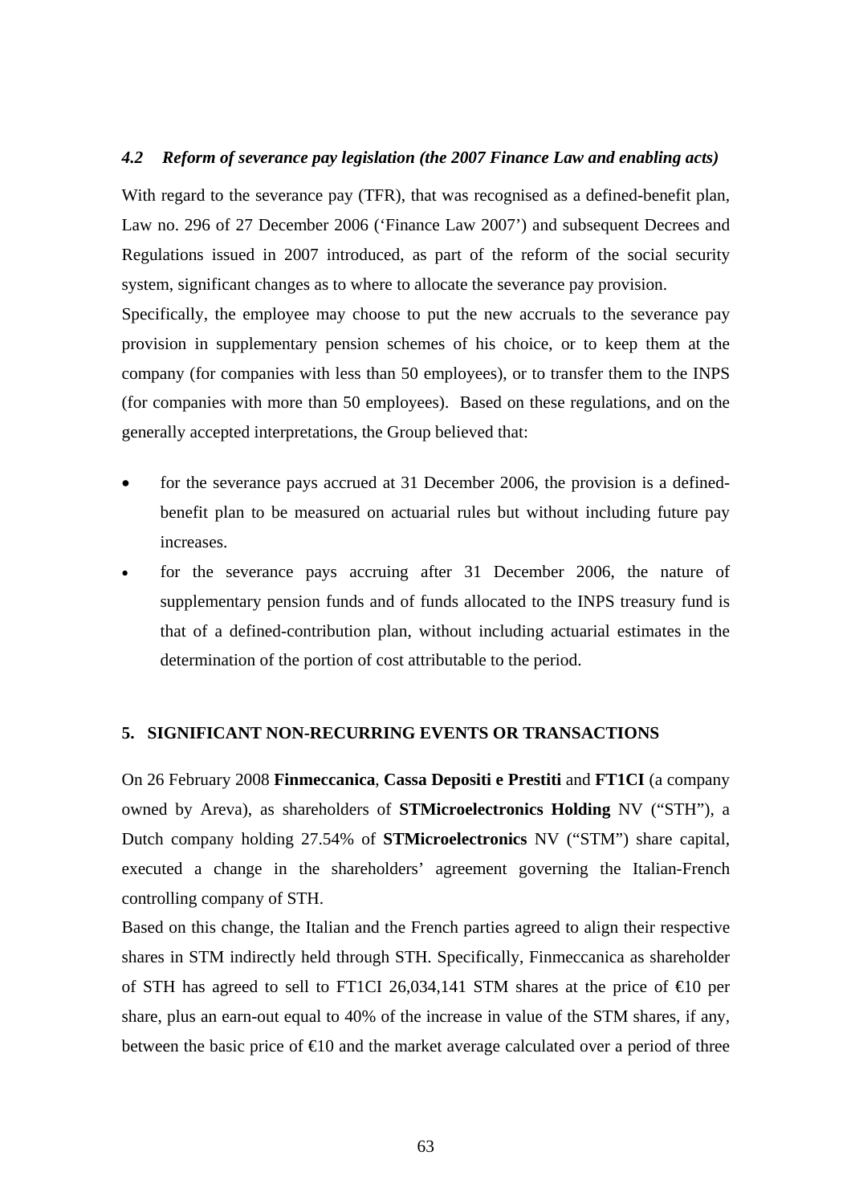### *4.2 Reform of severance pay legislation (the 2007 Finance Law and enabling acts)*

With regard to the severance pay (TFR), that was recognised as a defined-benefit plan, Law no. 296 of 27 December 2006 ('Finance Law 2007') and subsequent Decrees and Regulations issued in 2007 introduced, as part of the reform of the social security system, significant changes as to where to allocate the severance pay provision.

Specifically, the employee may choose to put the new accruals to the severance pay provision in supplementary pension schemes of his choice, or to keep them at the company (for companies with less than 50 employees), or to transfer them to the INPS (for companies with more than 50 employees). Based on these regulations, and on the generally accepted interpretations, the Group believed that:

- for the severance pays accrued at 31 December 2006, the provision is a defined-benefit plan to be measured on actuarial rules but without including future pay increases.
- for the severance pays accruing after 31 December 2006, the nature of supplementary pension funds and of funds allocated to the INPS treasury fund is that of a defined-contribution plan, without including actuarial estimates in the determination of the portion of cost attributable to the period.

## 5. SIGNIFICANT NON-RECURRING EVENTS OR TRANSACTIONS

On 26 February 2008 **Finmeccanica**, **Cassa Depositi e Prestiti** and **FT1CI** (a company owned by Areva), as shareholders of **STMicroelectronics Holding** NV ("STH"), a Dutch company holding 27.54% of **STMicroelectronics** NV ("STM") share capital, executed a change in the shareholders' agreement governing the Italian-French controlling company of STH.

Based on this change, the Italian and the French parties agreed to align their respective shares in STM indirectly held through STH. Specifically, Finmeccanica as shareholder of STH has agreed to sell to FT1CI 26,034,141 STM shares at the price of €10 per share, plus an earn-out equal to 40% of the increase in value of the STM shares, if any, between the basic price of €10 and the market average calculated over a period of three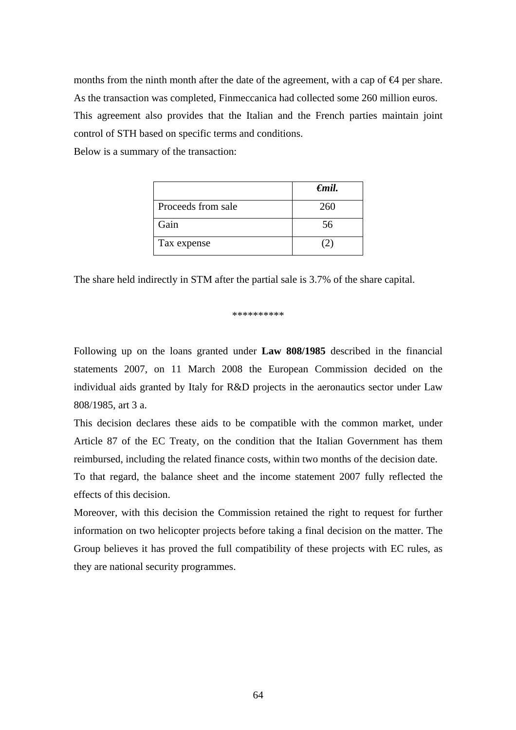months from the ninth month after the date of the agreement, with a cap of €4 per share. As the transaction was completed, Finmeccanica had collected some 260 million euros.
This agreement also provides that the Italian and the French parties maintain joint control of STH based on specific terms and conditions.
Below is a summary of the transaction:

| | ***€mil.*** |
|---|---|
| Proceeds from sale | 260 |
| Gain | 56 |
| Tax expense | (2) |

The share held indirectly in STM after the partial sale is 3.7% of the share capital.

**********

Following up on the loans granted under **Law 808/1985** described in the financial statements 2007, on 11 March 2008 the European Commission decided on the individual aids granted by Italy for R&D projects in the aeronautics sector under Law 808/1985, art 3 a.
This decision declares these aids to be compatible with the common market, under Article 87 of the EC Treaty, on the condition that the Italian Government has them reimbursed, including the related finance costs, within two months of the decision date.
To that regard, the balance sheet and the income statement 2007 fully reflected the effects of this decision.
Moreover, with this decision the Commission retained the right to request for further information on two helicopter projects before taking a final decision on the matter. The Group believes it has proved the full compatibility of these projects with EC rules, as they are national security programmes.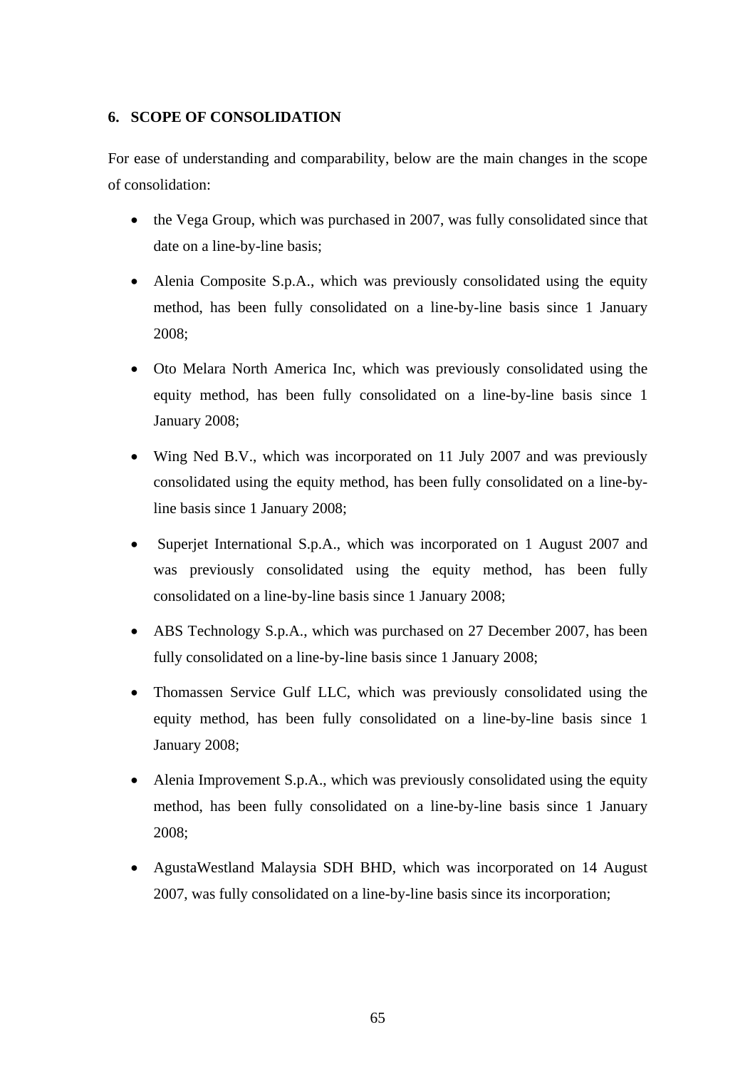## 6. SCOPE OF CONSOLIDATION

For ease of understanding and comparability, below are the main changes in the scope of consolidation:

- the Vega Group, which was purchased in 2007, was fully consolidated since that date on a line-by-line basis;
- Alenia Composite S.p.A., which was previously consolidated using the equity method, has been fully consolidated on a line-by-line basis since 1 January 2008;
- Oto Melara North America Inc, which was previously consolidated using the equity method, has been fully consolidated on a line-by-line basis since 1 January 2008;
- Wing Ned B.V., which was incorporated on 11 July 2007 and was previously consolidated using the equity method, has been fully consolidated on a line-by-line basis since 1 January 2008;
- Superjet International S.p.A., which was incorporated on 1 August 2007 and was previously consolidated using the equity method, has been fully consolidated on a line-by-line basis since 1 January 2008;
- ABS Technology S.p.A., which was purchased on 27 December 2007, has been fully consolidated on a line-by-line basis since 1 January 2008;
- Thomassen Service Gulf LLC, which was previously consolidated using the equity method, has been fully consolidated on a line-by-line basis since 1 January 2008;
- Alenia Improvement S.p.A., which was previously consolidated using the equity method, has been fully consolidated on a line-by-line basis since 1 January 2008;
- AgustaWestland Malaysia SDH BHD, which was incorporated on 14 August 2007, was fully consolidated on a line-by-line basis since its incorporation;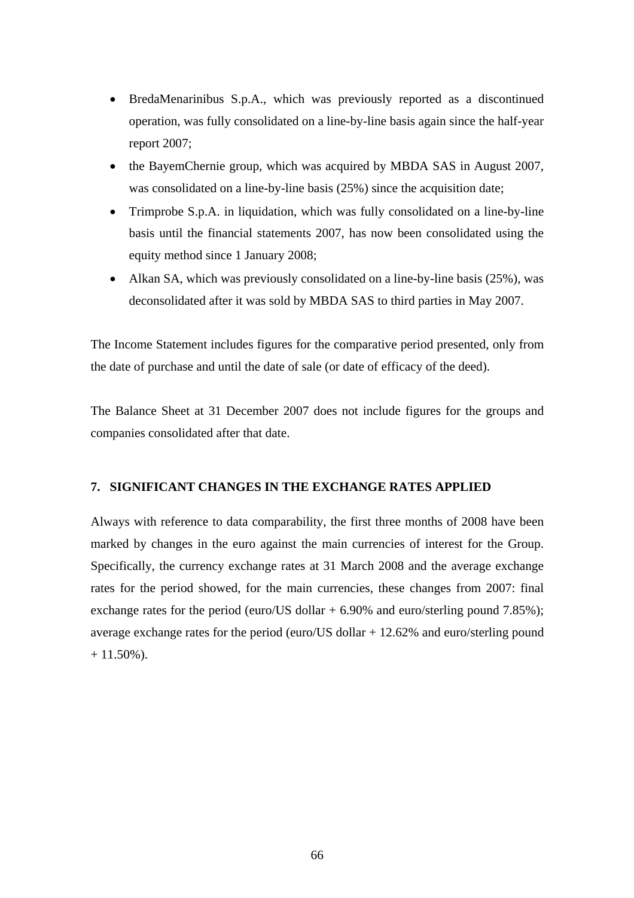- BredaMenarinibus S.p.A., which was previously reported as a discontinued operation, was fully consolidated on a line-by-line basis again since the half-year report 2007;
- the BayemChernie group, which was acquired by MBDA SAS in August 2007, was consolidated on a line-by-line basis (25%) since the acquisition date;
- Trimprobe S.p.A. in liquidation, which was fully consolidated on a line-by-line basis until the financial statements 2007, has now been consolidated using the equity method since 1 January 2008;
- Alkan SA, which was previously consolidated on a line-by-line basis (25%), was deconsolidated after it was sold by MBDA SAS to third parties in May 2007.

The Income Statement includes figures for the comparative period presented, only from the date of purchase and until the date of sale (or date of efficacy of the deed).

The Balance Sheet at 31 December 2007 does not include figures for the groups and companies consolidated after that date.

## 7. SIGNIFICANT CHANGES IN THE EXCHANGE RATES APPLIED

Always with reference to data comparability, the first three months of 2008 have been marked by changes in the euro against the main currencies of interest for the Group. Specifically, the currency exchange rates at 31 March 2008 and the average exchange rates for the period showed, for the main currencies, these changes from 2007: final exchange rates for the period (euro/US dollar + 6.90% and euro/sterling pound 7.85%); average exchange rates for the period (euro/US dollar + 12.62% and euro/sterling pound + 11.50%).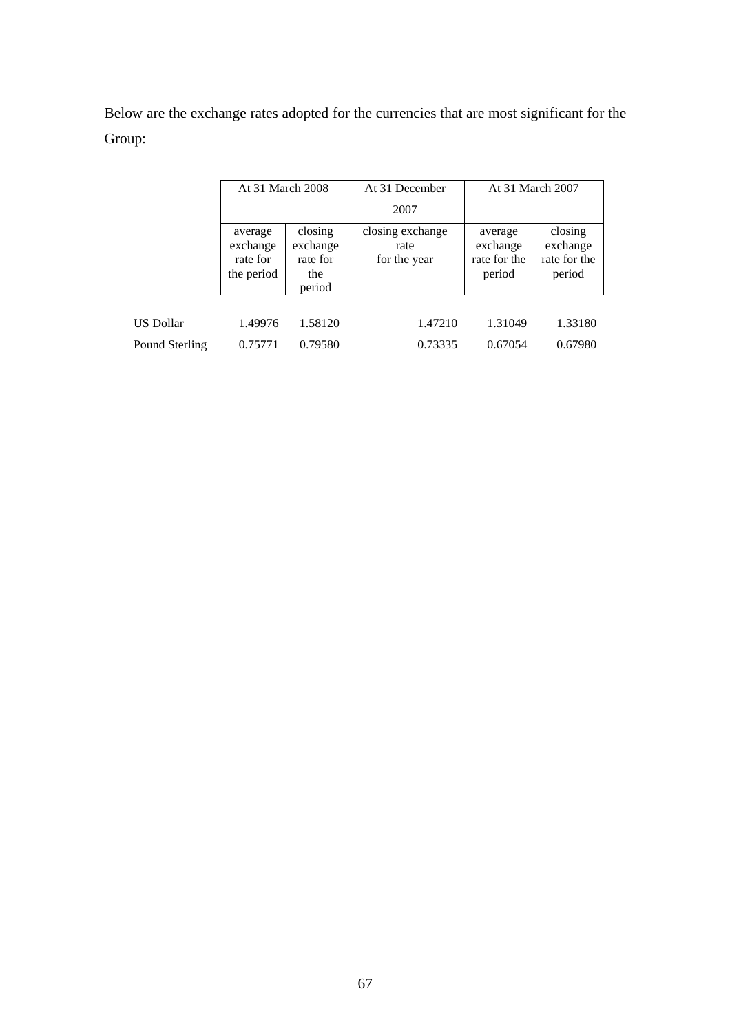Below are the exchange rates adopted for the currencies that are most significant for the Group:

| | At 31 March 2008 | | At 31 December 2007 | At 31 March 2007 | |
|---|---|---|---|---|---|
| | average exchange rate for the period | closing exchange rate for the period | closing exchange rate for the year | average exchange rate for the period | closing exchange rate for the period |
| US Dollar | 1.49976 | 1.58120 | 1.47210 | 1.31049 | 1.33180 |
| Pound Sterling | 0.75771 | 0.79580 | 0.73335 | 0.67054 | 0.67980 |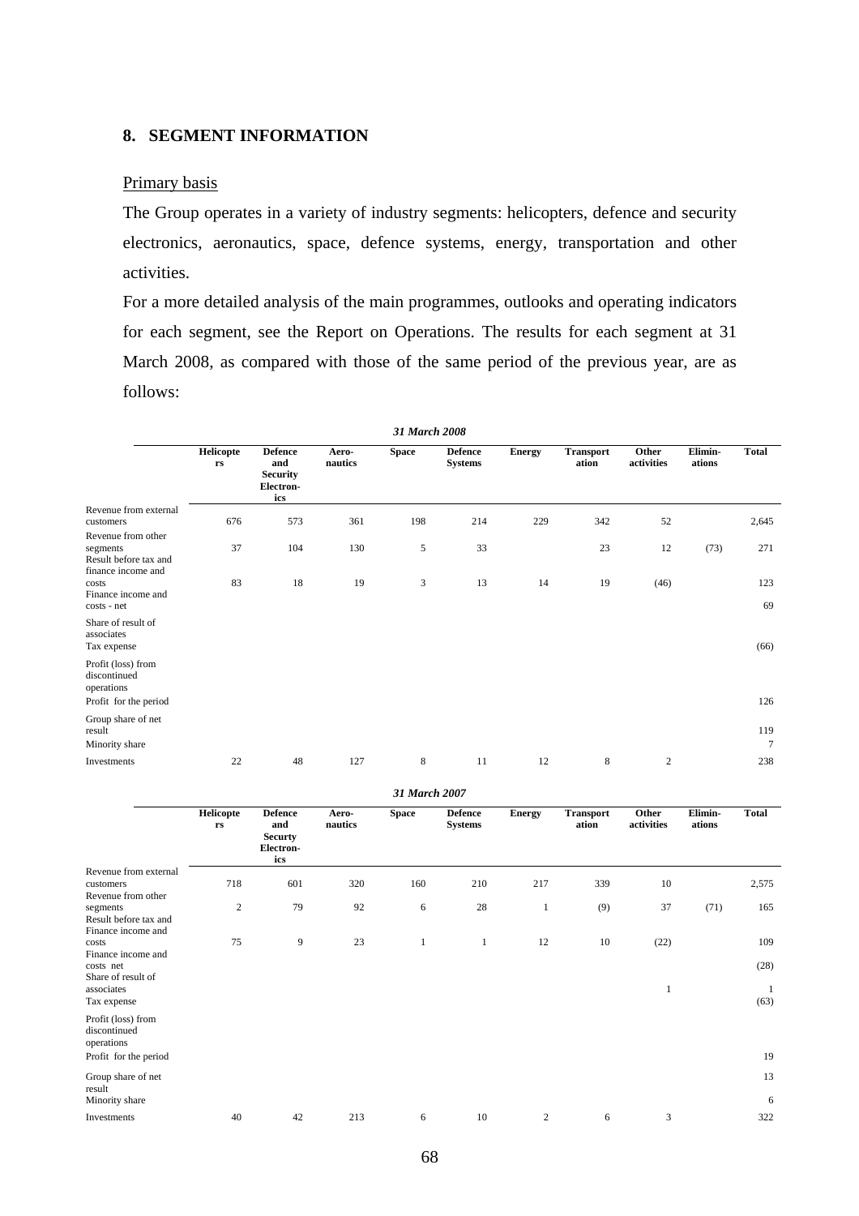## 8. SEGMENT INFORMATION

Primary basis

The Group operates in a variety of industry segments: helicopters, defence and security electronics, aeronautics, space, defence systems, energy, transportation and other activities.

For a more detailed analysis of the main programmes, outlooks and operating indicators for each segment, see the Report on Operations. The results for each segment at 31 March 2008, as compared with those of the same period of the previous year, are as follows:

***31 March 2008***

| | Helicopters | Defence and Security Electronics | Aero-nautics | Space | Defence Systems | Energy | Transportation | Other activities | Elimin-ations | Total |
|---|---|---|---|---|---|---|---|---|---|---|
| Revenue from external customers | 676 | 573 | 361 | 198 | 214 | 229 | 342 | 52 | | 2,645 |
| Revenue from other segments | 37 | 104 | 130 | 5 | 33 | | 23 | 12 | (73) | 271 |
| Result before tax and finance income and costs | 83 | 18 | 19 | 3 | 13 | 14 | 19 | (46) | | 123 |
| Finance income and costs - net | | | | | | | | | | 69 |
| Share of result of associates | | | | | | | | | | |
| Tax expense | | | | | | | | | | (66) |
| Profit (loss) from discontinued operations | | | | | | | | | | |
| Profit for the period | | | | | | | | | | 126 |
| Group share of net result | | | | | | | | | | 119 |
| Minority share | | | | | | | | | | 7 |
| Investments | 22 | 48 | 127 | 8 | 11 | 12 | 8 | 2 | | 238 |

***31 March 2007***

| | Helicopters | Defence and Securty Electronics | Aero-nautics | Space | Defence Systems | Energy | Transportation | Other activities | Elimin-ations | Total |
|---|---|---|---|---|---|---|---|---|---|---|
| Revenue from external customers | 718 | 601 | 320 | 160 | 210 | 217 | 339 | 10 | | 2,575 |
| Revenue from other segments | 2 | 79 | 92 | 6 | 28 | 1 | (9) | 37 | (71) | 165 |
| Result before tax and Finance income and costs | 75 | 9 | 23 | 1 | 1 | 12 | 10 | (22) | | 109 |
| Finance income and costs net | | | | | | | | | | (28) |
| Share of result of associates | | | | | | | | 1 | | 1 |
| Tax expense | | | | | | | | | | (63) |
| Profit (loss) from discontinued operations | | | | | | | | | | |
| Profit for the period | | | | | | | | | | 19 |
| Group share of net result | | | | | | | | | | 13 |
| Minority share | | | | | | | | | | 6 |
| Investments | 40 | 42 | 213 | 6 | 10 | 2 | 6 | 3 | | 322 |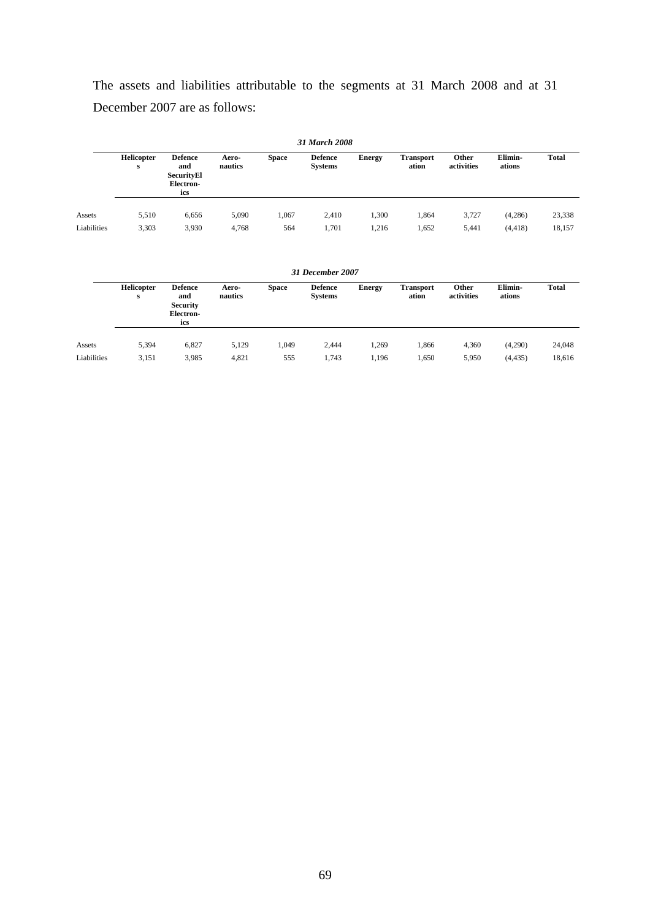The assets and liabilities attributable to the segments at 31 March 2008 and at 31 December 2007 are as follows:

*31 March 2008*

| | Helicopters | Defence and Security Electronics | Aero-nautics | Space | Defence Systems | Energy | Transportation | Other activities | Elimin-ations | Total |
|---|---|---|---|---|---|---|---|---|---|---|
| Assets | 5,510 | 6,656 | 5,090 | 1,067 | 2,410 | 1,300 | 1,864 | 3,727 | (4,286) | 23,338 |
| Liabilities | 3,303 | 3,930 | 4,768 | 564 | 1,701 | 1,216 | 1,652 | 5,441 | (4,418) | 18,157 |

*31 December 2007*

| | Helicopters | Defence and Security Electronics | Aero-nautics | Space | Defence Systems | Energy | Transportation | Other activities | Elimin-ations | Total |
|---|---|---|---|---|---|---|---|---|---|---|
| Assets | 5,394 | 6,827 | 5,129 | 1,049 | 2,444 | 1,269 | 1,866 | 4,360 | (4,290) | 24,048 |
| Liabilities | 3,151 | 3,985 | 4,821 | 555 | 1,743 | 1,196 | 1,650 | 5,950 | (4,435) | 18,616 |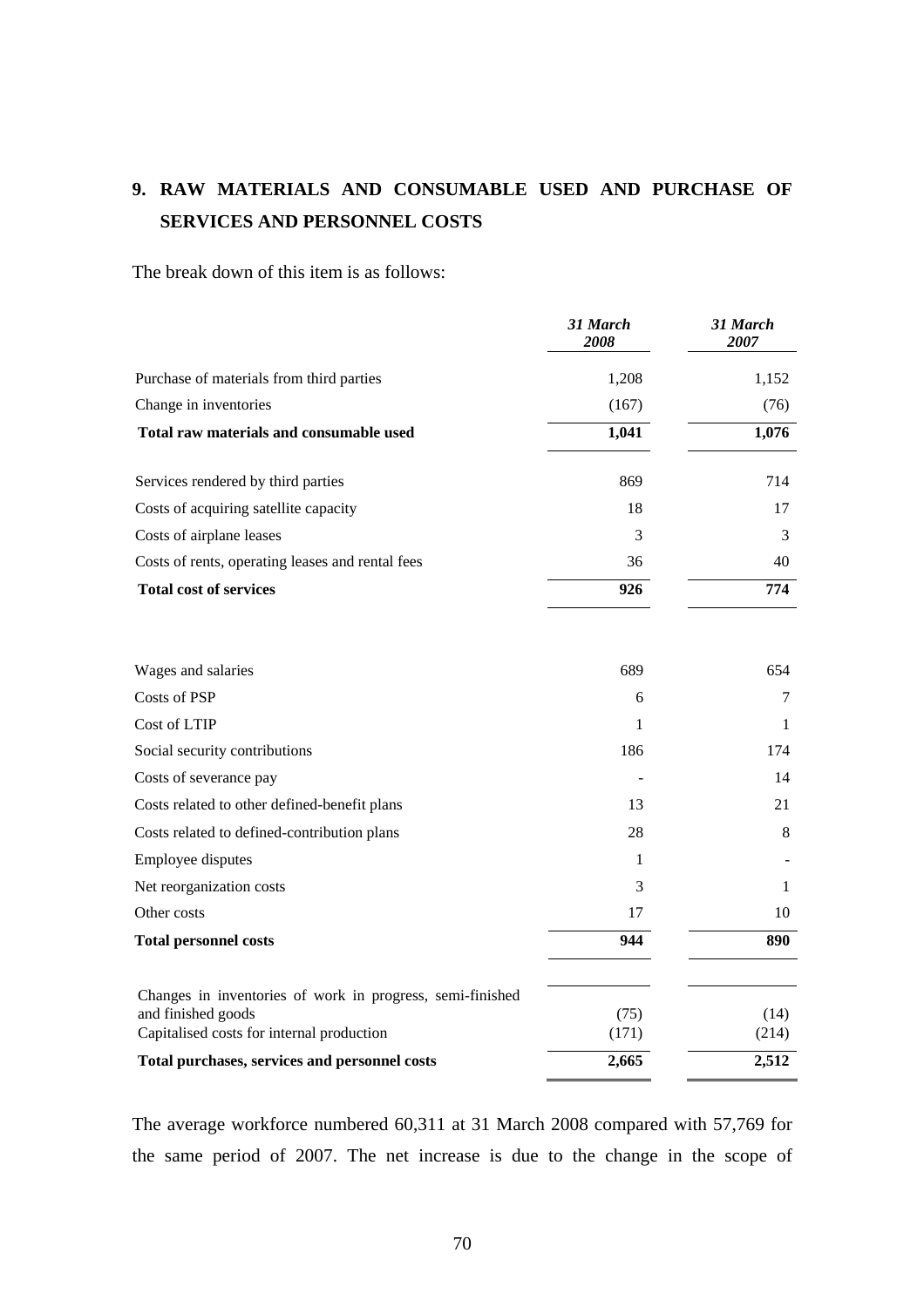## 9. RAW MATERIALS AND CONSUMABLE USED AND PURCHASE OF SERVICES AND PERSONNEL COSTS

The break down of this item is as follows:

| | *31 March 2008* | *31 March 2007* |
|---|---|---|
| Purchase of materials from third parties | 1,208 | 1,152 |
| Change in inventories | (167) | (76) |
| **Total raw materials and consumable used** | **1,041** | **1,076** |
| Services rendered by third parties | 869 | 714 |
| Costs of acquiring satellite capacity | 18 | 17 |
| Costs of airplane leases | 3 | 3 |
| Costs of rents, operating leases and rental fees | 36 | 40 |
| **Total cost of services** | **926** | **774** |
| Wages and salaries | 689 | 654 |
| Costs of PSP | 6 | 7 |
| Cost of LTIP | 1 | 1 |
| Social security contributions | 186 | 174 |
| Costs of severance pay | - | 14 |
| Costs related to other defined-benefit plans | 13 | 21 |
| Costs related to defined-contribution plans | 28 | 8 |
| Employee disputes | 1 | - |
| Net reorganization costs | 3 | 1 |
| Other costs | 17 | 10 |
| **Total personnel costs** | **944** | **890** |
| Changes in inventories of work in progress, semi-finished and finished goods | (75) | (14) |
| Capitalised costs for internal production | (171) | (214) |
| **Total purchases, services and personnel costs** | **2,665** | **2,512** |

The average workforce numbered 60,311 at 31 March 2008 compared with 57,769 for the same period of 2007. The net increase is due to the change in the scope of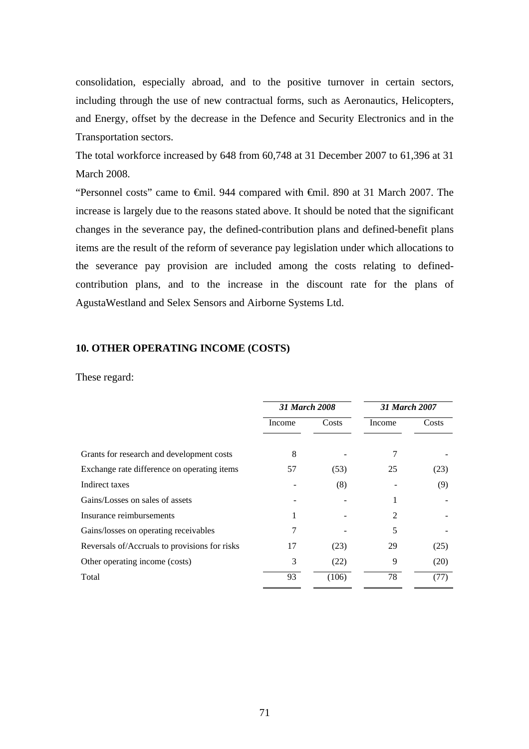consolidation, especially abroad, and to the positive turnover in certain sectors, including through the use of new contractual forms, such as Aeronautics, Helicopters, and Energy, offset by the decrease in the Defence and Security Electronics and in the Transportation sectors.

The total workforce increased by 648 from 60,748 at 31 December 2007 to 61,396 at 31 March 2008.

"Personnel costs" came to €mil. 944 compared with €mil. 890 at 31 March 2007. The increase is largely due to the reasons stated above. It should be noted that the significant changes in the severance pay, the defined-contribution plans and defined-benefit plans items are the result of the reform of severance pay legislation under which allocations to the severance pay provision are included among the costs relating to defined-contribution plans, and to the increase in the discount rate for the plans of AgustaWestland and Selex Sensors and Airborne Systems Ltd.

## 10. OTHER OPERATING INCOME (COSTS)

These regard:

| | *31 March 2008* | | *31 March 2007* | |
|---|---|---|---|---|
| | Income | Costs | Income | Costs |
| Grants for research and development costs | 8 | - | 7 | - |
| Exchange rate difference on operating items | 57 | (53) | 25 | (23) |
| Indirect taxes | - | (8) | - | (9) |
| Gains/Losses on sales of assets | - | - | 1 | - |
| Insurance reimbursements | 1 | - | 2 | - |
| Gains/losses on operating receivables | 7 | - | 5 | - |
| Reversals of/Accruals to provisions for risks | 17 | (23) | 29 | (25) |
| Other operating income (costs) | 3 | (22) | 9 | (20) |
| Total | 93 | (106) | 78 | (77) |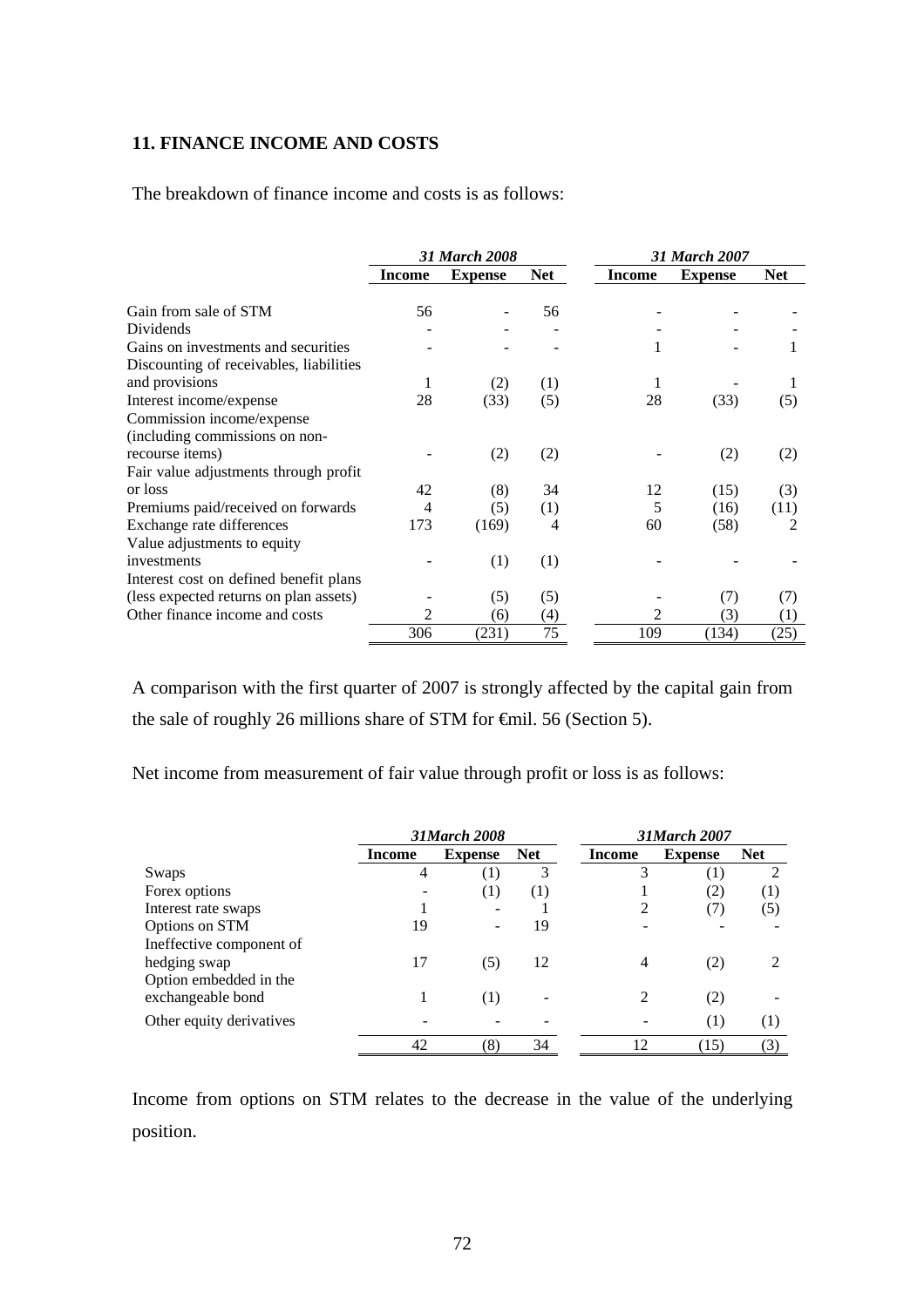## 11. FINANCE INCOME AND COSTS

The breakdown of finance income and costs is as follows:

| | *31 March 2008* | | | *31 March 2007* | | |
|---|---|---|---|---|---|---|
| | **Income** | **Expense** | **Net** | **Income** | **Expense** | **Net** |
| Gain from sale of STM | 56 | - | 56 | - | - | - |
| Dividends | - | - | - | - | - | - |
| Gains on investments and securities | - | - | - | 1 | - | 1 |
| Discounting of receivables, liabilities and provisions | 1 | (2) | (1) | 1 | - | 1 |
| Interest income/expense | 28 | (33) | (5) | 28 | (33) | (5) |
| Commission income/expense (including commissions on non-recourse items) | - | (2) | (2) | - | (2) | (2) |
| Fair value adjustments through profit or loss | 42 | (8) | 34 | 12 | (15) | (3) |
| Premiums paid/received on forwards | 4 | (5) | (1) | 5 | (16) | (11) |
| Exchange rate differences | 173 | (169) | 4 | 60 | (58) | 2 |
| Value adjustments to equity investments | - | (1) | (1) | - | - | - |
| Interest cost on defined benefit plans (less expected returns on plan assets) | - | (5) | (5) | - | (7) | (7) |
| Other finance income and costs | 2 | (6) | (4) | 2 | (3) | (1) |
| | 306 | (231) | 75 | 109 | (134) | (25) |

A comparison with the first quarter of 2007 is strongly affected by the capital gain from the sale of roughly 26 millions share of STM for €mil. 56 (Section 5).

Net income from measurement of fair value through profit or loss is as follows:

| | *31March 2008* | | | *31March 2007* | | |
|---|---|---|---|---|---|---|
| | **Income** | **Expense** | **Net** | **Income** | **Expense** | **Net** |
| Swaps | 4 | (1) | 3 | 3 | (1) | 2 |
| Forex options | - | (1) | (1) | 1 | (2) | (1) |
| Interest rate swaps | 1 | - | 1 | 2 | (7) | (5) |
| Options on STM | 19 | - | 19 | - | - | - |
| Ineffective component of hedging swap | 17 | (5) | 12 | 4 | (2) | 2 |
| Option embedded in the exchangeable bond | 1 | (1) | - | 2 | (2) | - |
| Other equity derivatives | - | - | - | - | (1) | (1) |
| | 42 | (8) | 34 | 12 | (15) | (3) |

Income from options on STM relates to the decrease in the value of the underlying position.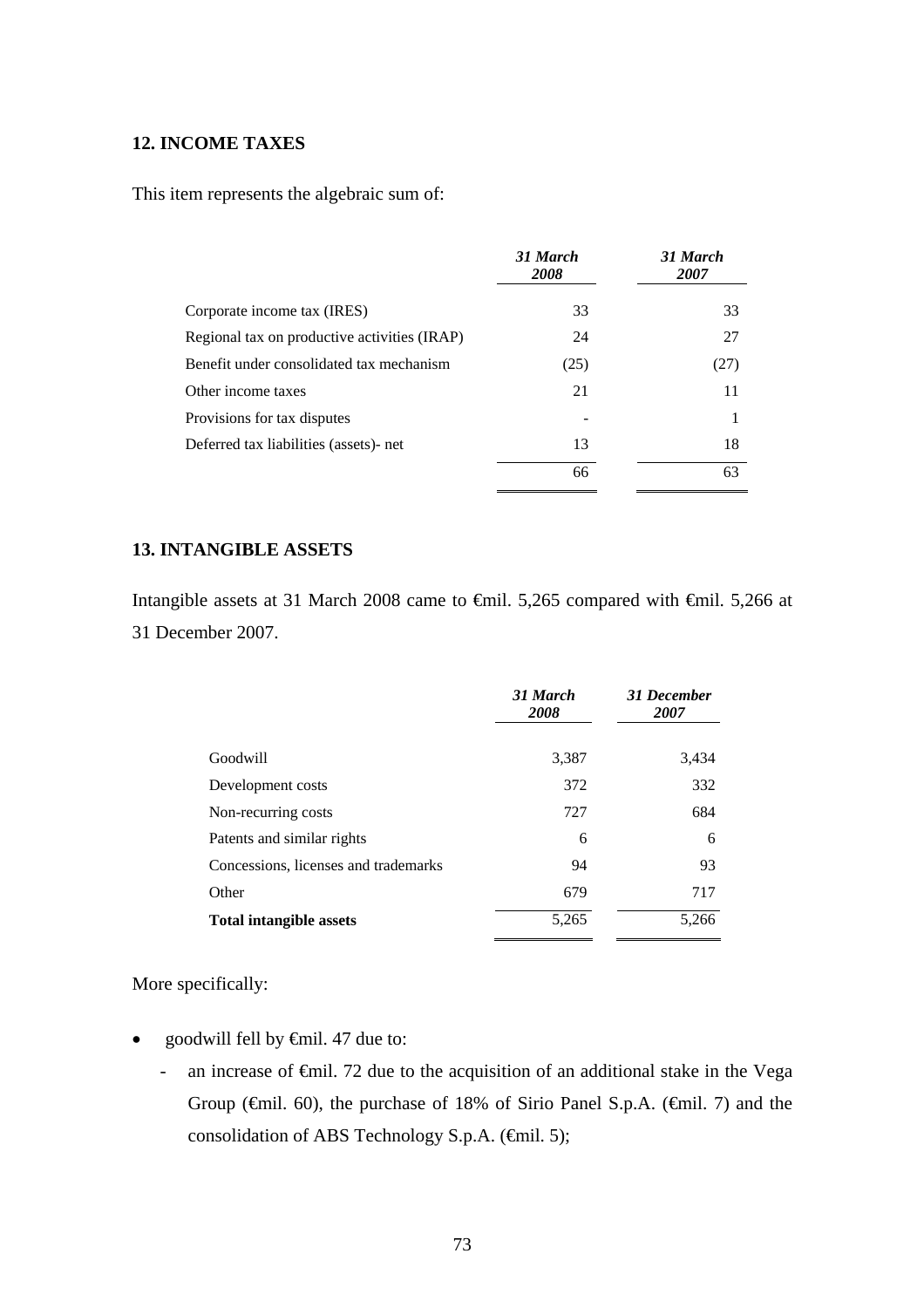## 12. INCOME TAXES

This item represents the algebraic sum of:

| | *31 March 2008* | *31 March 2007* |
|---|---|---|
| Corporate income tax (IRES) | 33 | 33 |
| Regional tax on productive activities (IRAP) | 24 | 27 |
| Benefit under consolidated tax mechanism | (25) | (27) |
| Other income taxes | 21 | 11 |
| Provisions for tax disputes | - | 1 |
| Deferred tax liabilities (assets)- net | 13 | 18 |
| | 66 | 63 |

## 13. INTANGIBLE ASSETS

Intangible assets at 31 March 2008 came to €mil. 5,265 compared with €mil. 5,266 at 31 December 2007.

| | *31 March 2008* | *31 December 2007* |
|---|---|---|
| Goodwill | 3,387 | 3,434 |
| Development costs | 372 | 332 |
| Non-recurring costs | 727 | 684 |
| Patents and similar rights | 6 | 6 |
| Concessions, licenses and trademarks | 94 | 93 |
| Other | 679 | 717 |
| **Total intangible assets** | 5,265 | 5,266 |

More specifically:

- goodwill fell by €mil. 47 due to:
  - an increase of €mil. 72 due to the acquisition of an additional stake in the Vega Group (€mil. 60), the purchase of 18% of Sirio Panel S.p.A. (€mil. 7) and the consolidation of ABS Technology S.p.A. (€mil. 5);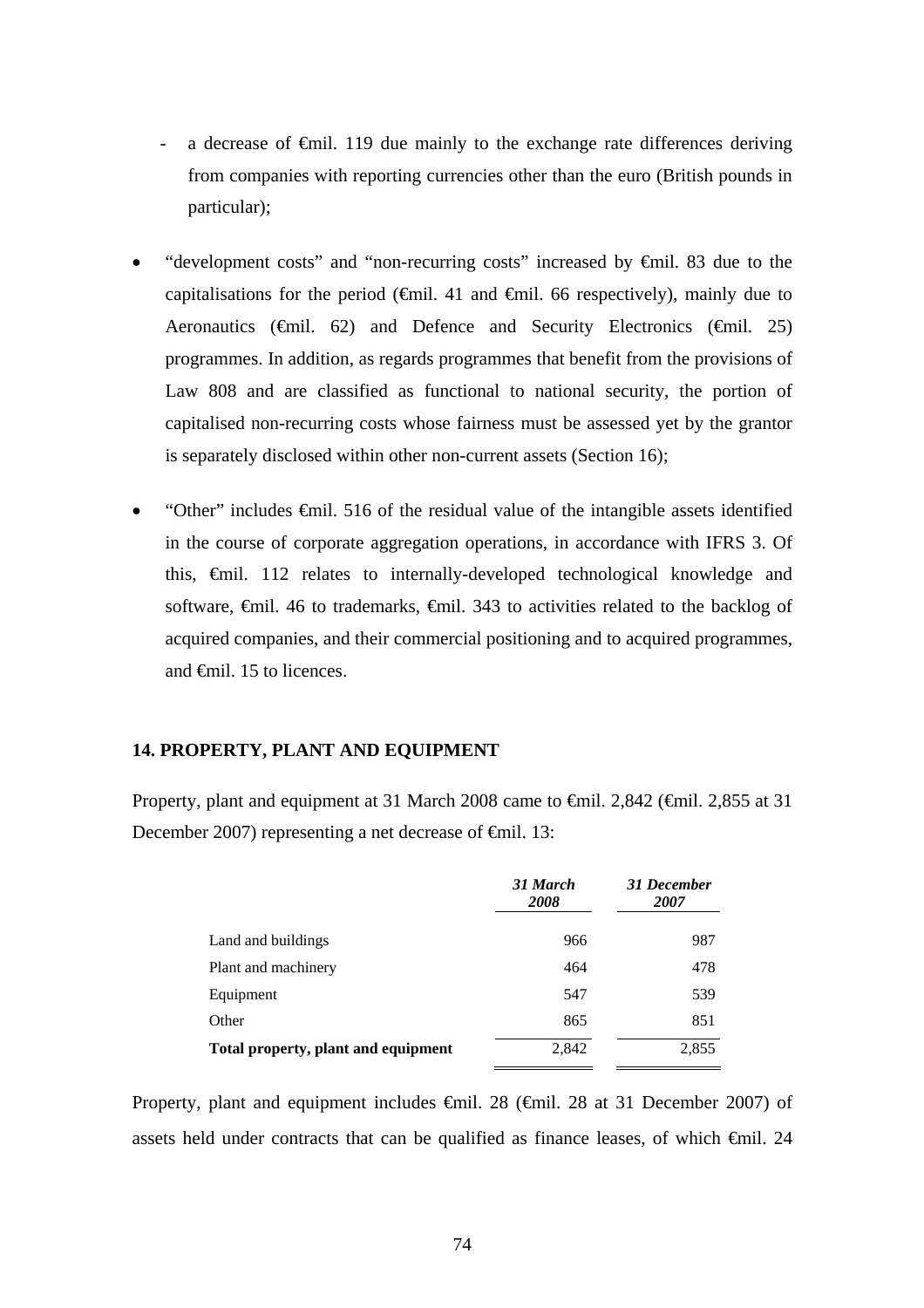- a decrease of €mil. 119 due mainly to the exchange rate differences deriving from companies with reporting currencies other than the euro (British pounds in particular);

- "development costs" and "non-recurring costs" increased by €mil. 83 due to the capitalisations for the period (€mil. 41 and €mil. 66 respectively), mainly due to Aeronautics (€mil. 62) and Defence and Security Electronics (€mil. 25) programmes. In addition, as regards programmes that benefit from the provisions of Law 808 and are classified as functional to national security, the portion of capitalised non-recurring costs whose fairness must be assessed yet by the grantor is separately disclosed within other non-current assets (Section 16);

- "Other" includes €mil. 516 of the residual value of the intangible assets identified in the course of corporate aggregation operations, in accordance with IFRS 3. Of this, €mil. 112 relates to internally-developed technological knowledge and software, €mil. 46 to trademarks, €mil. 343 to activities related to the backlog of acquired companies, and their commercial positioning and to acquired programmes, and €mil. 15 to licences.

## 14. PROPERTY, PLANT AND EQUIPMENT

Property, plant and equipment at 31 March 2008 came to €mil. 2,842 (€mil. 2,855 at 31 December 2007) representing a net decrease of €mil. 13:

| | *31 March 2008* | *31 December 2007* |
|---|---|---|
| Land and buildings | 966 | 987 |
| Plant and machinery | 464 | 478 |
| Equipment | 547 | 539 |
| Other | 865 | 851 |
| **Total property, plant and equipment** | 2,842 | 2,855 |

Property, plant and equipment includes €mil. 28 (€mil. 28 at 31 December 2007) of assets held under contracts that can be qualified as finance leases, of which €mil. 24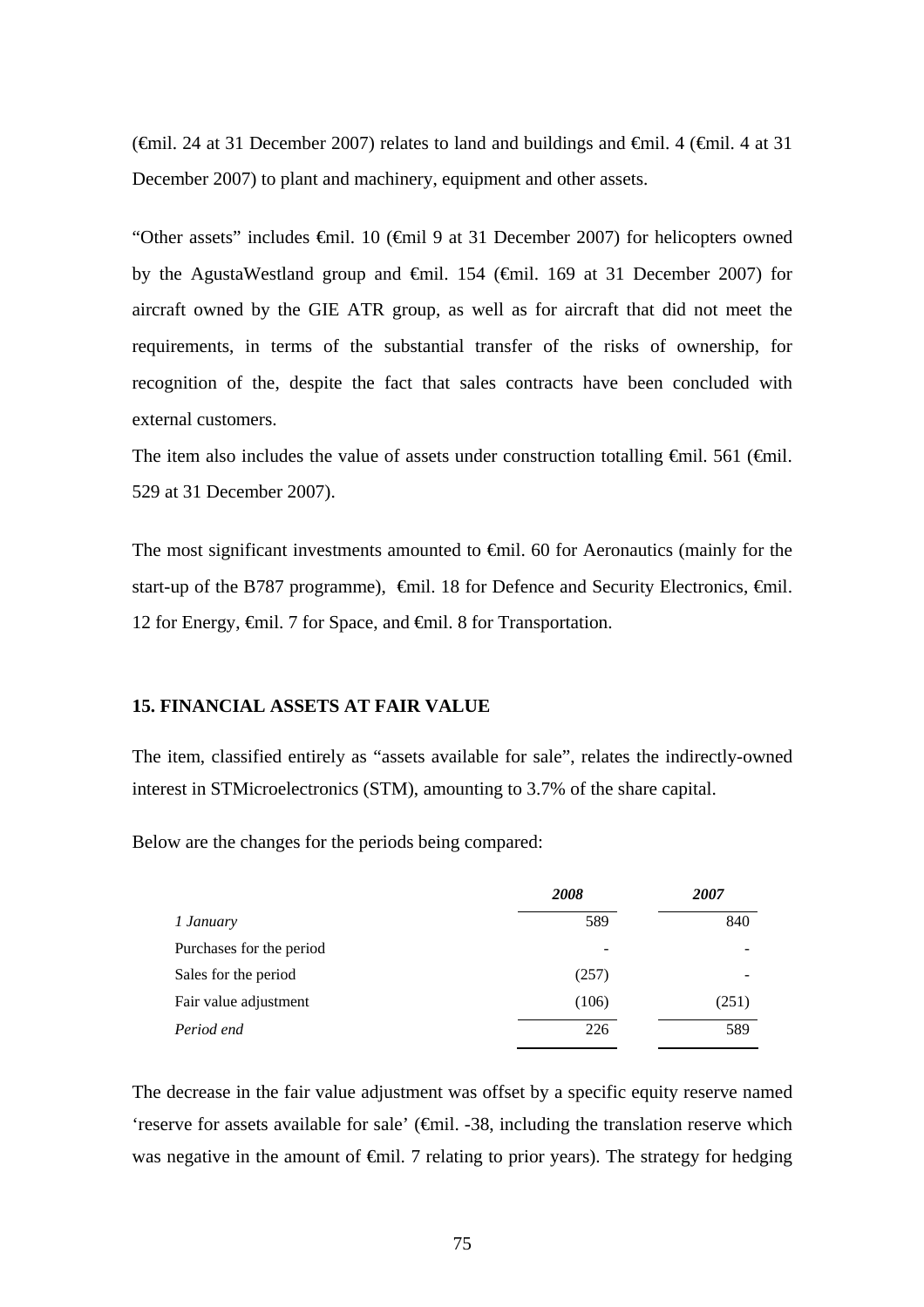(€mil. 24 at 31 December 2007) relates to land and buildings and €mil. 4 (€mil. 4 at 31 December 2007) to plant and machinery, equipment and other assets.

"Other assets" includes €mil. 10 (€mil 9 at 31 December 2007) for helicopters owned by the AgustaWestland group and €mil. 154 (€mil. 169 at 31 December 2007) for aircraft owned by the GIE ATR group, as well as for aircraft that did not meet the requirements, in terms of the substantial transfer of the risks of ownership, for recognition of the, despite the fact that sales contracts have been concluded with external customers.

The item also includes the value of assets under construction totalling €mil. 561 (€mil. 529 at 31 December 2007).

The most significant investments amounted to €mil. 60 for Aeronautics (mainly for the start-up of the B787 programme), €mil. 18 for Defence and Security Electronics, €mil. 12 for Energy, €mil. 7 for Space, and €mil. 8 for Transportation.

## 15. FINANCIAL ASSETS AT FAIR VALUE

The item, classified entirely as "assets available for sale", relates the indirectly-owned interest in STMicroelectronics (STM), amounting to 3.7% of the share capital.

Below are the changes for the periods being compared:

| | *2008* | *2007* |
|---|---|---|
| *1 January* | 589 | 840 |
| Purchases for the period | - | - |
| Sales for the period | (257) | - |
| Fair value adjustment | (106) | (251) |
| *Period end* | 226 | 589 |

The decrease in the fair value adjustment was offset by a specific equity reserve named 'reserve for assets available for sale' (€mil. -38, including the translation reserve which was negative in the amount of €mil. 7 relating to prior years). The strategy for hedging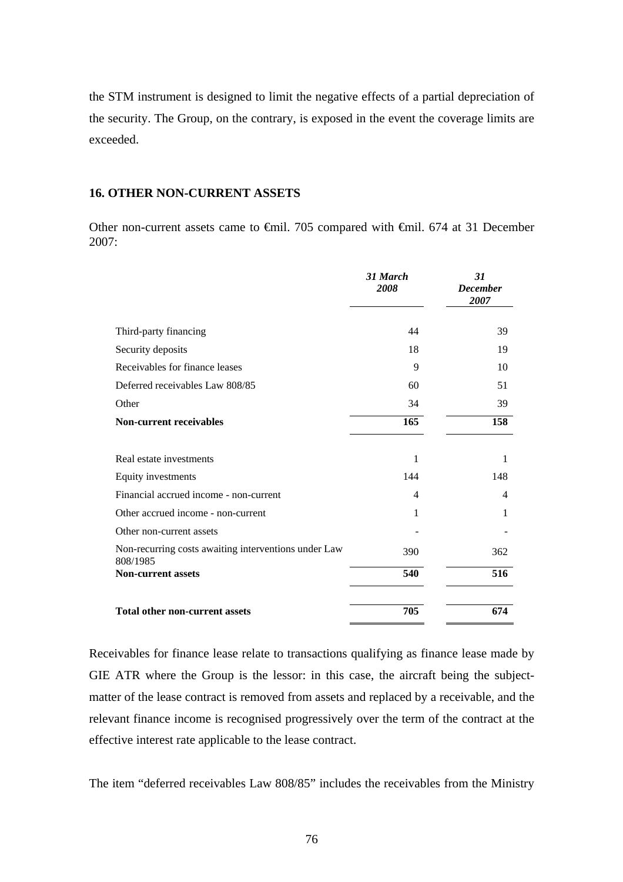the STM instrument is designed to limit the negative effects of a partial depreciation of the security. The Group, on the contrary, is exposed in the event the coverage limits are exceeded.

### 16. OTHER NON-CURRENT ASSETS

Other non-current assets came to €mil. 705 compared with €mil. 674 at 31 December 2007:

| | *31 March 2008* | *31 December 2007* |
|---|---|---|
| Third-party financing | 44 | 39 |
| Security deposits | 18 | 19 |
| Receivables for finance leases | 9 | 10 |
| Deferred receivables Law 808/85 | 60 | 51 |
| Other | 34 | 39 |
| **Non-current receivables** | **165** | **158** |
| | | |
| Real estate investments | 1 | 1 |
| Equity investments | 144 | 148 |
| Financial accrued income - non-current | 4 | 4 |
| Other accrued income - non-current | 1 | 1 |
| Other non-current assets | - | - |
| Non-recurring costs awaiting interventions under Law 808/1985 | 390 | 362 |
| **Non-current assets** | **540** | **516** |
| | | |
| **Total other non-current assets** | **705** | **674** |

Receivables for finance lease relate to transactions qualifying as finance lease made by GIE ATR where the Group is the lessor: in this case, the aircraft being the subject-matter of the lease contract is removed from assets and replaced by a receivable, and the relevant finance income is recognised progressively over the term of the contract at the effective interest rate applicable to the lease contract.

The item "deferred receivables Law 808/85" includes the receivables from the Ministry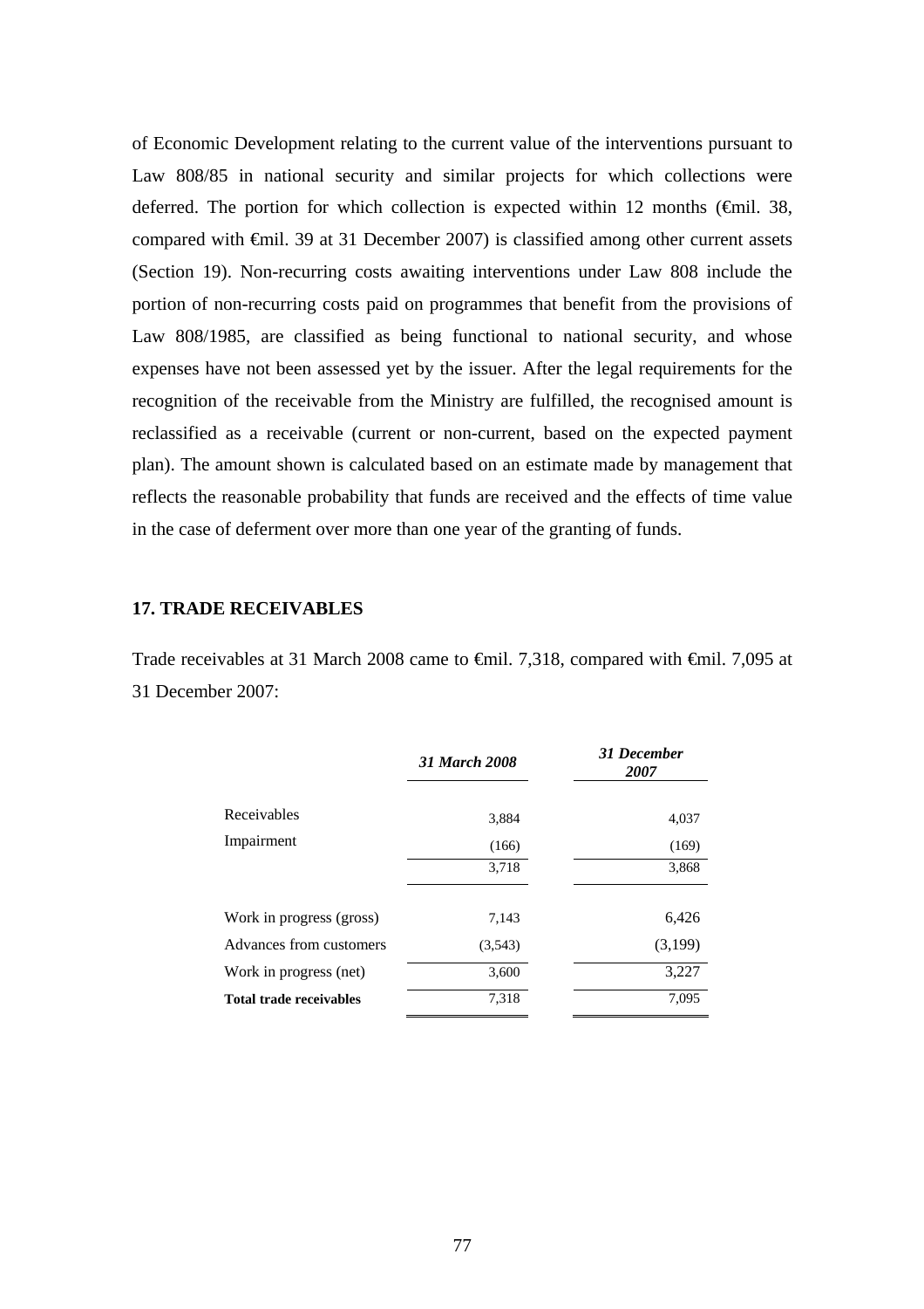of Economic Development relating to the current value of the interventions pursuant to Law 808/85 in national security and similar projects for which collections were deferred. The portion for which collection is expected within 12 months (€mil. 38, compared with €mil. 39 at 31 December 2007) is classified among other current assets (Section 19). Non-recurring costs awaiting interventions under Law 808 include the portion of non-recurring costs paid on programmes that benefit from the provisions of Law 808/1985, are classified as being functional to national security, and whose expenses have not been assessed yet by the issuer. After the legal requirements for the recognition of the receivable from the Ministry are fulfilled, the recognised amount is reclassified as a receivable (current or non-current, based on the expected payment plan). The amount shown is calculated based on an estimate made by management that reflects the reasonable probability that funds are received and the effects of time value in the case of deferment over more than one year of the granting of funds.

## 17. TRADE RECEIVABLES

Trade receivables at 31 March 2008 came to €mil. 7,318, compared with €mil. 7,095 at 31 December 2007:

| | *31 March 2008* | *31 December 2007* |
|---|---|---|
| Receivables | 3,884 | 4,037 |
| Impairment | (166) | (169) |
| | 3,718 | 3,868 |
| Work in progress (gross) | 7,143 | 6,426 |
| Advances from customers | (3,543) | (3,199) |
| Work in progress (net) | 3,600 | 3,227 |
| **Total trade receivables** | 7,318 | 7,095 |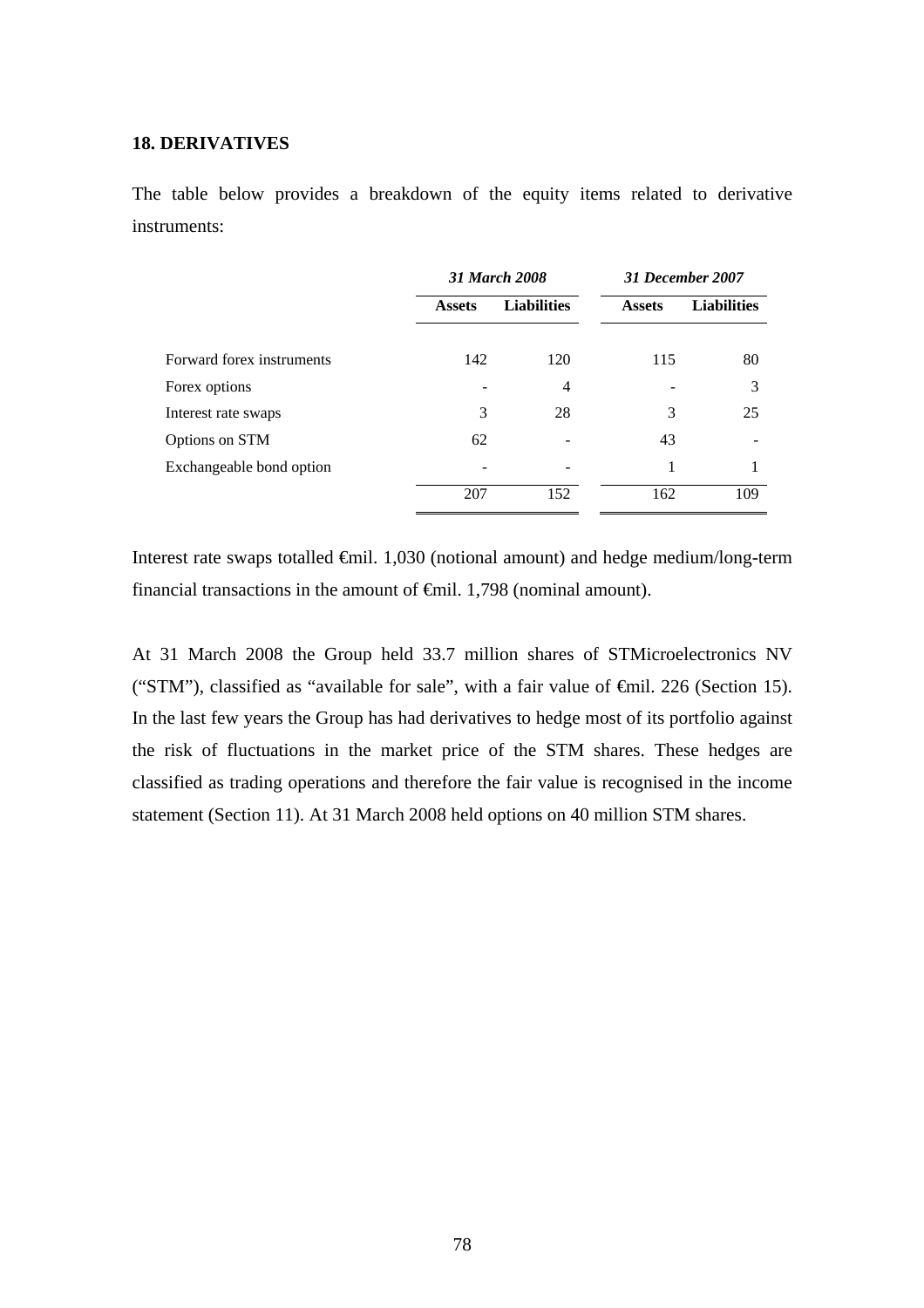## 18. DERIVATIVES

The table below provides a breakdown of the equity items related to derivative instruments:

| | *31 March 2008* | | *31 December 2007* | |
|---|---|---|---|---|
| | **Assets** | **Liabilities** | **Assets** | **Liabilities** |
| Forward forex instruments | 142 | 120 | 115 | 80 |
| Forex options | - | 4 | - | 3 |
| Interest rate swaps | 3 | 28 | 3 | 25 |
| Options on STM | 62 | - | 43 | - |
| Exchangeable bond option | - | - | 1 | 1 |
| | 207 | 152 | 162 | 109 |

Interest rate swaps totalled €mil. 1,030 (notional amount) and hedge medium/long-term financial transactions in the amount of €mil. 1,798 (nominal amount).

At 31 March 2008 the Group held 33.7 million shares of STMicroelectronics NV ("STM"), classified as "available for sale", with a fair value of €mil. 226 (Section 15). In the last few years the Group has had derivatives to hedge most of its portfolio against the risk of fluctuations in the market price of the STM shares. These hedges are classified as trading operations and therefore the fair value is recognised in the income statement (Section 11). At 31 March 2008 held options on 40 million STM shares.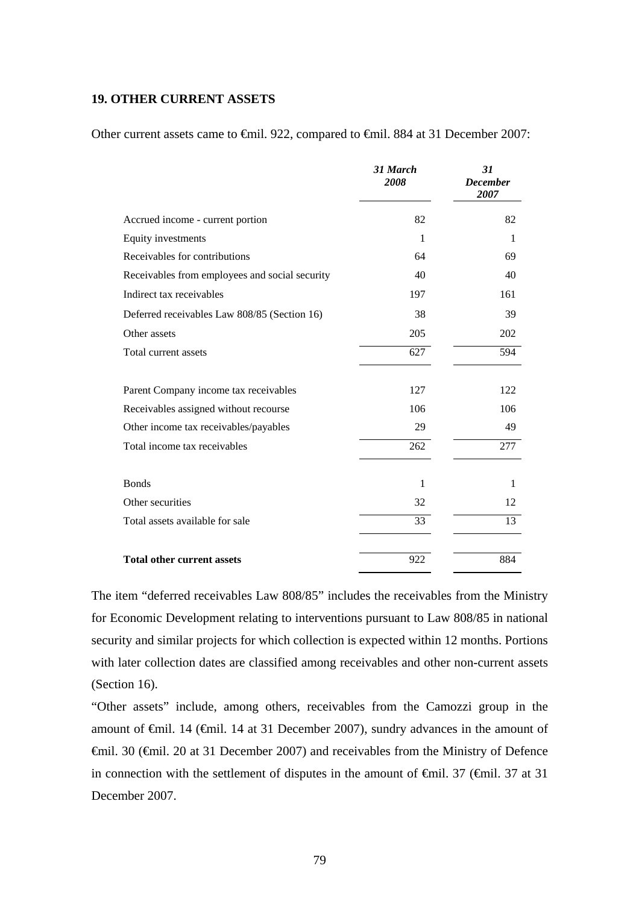## 19. OTHER CURRENT ASSETS

Other current assets came to €mil. 922, compared to €mil. 884 at 31 December 2007:

| | *31 March 2008* | *31 December 2007* |
|---|---|---|
| Accrued income - current portion | 82 | 82 |
| Equity investments | 1 | 1 |
| Receivables for contributions | 64 | 69 |
| Receivables from employees and social security | 40 | 40 |
| Indirect tax receivables | 197 | 161 |
| Deferred receivables Law 808/85 (Section 16) | 38 | 39 |
| Other assets | 205 | 202 |
| Total current assets | 627 | 594 |
| | | |
| Parent Company income tax receivables | 127 | 122 |
| Receivables assigned without recourse | 106 | 106 |
| Other income tax receivables/payables | 29 | 49 |
| Total income tax receivables | 262 | 277 |
| | | |
| Bonds | 1 | 1 |
| Other securities | 32 | 12 |
| Total assets available for sale | 33 | 13 |
| | | |
| **Total other current assets** | 922 | 884 |

The item "deferred receivables Law 808/85" includes the receivables from the Ministry for Economic Development relating to interventions pursuant to Law 808/85 in national security and similar projects for which collection is expected within 12 months. Portions with later collection dates are classified among receivables and other non-current assets (Section 16).

"Other assets" include, among others, receivables from the Camozzi group in the amount of €mil. 14 (€mil. 14 at 31 December 2007), sundry advances in the amount of €mil. 30 (€mil. 20 at 31 December 2007) and receivables from the Ministry of Defence in connection with the settlement of disputes in the amount of €mil. 37 (€mil. 37 at 31 December 2007.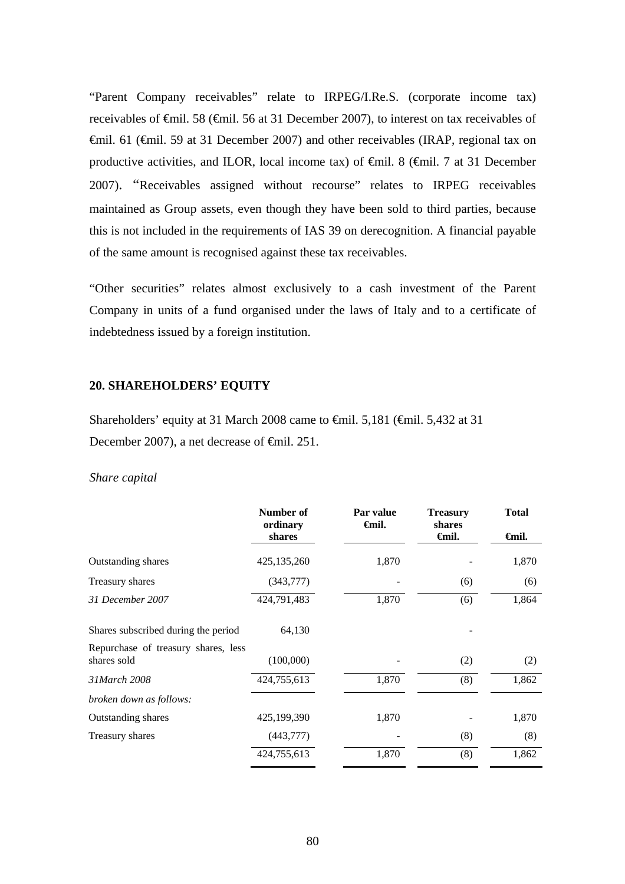"Parent Company receivables" relate to IRPEG/I.Re.S. (corporate income tax) receivables of €mil. 58 (€mil. 56 at 31 December 2007), to interest on tax receivables of €mil. 61 (€mil. 59 at 31 December 2007) and other receivables (IRAP, regional tax on productive activities, and ILOR, local income tax) of €mil. 8 (€mil. 7 at 31 December 2007). "Receivables assigned without recourse" relates to IRPEG receivables maintained as Group assets, even though they have been sold to third parties, because this is not included in the requirements of IAS 39 on derecognition. A financial payable of the same amount is recognised against these tax receivables.

"Other securities" relates almost exclusively to a cash investment of the Parent Company in units of a fund organised under the laws of Italy and to a certificate of indebtedness issued by a foreign institution.

## 20. SHAREHOLDERS' EQUITY

Shareholders' equity at 31 March 2008 came to €mil. 5,181 (€mil. 5,432 at 31 December 2007), a net decrease of €mil. 251.

*Share capital*

| | Number of ordinary shares | Par value €mil. | Treasury shares €mil. | Total €mil. |
|---|---|---|---|---|
| Outstanding shares | 425,135,260 | 1,870 | - | 1,870 |
| Treasury shares | (343,777) | - | (6) | (6) |
| *31 December 2007* | 424,791,483 | 1,870 | (6) | 1,864 |
| Shares subscribed during the period | 64,130 | | - | |
| Repurchase of treasury shares, less shares sold | (100,000) | - | (2) | (2) |
| *31March 2008* | 424,755,613 | 1,870 | (8) | 1,862 |
| *broken down as follows:* | | | | |
| Outstanding shares | 425,199,390 | 1,870 | - | 1,870 |
| Treasury shares | (443,777) | - | (8) | (8) |
| | 424,755,613 | 1,870 | (8) | 1,862 |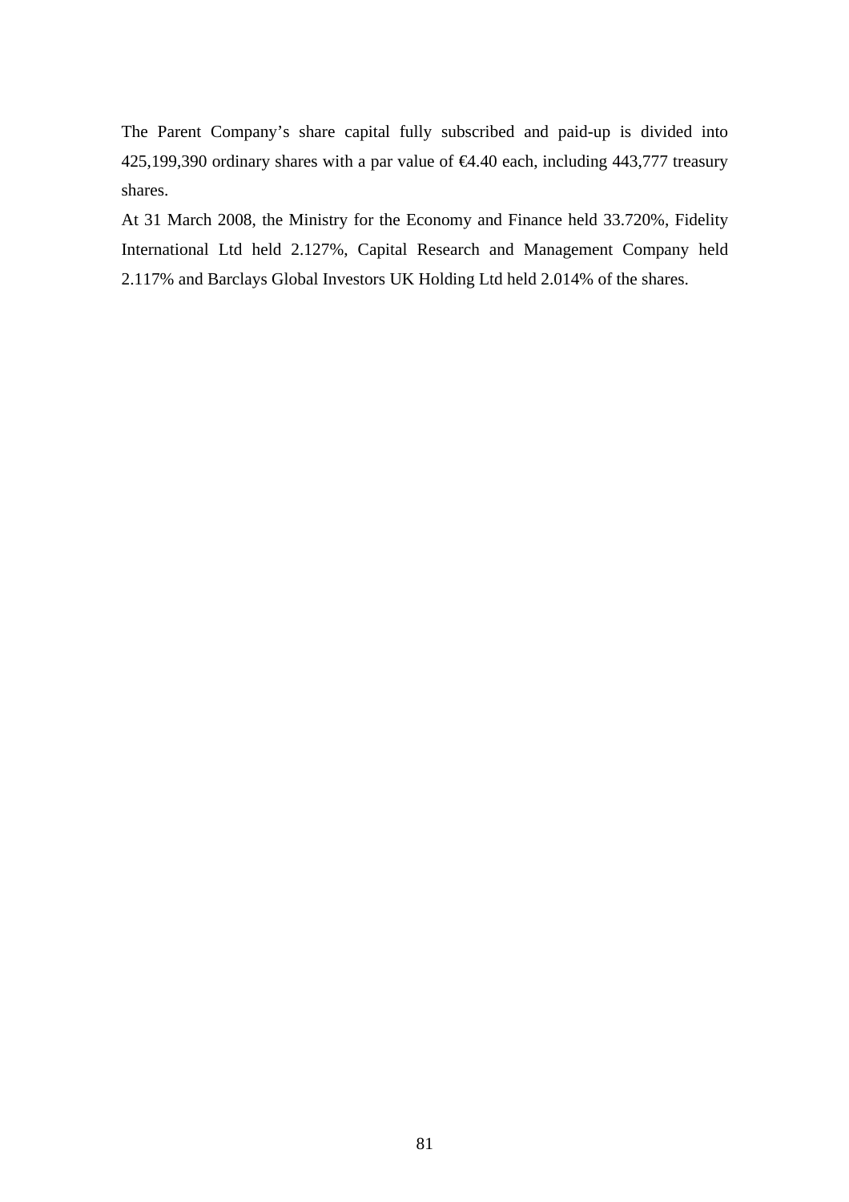The Parent Company's share capital fully subscribed and paid-up is divided into 425,199,390 ordinary shares with a par value of €4.40 each, including 443,777 treasury shares.

At 31 March 2008, the Ministry for the Economy and Finance held 33.720%, Fidelity International Ltd held 2.127%, Capital Research and Management Company held 2.117% and Barclays Global Investors UK Holding Ltd held 2.014% of the shares.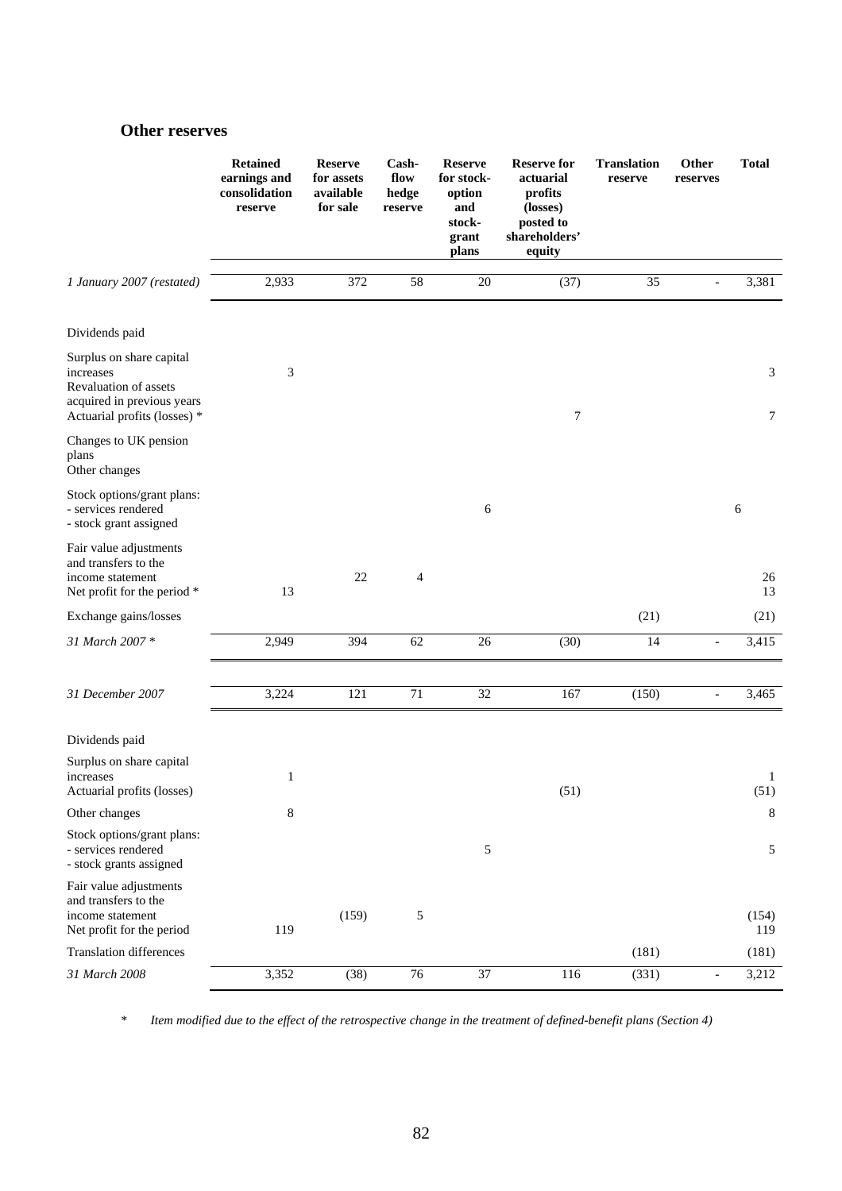## Other reserves

| | Retained earnings and consolidation reserve | Reserve for assets available for sale | Cash-flow hedge reserve | Reserve for stock-option and stock-grant plans | Reserve for actuarial profits (losses) posted to shareholders' equity | Translation reserve | Other reserves | Total |
|---|---|---|---|---|---|---|---|---|
| *1 January 2007 (restated)* | 2,933 | 372 | 58 | 20 | (37) | 35 | - | 3,381 |
| Dividends paid | | | | | | | | |
| Surplus on share capital increases | 3 | | | | | | | 3 |
| Revaluation of assets acquired in previous years | | | | | | | | |
| Actuarial profits (losses) * | | | | | 7 | | | 7 |
| Changes to UK pension plans | | | | | | | | |
| Other changes | | | | | | | | |
| Stock options/grant plans: | | | | | | | | |
| - services rendered | | | | 6 | | | | 6 |
| - stock grant assigned | | | | | | | | |
| Fair value adjustments and transfers to the income statement | | 22 | 4 | | | | | 26 |
| Net profit for the period * | 13 | | | | | | | 13 |
| Exchange gains/losses | | | | | | (21) | | (21) |
| *31 March 2007 ** | 2,949 | 394 | 62 | 26 | (30) | 14 | - | 3,415 |
| | | | | | | | | |
| *31 December 2007* | 3,224 | 121 | 71 | 32 | 167 | (150) | - | 3,465 |
| Dividends paid | | | | | | | | |
| Surplus on share capital increases | 1 | | | | | | | 1 |
| Actuarial profits (losses) | | | | | (51) | | | (51) |
| Other changes | 8 | | | | | | | 8 |
| Stock options/grant plans: | | | | | | | | |
| - services rendered | | | | 5 | | | | 5 |
| - stock grants assigned | | | | | | | | |
| Fair value adjustments and transfers to the income statement | | (159) | 5 | | | | | (154) |
| Net profit for the period | 119 | | | | | | | 119 |
| Translation differences | | | | | | (181) | | (181) |
| *31 March 2008* | 3,352 | (38) | 76 | 37 | 116 | (331) | - | 3,212 |

\* *Item modified due to the effect of the retrospective change in the treatment of defined-benefit plans (Section 4)*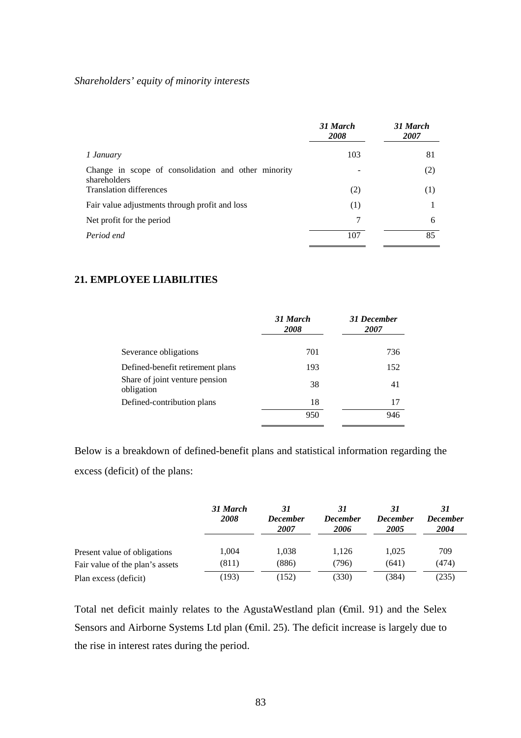*Shareholders' equity of minority interests*

| | *31 March 2008* | *31 March 2007* |
|---|---|---|
| *1 January* | 103 | 81 |
| Change in scope of consolidation and other minority shareholders | - | (2) |
| Translation differences | (2) | (1) |
| Fair value adjustments through profit and loss | (1) | 1 |
| Net profit for the period | 7 | 6 |
| *Period end* | 107 | 85 |

## 21. EMPLOYEE LIABILITIES

| | *31 March 2008* | *31 December 2007* |
|---|---|---|
| Severance obligations | 701 | 736 |
| Defined-benefit retirement plans | 193 | 152 |
| Share of joint venture pension obligation | 38 | 41 |
| Defined-contribution plans | 18 | 17 |
| | 950 | 946 |

Below is a breakdown of defined-benefit plans and statistical information regarding the excess (deficit) of the plans:

| | *31 March 2008* | *31 December 2007* | *31 December 2006* | *31 December 2005* | *31 December 2004* |
|---|---|---|---|---|---|
| Present value of obligations | 1,004 | 1,038 | 1,126 | 1,025 | 709 |
| Fair value of the plan's assets | (811) | (886) | (796) | (641) | (474) |
| Plan excess (deficit) | (193) | (152) | (330) | (384) | (235) |

Total net deficit mainly relates to the AgustaWestland plan (€mil. 91) and the Selex Sensors and Airborne Systems Ltd plan (€mil. 25). The deficit increase is largely due to the rise in interest rates during the period.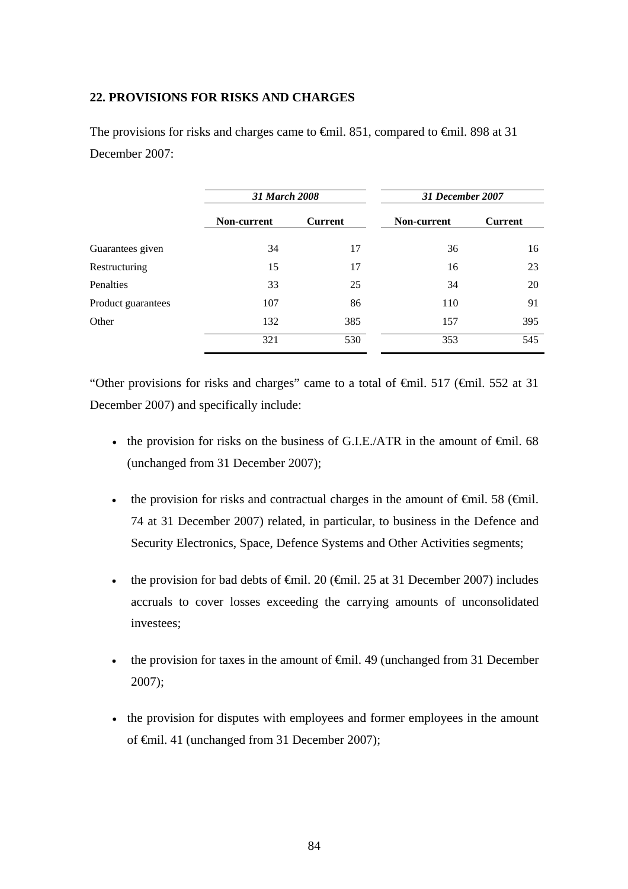## 22. PROVISIONS FOR RISKS AND CHARGES

The provisions for risks and charges came to €mil. 851, compared to €mil. 898 at 31 December 2007:

| | *31 March 2008* | | *31 December 2007* | |
|---|---|---|---|---|
| | **Non-current** | **Current** | **Non-current** | **Current** |
| Guarantees given | 34 | 17 | 36 | 16 |
| Restructuring | 15 | 17 | 16 | 23 |
| Penalties | 33 | 25 | 34 | 20 |
| Product guarantees | 107 | 86 | 110 | 91 |
| Other | 132 | 385 | 157 | 395 |
| | 321 | 530 | 353 | 545 |

"Other provisions for risks and charges" came to a total of €mil. 517 (€mil. 552 at 31 December 2007) and specifically include:

- the provision for risks on the business of G.I.E./ATR in the amount of €mil. 68 (unchanged from 31 December 2007);
- the provision for risks and contractual charges in the amount of €mil. 58 (€mil. 74 at 31 December 2007) related, in particular, to business in the Defence and Security Electronics, Space, Defence Systems and Other Activities segments;
- the provision for bad debts of €mil. 20 (€mil. 25 at 31 December 2007) includes accruals to cover losses exceeding the carrying amounts of unconsolidated investees;
- the provision for taxes in the amount of €mil. 49 (unchanged from 31 December 2007);
- the provision for disputes with employees and former employees in the amount of €mil. 41 (unchanged from 31 December 2007);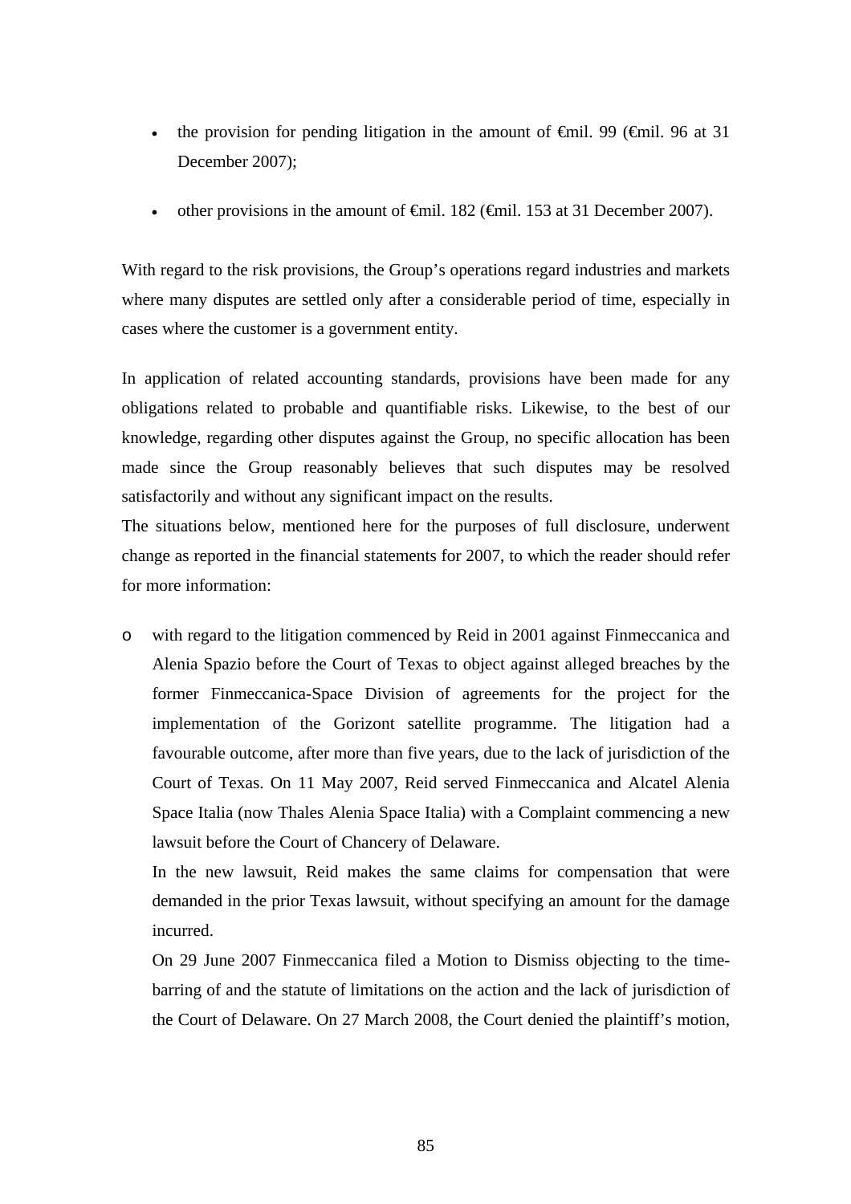- the provision for pending litigation in the amount of €mil. 99 (€mil. 96 at 31 December 2007);
- other provisions in the amount of €mil. 182 (€mil. 153 at 31 December 2007).

With regard to the risk provisions, the Group's operations regard industries and markets where many disputes are settled only after a considerable period of time, especially in cases where the customer is a government entity.

In application of related accounting standards, provisions have been made for any obligations related to probable and quantifiable risks. Likewise, to the best of our knowledge, regarding other disputes against the Group, no specific allocation has been made since the Group reasonably believes that such disputes may be resolved satisfactorily and without any significant impact on the results.

The situations below, mentioned here for the purposes of full disclosure, underwent change as reported in the financial statements for 2007, to which the reader should refer for more information:

- with regard to the litigation commenced by Reid in 2001 against Finmeccanica and Alenia Spazio before the Court of Texas to object against alleged breaches by the former Finmeccanica-Space Division of agreements for the project for the implementation of the Gorizont satellite programme. The litigation had a favourable outcome, after more than five years, due to the lack of jurisdiction of the Court of Texas. On 11 May 2007, Reid served Finmeccanica and Alcatel Alenia Space Italia (now Thales Alenia Space Italia) with a Complaint commencing a new lawsuit before the Court of Chancery of Delaware.

  In the new lawsuit, Reid makes the same claims for compensation that were demanded in the prior Texas lawsuit, without specifying an amount for the damage incurred.

  On 29 June 2007 Finmeccanica filed a Motion to Dismiss objecting to the time-barring of and the statute of limitations on the action and the lack of jurisdiction of the Court of Delaware. On 27 March 2008, the Court denied the plaintiff's motion,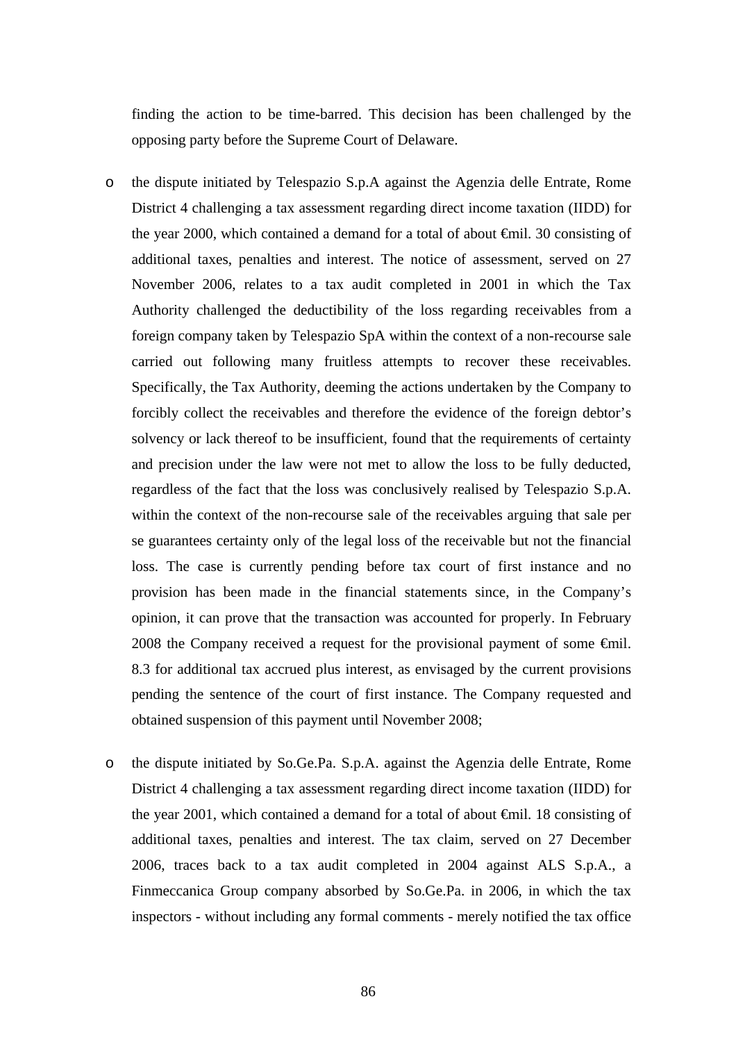finding the action to be time-barred. This decision has been challenged by the opposing party before the Supreme Court of Delaware.

- the dispute initiated by Telespazio S.p.A against the Agenzia delle Entrate, Rome District 4 challenging a tax assessment regarding direct income taxation (IIDD) for the year 2000, which contained a demand for a total of about €mil. 30 consisting of additional taxes, penalties and interest. The notice of assessment, served on 27 November 2006, relates to a tax audit completed in 2001 in which the Tax Authority challenged the deductibility of the loss regarding receivables from a foreign company taken by Telespazio SpA within the context of a non-recourse sale carried out following many fruitless attempts to recover these receivables. Specifically, the Tax Authority, deeming the actions undertaken by the Company to forcibly collect the receivables and therefore the evidence of the foreign debtor's solvency or lack thereof to be insufficient, found that the requirements of certainty and precision under the law were not met to allow the loss to be fully deducted, regardless of the fact that the loss was conclusively realised by Telespazio S.p.A. within the context of the non-recourse sale of the receivables arguing that sale per se guarantees certainty only of the legal loss of the receivable but not the financial loss. The case is currently pending before tax court of first instance and no provision has been made in the financial statements since, in the Company's opinion, it can prove that the transaction was accounted for properly. In February 2008 the Company received a request for the provisional payment of some €mil. 8.3 for additional tax accrued plus interest, as envisaged by the current provisions pending the sentence of the court of first instance. The Company requested and obtained suspension of this payment until November 2008;

- the dispute initiated by So.Ge.Pa. S.p.A. against the Agenzia delle Entrate, Rome District 4 challenging a tax assessment regarding direct income taxation (IIDD) for the year 2001, which contained a demand for a total of about €mil. 18 consisting of additional taxes, penalties and interest. The tax claim, served on 27 December 2006, traces back to a tax audit completed in 2004 against ALS S.p.A., a Finmeccanica Group company absorbed by So.Ge.Pa. in 2006, in which the tax inspectors - without including any formal comments - merely notified the tax office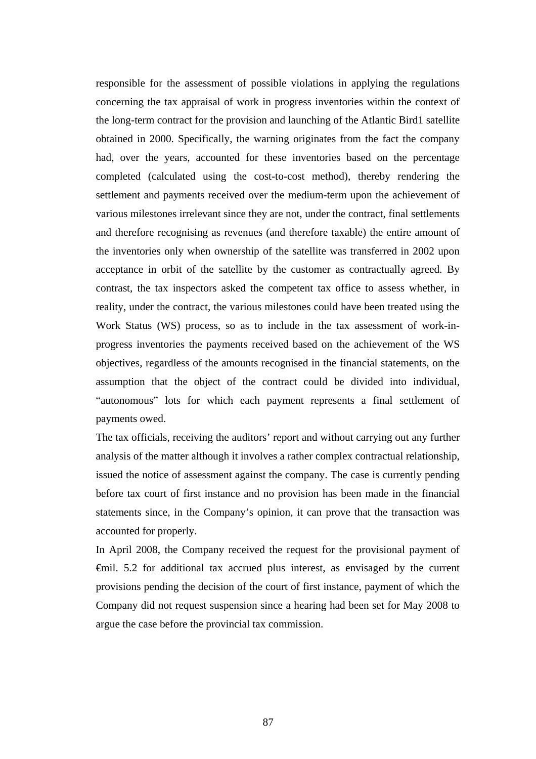responsible for the assessment of possible violations in applying the regulations concerning the tax appraisal of work in progress inventories within the context of the long-term contract for the provision and launching of the Atlantic Bird1 satellite obtained in 2000. Specifically, the warning originates from the fact the company had, over the years, accounted for these inventories based on the percentage completed (calculated using the cost-to-cost method), thereby rendering the settlement and payments received over the medium-term upon the achievement of various milestones irrelevant since they are not, under the contract, final settlements and therefore recognising as revenues (and therefore taxable) the entire amount of the inventories only when ownership of the satellite was transferred in 2002 upon acceptance in orbit of the satellite by the customer as contractually agreed. By contrast, the tax inspectors asked the competent tax office to assess whether, in reality, under the contract, the various milestones could have been treated using the Work Status (WS) process, so as to include in the tax assessment of work-in-progress inventories the payments received based on the achievement of the WS objectives, regardless of the amounts recognised in the financial statements, on the assumption that the object of the contract could be divided into individual, "autonomous" lots for which each payment represents a final settlement of payments owed.

The tax officials, receiving the auditors' report and without carrying out any further analysis of the matter although it involves a rather complex contractual relationship, issued the notice of assessment against the company. The case is currently pending before tax court of first instance and no provision has been made in the financial statements since, in the Company's opinion, it can prove that the transaction was accounted for properly.

In April 2008, the Company received the request for the provisional payment of €mil. 5.2 for additional tax accrued plus interest, as envisaged by the current provisions pending the decision of the court of first instance, payment of which the Company did not request suspension since a hearing had been set for May 2008 to argue the case before the provincial tax commission.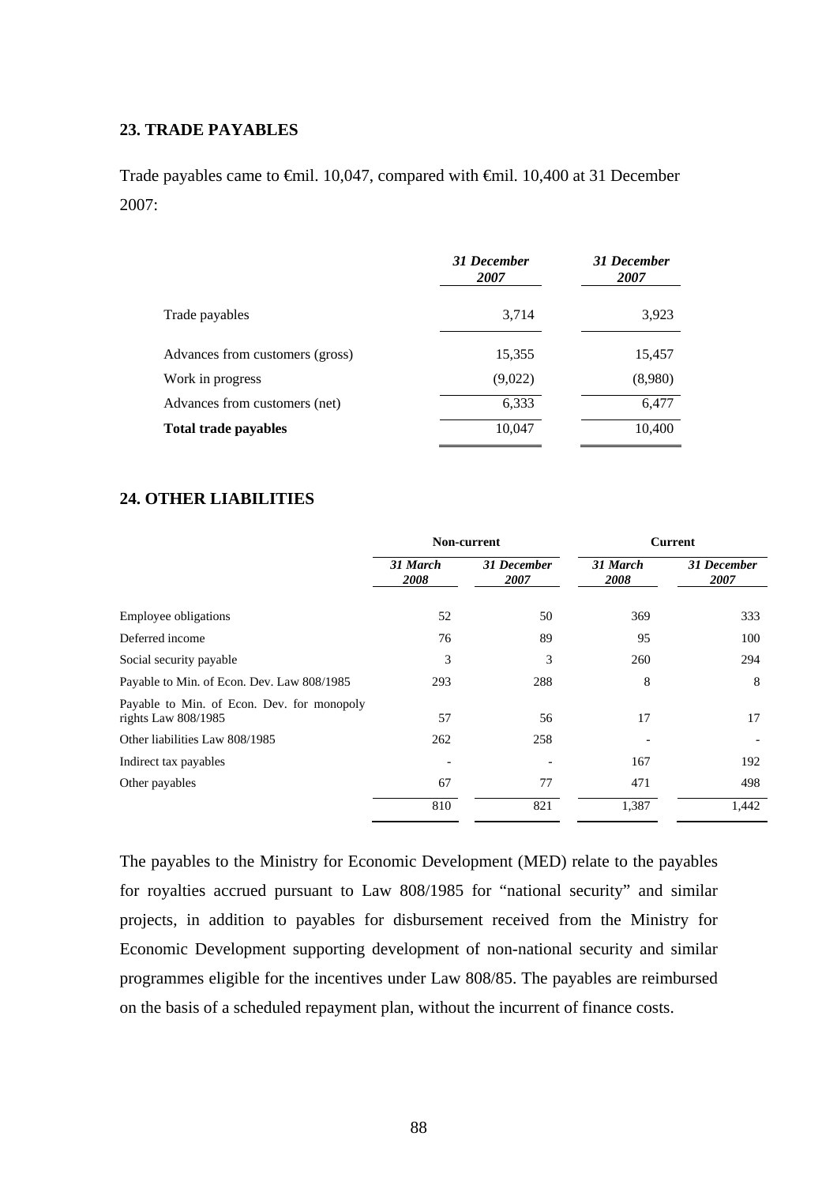## 23. TRADE PAYABLES

Trade payables came to €mil. 10,047, compared with €mil. 10,400 at 31 December 2007:

| | *31 December 2007* | *31 December 2007* |
|---|---|---|
| Trade payables | 3,714 | 3,923 |
| Advances from customers (gross) | 15,355 | 15,457 |
| Work in progress | (9,022) | (8,980) |
| Advances from customers (net) | 6,333 | 6,477 |
| **Total trade payables** | 10,047 | 10,400 |

## 24. OTHER LIABILITIES

| | Non-current | | Current | |
|---|---|---|---|---|
| | *31 March 2008* | *31 December 2007* | *31 March 2008* | *31 December 2007* |
| Employee obligations | 52 | 50 | 369 | 333 |
| Deferred income | 76 | 89 | 95 | 100 |
| Social security payable | 3 | 3 | 260 | 294 |
| Payable to Min. of Econ. Dev. Law 808/1985 | 293 | 288 | 8 | 8 |
| Payable to Min. of Econ. Dev. for monopoly rights Law 808/1985 | 57 | 56 | 17 | 17 |
| Other liabilities Law 808/1985 | 262 | 258 | - | - |
| Indirect tax payables | - | - | 167 | 192 |
| Other payables | 67 | 77 | 471 | 498 |
| | 810 | 821 | 1,387 | 1,442 |

The payables to the Ministry for Economic Development (MED) relate to the payables for royalties accrued pursuant to Law 808/1985 for "national security" and similar projects, in addition to payables for disbursement received from the Ministry for Economic Development supporting development of non-national security and similar programmes eligible for the incentives under Law 808/85. The payables are reimbursed on the basis of a scheduled repayment plan, without the incurrent of finance costs.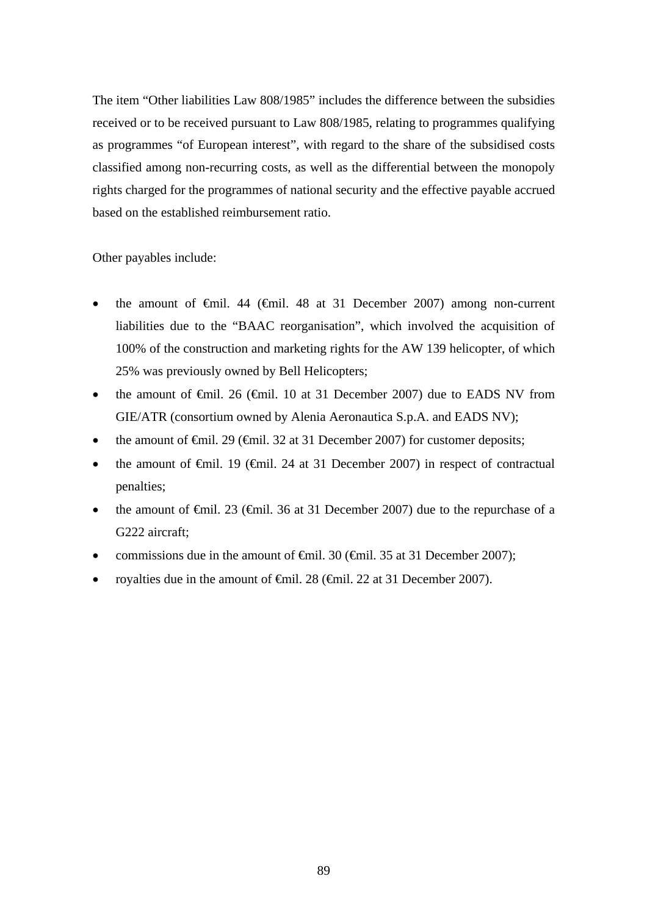The item "Other liabilities Law 808/1985" includes the difference between the subsidies received or to be received pursuant to Law 808/1985, relating to programmes qualifying as programmes "of European interest", with regard to the share of the subsidised costs classified among non-recurring costs, as well as the differential between the monopoly rights charged for the programmes of national security and the effective payable accrued based on the established reimbursement ratio.

Other payables include:

- the amount of €mil. 44 (€mil. 48 at 31 December 2007) among non-current liabilities due to the "BAAC reorganisation", which involved the acquisition of 100% of the construction and marketing rights for the AW 139 helicopter, of which 25% was previously owned by Bell Helicopters;
- the amount of €mil. 26 (€mil. 10 at 31 December 2007) due to EADS NV from GIE/ATR (consortium owned by Alenia Aeronautica S.p.A. and EADS NV);
- the amount of €mil. 29 (€mil. 32 at 31 December 2007) for customer deposits;
- the amount of €mil. 19 (€mil. 24 at 31 December 2007) in respect of contractual penalties;
- the amount of €mil. 23 (€mil. 36 at 31 December 2007) due to the repurchase of a G222 aircraft;
- commissions due in the amount of €mil. 30 (€mil. 35 at 31 December 2007);
- royalties due in the amount of €mil. 28 (€mil. 22 at 31 December 2007).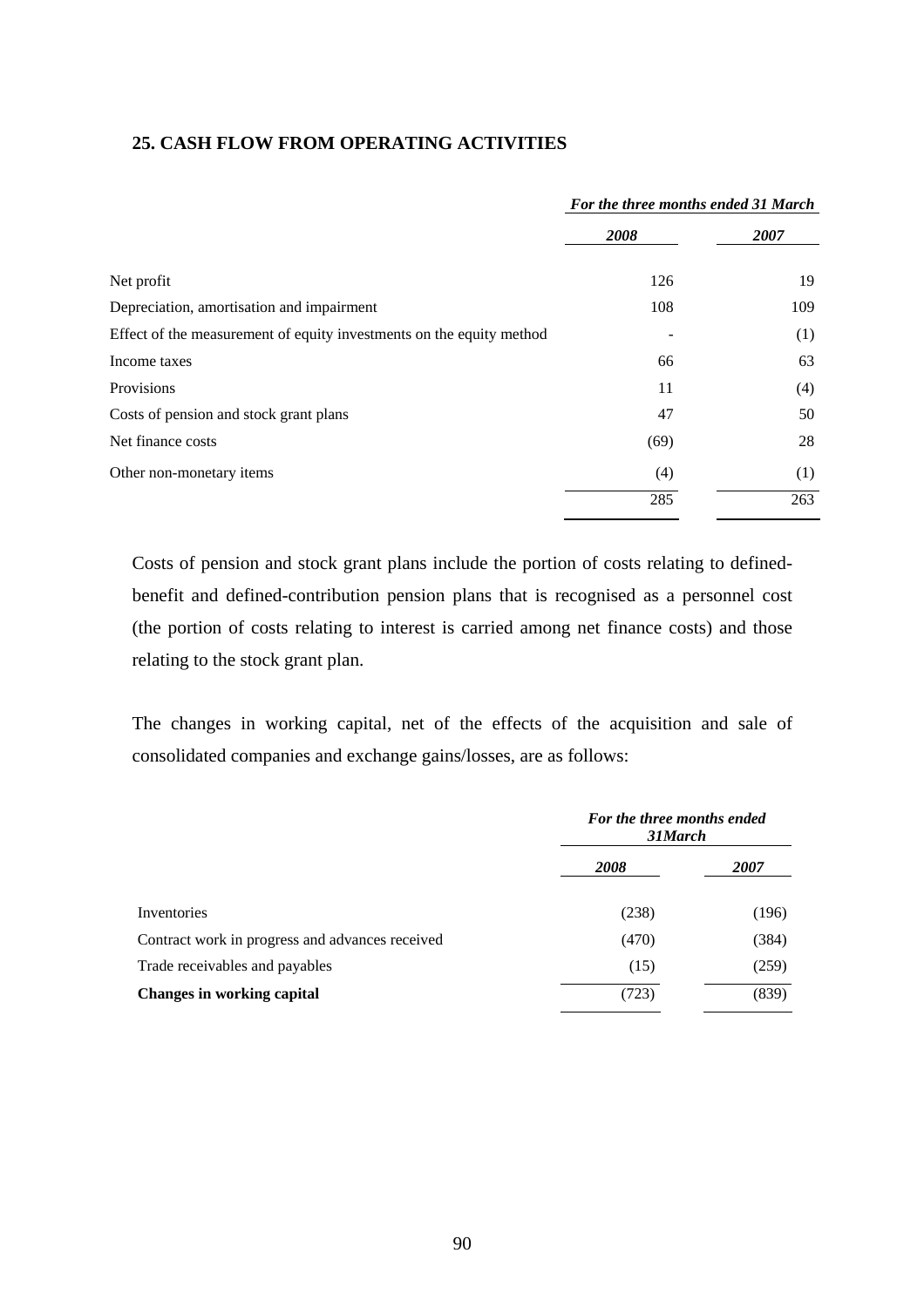## 25. CASH FLOW FROM OPERATING ACTIVITIES

| | *For the three months ended 31 March* | |
|---|---|---|
| | *2008* | *2007* |
| Net profit | 126 | 19 |
| Depreciation, amortisation and impairment | 108 | 109 |
| Effect of the measurement of equity investments on the equity method | - | (1) |
| Income taxes | 66 | 63 |
| Provisions | 11 | (4) |
| Costs of pension and stock grant plans | 47 | 50 |
| Net finance costs | (69) | 28 |
| Other non-monetary items | (4) | (1) |
| | 285 | 263 |

Costs of pension and stock grant plans include the portion of costs relating to defined-benefit and defined-contribution pension plans that is recognised as a personnel cost (the portion of costs relating to interest is carried among net finance costs) and those relating to the stock grant plan.

The changes in working capital, net of the effects of the acquisition and sale of consolidated companies and exchange gains/losses, are as follows:

| | *For the three months ended 31March* | |
|---|---|---|
| | *2008* | *2007* |
| Inventories | (238) | (196) |
| Contract work in progress and advances received | (470) | (384) |
| Trade receivables and payables | (15) | (259) |
| **Changes in working capital** | (723) | (839) |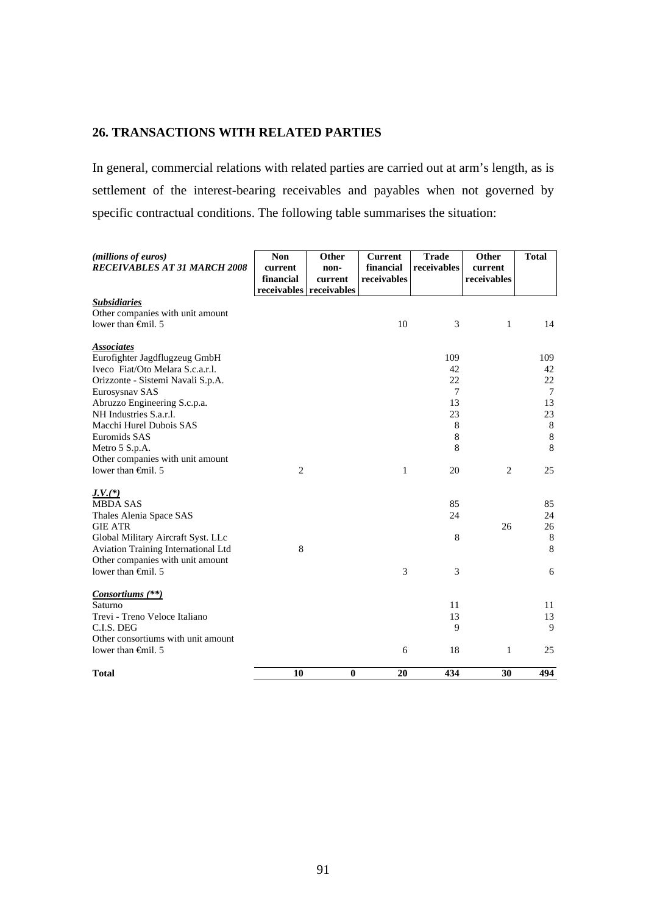## 26. TRANSACTIONS WITH RELATED PARTIES

In general, commercial relations with related parties are carried out at arm's length, as is settlement of the interest-bearing receivables and payables when not governed by specific contractual conditions. The following table summarises the situation:

| *(millions of euros)* ***RECEIVABLES AT 31 MARCH 2008*** | **Non current financial receivables** | **Other non-current receivables** | **Current financial receivables** | **Trade receivables** | **Other current receivables** | **Total** |
|---|---|---|---|---|---|---|
| ***Subsidiaries*** | | | | | | |
| Other companies with unit amount lower than €mil. 5 | | | 10 | 3 | 1 | 14 |
| ***Associates*** | | | | | | |
| Eurofighter Jagdflugzeug GmbH | | | | 109 | | 109 |
| Iveco Fiat/Oto Melara S.c.a.r.l. | | | | 42 | | 42 |
| Orizzonte - Sistemi Navali S.p.A. | | | | 22 | | 22 |
| Eurosysnav SAS | | | | 7 | | 7 |
| Abruzzo Engineering S.c.p.a. | | | | 13 | | 13 |
| NH Industries S.a.r.l. | | | | 23 | | 23 |
| Macchi Hurel Dubois SAS | | | | 8 | | 8 |
| Euromids SAS | | | | 8 | | 8 |
| Metro 5 S.p.A. | | | | 8 | | 8 |
| Other companies with unit amount lower than €mil. 5 | 2 | | 1 | 20 | 2 | 25 |
| ***J.V.(\*)*** | | | | | | |
| MBDA SAS | | | | 85 | | 85 |
| Thales Alenia Space SAS | | | | 24 | | 24 |
| GIE ATR | | | | | 26 | 26 |
| Global Military Aircraft Syst. LLc | | | | 8 | | 8 |
| Aviation Training International Ltd | 8 | | | | | 8 |
| Other companies with unit amount lower than €mil. 5 | | | 3 | 3 | | 6 |
| ***Consortiums (\*\*)*** | | | | | | |
| Saturno | | | | 11 | | 11 |
| Trevi - Treno Veloce Italiano | | | | 13 | | 13 |
| C.I.S. DEG | | | | 9 | | 9 |
| Other consortiums with unit amount lower than €mil. 5 | | | 6 | 18 | 1 | 25 |
| **Total** | **10** | **0** | **20** | **434** | **30** | **494** |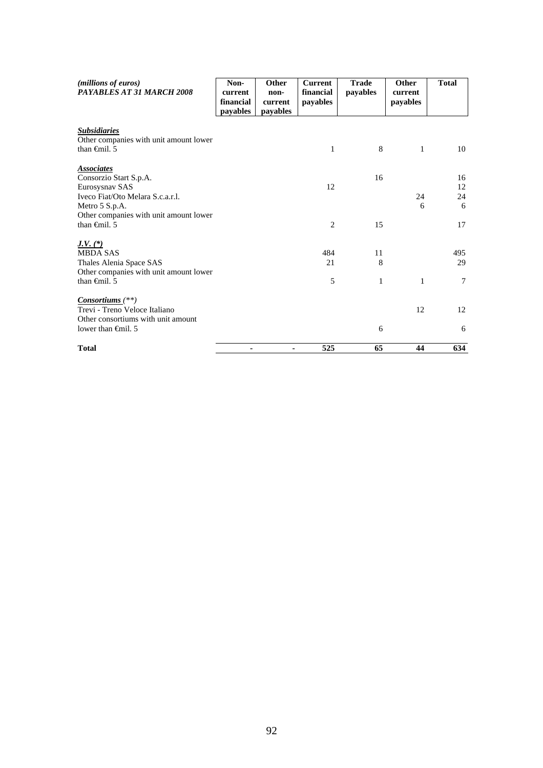| *(millions of euros)* ***PAYABLES AT 31 MARCH 2008*** | **Non-current financial payables** | **Other non-current payables** | **Current financial payables** | **Trade payables** | **Other current payables** | **Total** |
|---|---|---|---|---|---|---|
| ***Subsidiaries*** | | | | | | |
| Other companies with unit amount lower than €mil. 5 | | | 1 | 8 | 1 | 10 |
| ***Associates*** | | | | | | |
| Consorzio Start S.p.A. | | | | 16 | | 16 |
| Eurosysnav SAS | | | 12 | | | 12 |
| Iveco Fiat/Oto Melara S.c.a.r.l. | | | | | 24 | 24 |
| Metro 5 S.p.A. | | | | | 6 | 6 |
| Other companies with unit amount lower than €mil. 5 | | | 2 | 15 | | 17 |
| ***J.V. (\*)*** | | | | | | |
| MBDA SAS | | | 484 | 11 | | 495 |
| Thales Alenia Space SAS | | | 21 | 8 | | 29 |
| Other companies with unit amount lower than €mil. 5 | | | 5 | 1 | 1 | 7 |
| ***Consortiums** (\*\*)* | | | | | | |
| Trevi - Treno Veloce Italiano | | | | | 12 | 12 |
| Other consortiums with unit amount lower than €mil. 5 | | | | 6 | | 6 |
| **Total** | **-** | **-** | **525** | **65** | **44** | **634** |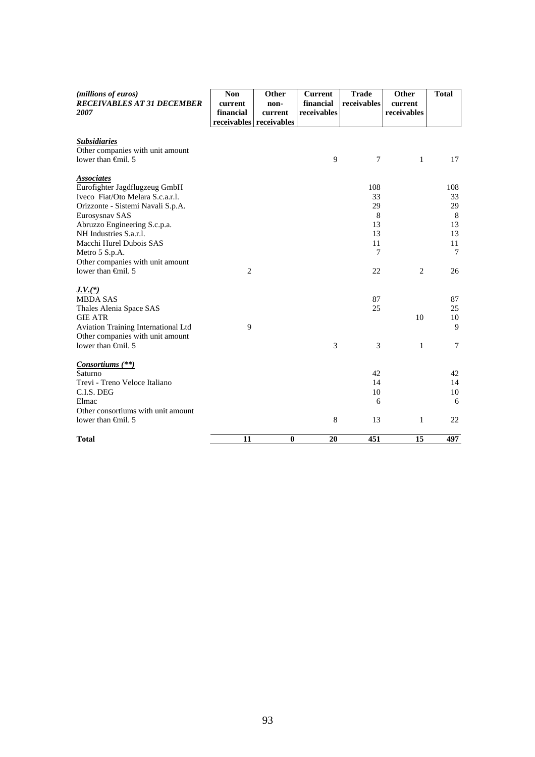| *(millions of euros)* ***RECEIVABLES AT 31 DECEMBER 2007*** | **Non current financial receivables** | **Other non-current receivables** | **Current financial receivables** | **Trade receivables** | **Other current receivables** | **Total** |
|---|---|---|---|---|---|---|
| ***Subsidiaries*** | | | | | | |
| Other companies with unit amount lower than €mil. 5 | | | 9 | 7 | 1 | 17 |
| ***Associates*** | | | | | | |
| Eurofighter Jagdflugzeug GmbH | | | | 108 | | 108 |
| Iveco Fiat/Oto Melara S.c.a.r.l. | | | | 33 | | 33 |
| Orizzonte - Sistemi Navali S.p.A. | | | | 29 | | 29 |
| Eurosysnav SAS | | | | 8 | | 8 |
| Abruzzo Engineering S.c.p.a. | | | | 13 | | 13 |
| NH Industries S.a.r.l. | | | | 13 | | 13 |
| Macchi Hurel Dubois SAS | | | | 11 | | 11 |
| Metro 5 S.p.A. | | | | 7 | | 7 |
| Other companies with unit amount lower than €mil. 5 | 2 | | | 22 | 2 | 26 |
| ***J.V.(\*)*** | | | | | | |
| MBDA SAS | | | | 87 | | 87 |
| Thales Alenia Space SAS | | | | 25 | | 25 |
| GIE ATR | | | | | 10 | 10 |
| Aviation Training International Ltd | 9 | | | | | 9 |
| Other companies with unit amount lower than €mil. 5 | | | 3 | 3 | 1 | 7 |
| ***Consortiums (\*\*)*** | | | | | | |
| Saturno | | | | 42 | | 42 |
| Trevi - Treno Veloce Italiano | | | | 14 | | 14 |
| C.I.S. DEG | | | | 10 | | 10 |
| Elmac | | | | 6 | | 6 |
| Other consortiums with unit amount lower than €mil. 5 | | | 8 | 13 | 1 | 22 |
| **Total** | **11** | **0** | **20** | **451** | **15** | **497** |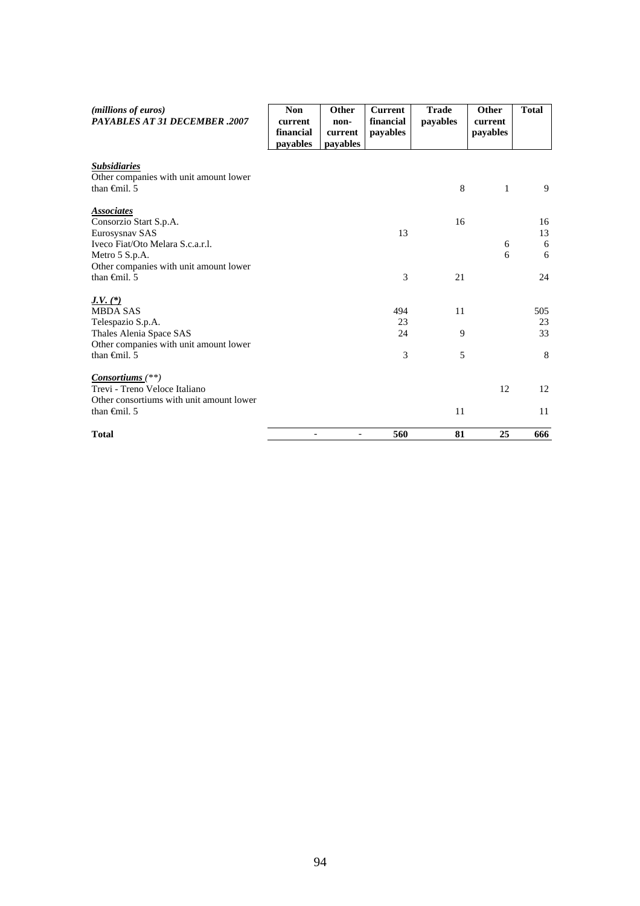| *(millions of euros)* ***PAYABLES AT 31 DECEMBER .2007*** | **Non current financial payables** | **Other non-current payables** | **Current financial payables** | **Trade payables** | **Other current payables** | **Total** |
|---|---|---|---|---|---|---|
| ***Subsidiaries*** | | | | | | |
| Other companies with unit amount lower than €mil. 5 | | | | 8 | 1 | 9 |
| ***Associates*** | | | | | | |
| Consorzio Start S.p.A. | | | | 16 | | 16 |
| Eurosysnav SAS | | | 13 | | | 13 |
| Iveco Fiat/Oto Melara S.c.a.r.l. | | | | | 6 | 6 |
| Metro 5 S.p.A. | | | | | 6 | 6 |
| Other companies with unit amount lower than €mil. 5 | | | 3 | 21 | | 24 |
| ***J.V. (\*)*** | | | | | | |
| MBDA SAS | | | 494 | 11 | | 505 |
| Telespazio S.p.A. | | | 23 | | | 23 |
| Thales Alenia Space SAS | | | 24 | 9 | | 33 |
| Other companies with unit amount lower than €mil. 5 | | | 3 | 5 | | 8 |
| ***Consortiums** (\*\*)* | | | | | | |
| Trevi - Treno Veloce Italiano | | | | | 12 | 12 |
| Other consortiums with unit amount lower than €mil. 5 | | | | 11 | | 11 |
| **Total** | - | - | **560** | **81** | **25** | **666** |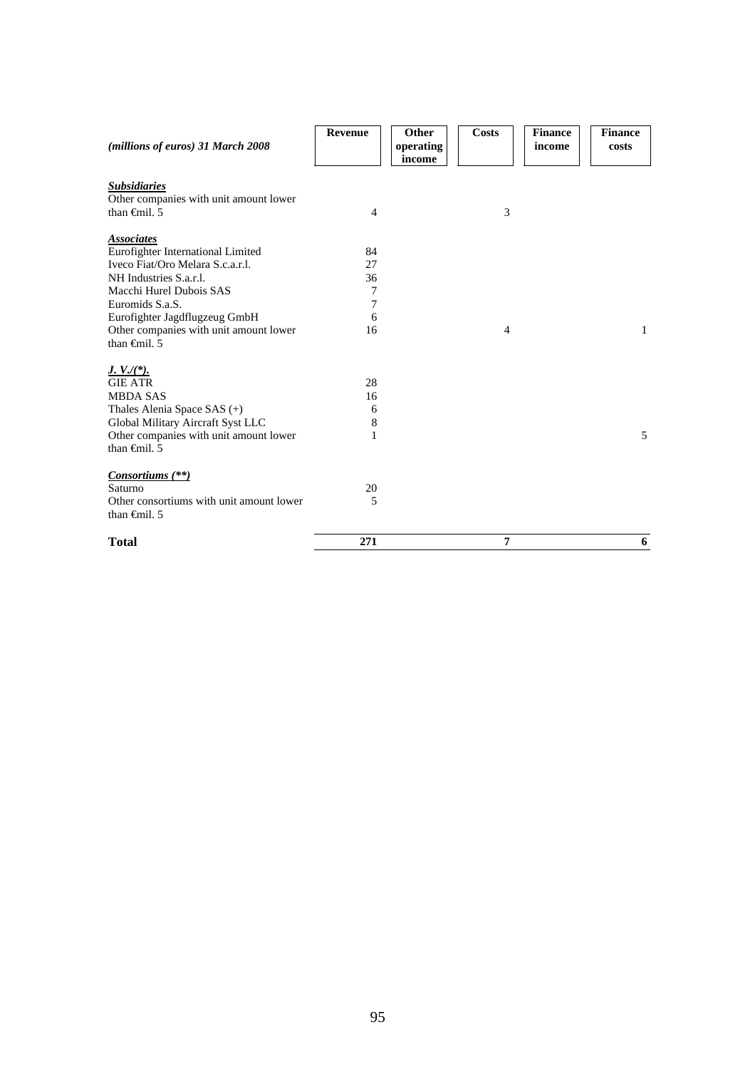| *(millions of euros) 31 March 2008* | **Revenue** | **Other operating income** | **Costs** | **Finance income** | **Finance costs** |
|---|---|---|---|---|---|
| ***Subsidiaries*** | | | | | |
| Other companies with unit amount lower than €mil. 5 | 4 | | 3 | | |
| ***Associates*** | | | | | |
| Eurofighter International Limited | 84 | | | | |
| Iveco Fiat/Oro Melara S.c.a.r.l. | 27 | | | | |
| NH Industries S.a.r.l. | 36 | | | | |
| Macchi Hurel Dubois SAS | 7 | | | | |
| Euromids S.a.S. | 7 | | | | |
| Eurofighter Jagdflugzeug GmbH | 6 | | | | |
| Other companies with unit amount lower than €mil. 5 | 16 | | 4 | | 1 |
| ***J. V./(\*).*** | | | | | |
| GIE ATR | 28 | | | | |
| MBDA SAS | 16 | | | | |
| Thales Alenia Space SAS (+) | 6 | | | | |
| Global Military Aircraft Syst LLC | 8 | | | | |
| Other companies with unit amount lower than €mil. 5 | 1 | | | | 5 |
| ***Consortiums (\*\*)*** | | | | | |
| Saturno | 20 | | | | |
| Other consortiums with unit amount lower than €mil. 5 | 5 | | | | |
| **Total** | **271** | | **7** | | **6** |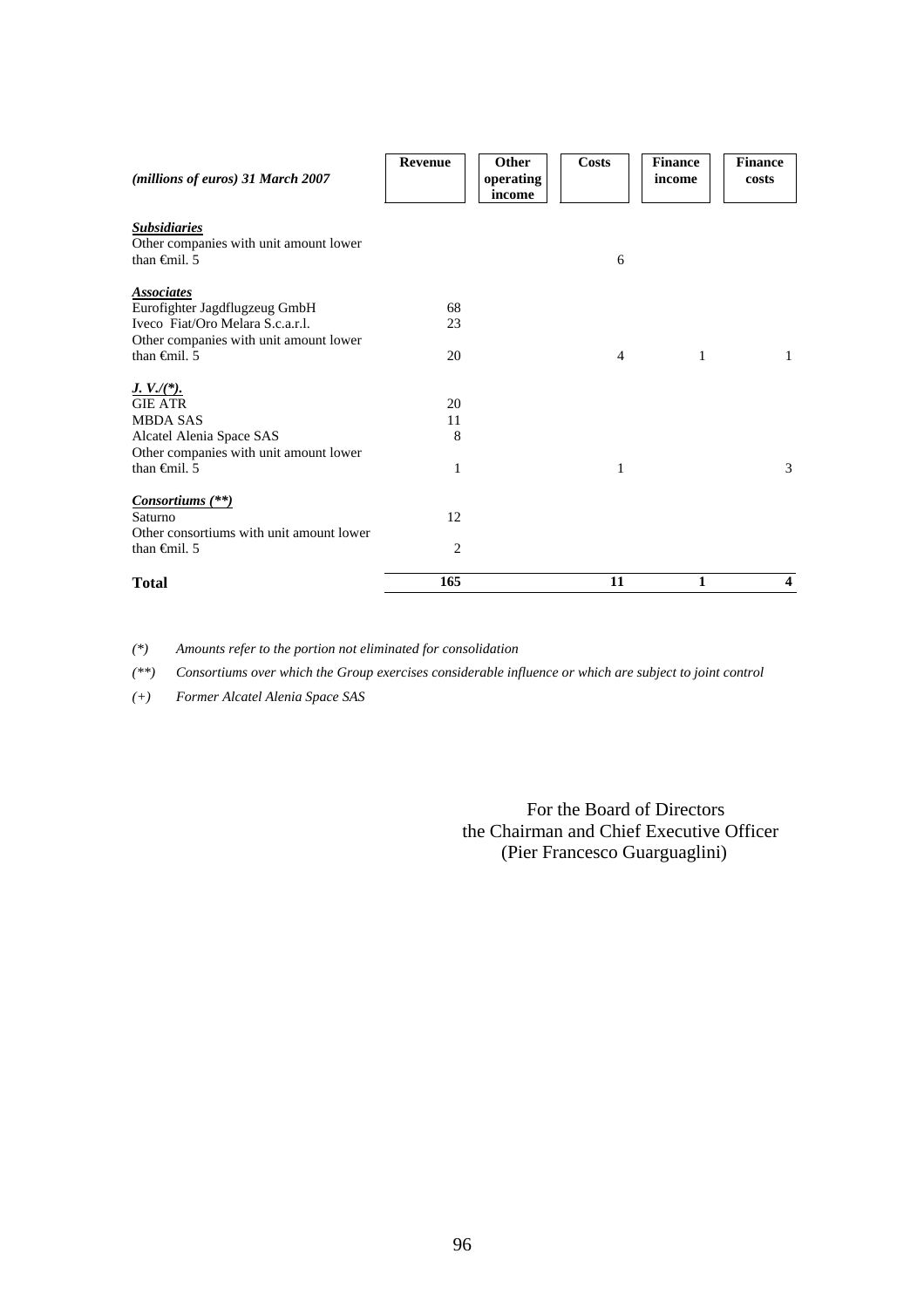| *(millions of euros) 31 March 2007* | **Revenue** | **Other operating income** | **Costs** | **Finance income** | **Finance costs** |
|---|---|---|---|---|---|
| ***Subsidiaries*** | | | | | |
| Other companies with unit amount lower than €mil. 5 | | | 6 | | |
| ***Associates*** | | | | | |
| Eurofighter Jagdflugzeug GmbH | 68 | | | | |
| Iveco Fiat/Oro Melara S.c.a.r.l. | 23 | | | | |
| Other companies with unit amount lower than €mil. 5 | 20 | | 4 | 1 | 1 |
| ***J. V./(\*).*** | | | | | |
| GIE ATR | 20 | | | | |
| MBDA SAS | 11 | | | | |
| Alcatel Alenia Space SAS | 8 | | | | |
| Other companies with unit amount lower than €mil. 5 | 1 | | 1 | | 3 |
| ***Consortiums (\*\*)*** | | | | | |
| Saturno | 12 | | | | |
| Other consortiums with unit amount lower than €mil. 5 | 2 | | | | |
| **Total** | **165** | | **11** | **1** | **4** |

*(\*) Amounts refer to the portion not eliminated for consolidation*

*(\*\*) Consortiums over which the Group exercises considerable influence or which are subject to joint control*

*(+) Former Alcatel Alenia Space SAS*

For the Board of Directors
the Chairman and Chief Executive Officer
(Pier Francesco Guarguaglini)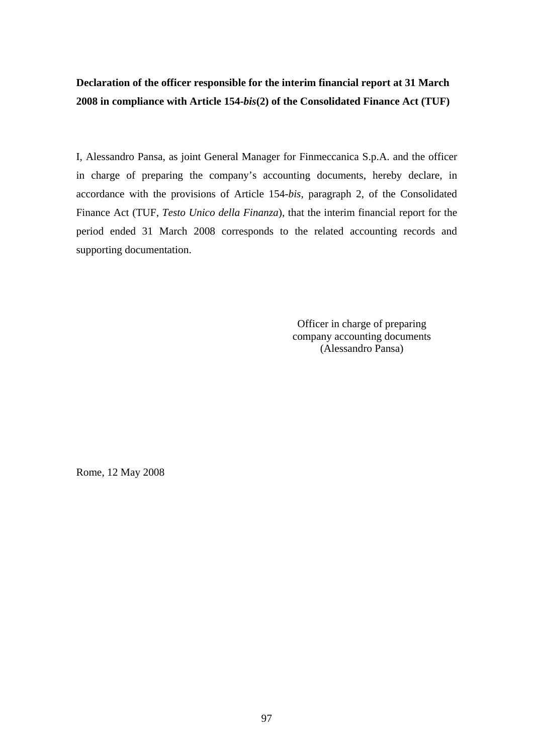**Declaration of the officer responsible for the interim financial report at 31 March 2008 in compliance with Article 154-*bis*(2) of the Consolidated Finance Act (TUF)**

I, Alessandro Pansa, as joint General Manager for Finmeccanica S.p.A. and the officer in charge of preparing the company's accounting documents, hereby declare, in accordance with the provisions of Article 154-*bis*, paragraph 2, of the Consolidated Finance Act (TUF, *Testo Unico della Finanza*), that the interim financial report for the period ended 31 March 2008 corresponds to the related accounting records and supporting documentation.

Officer in charge of preparing
company accounting documents
(Alessandro Pansa)

Rome, 12 May 2008